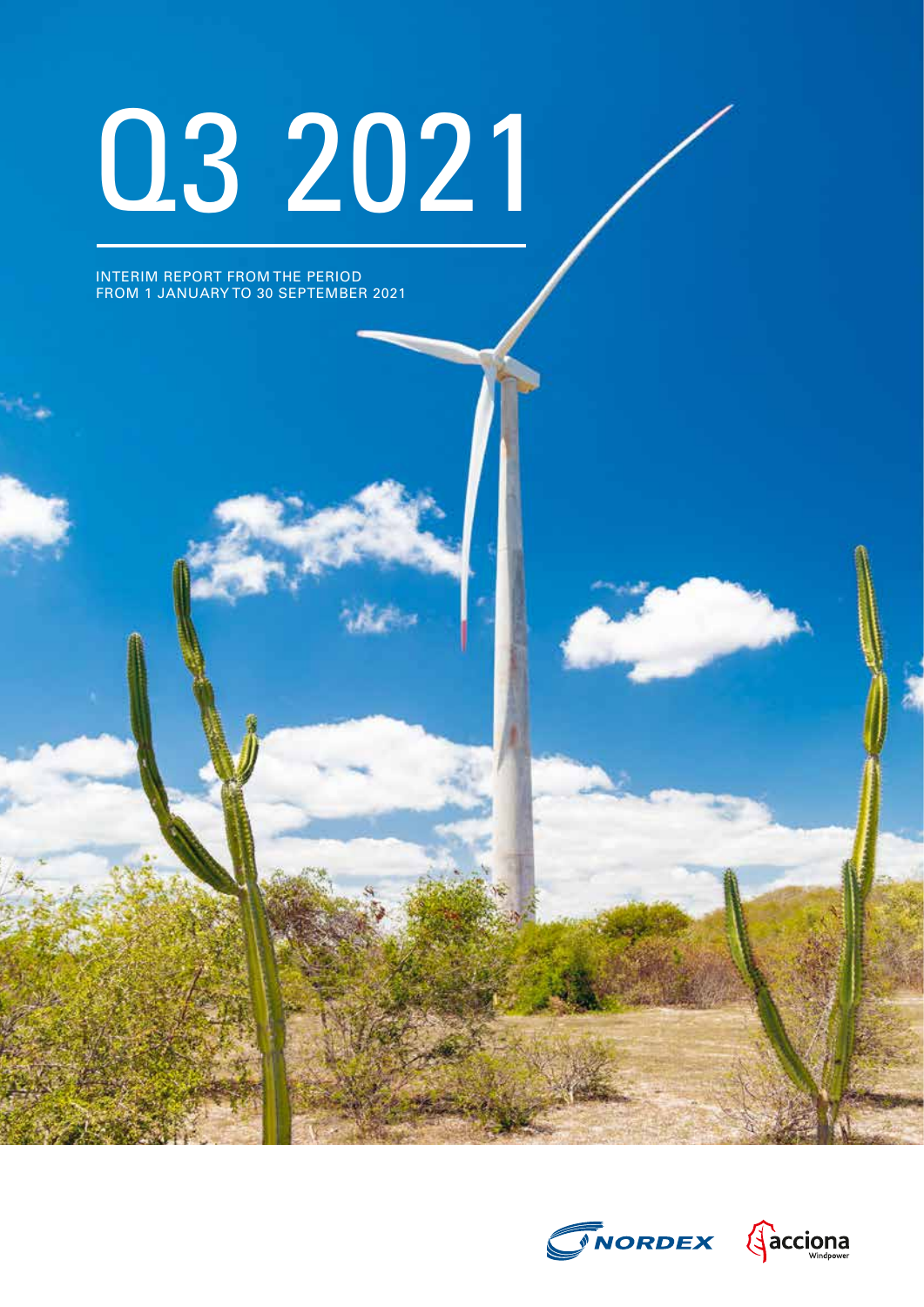# Q3 2021

INTERIM REPORT FROM THE PERIOD FROM 1 JANUARY TO 30 SEPTEMBER 2021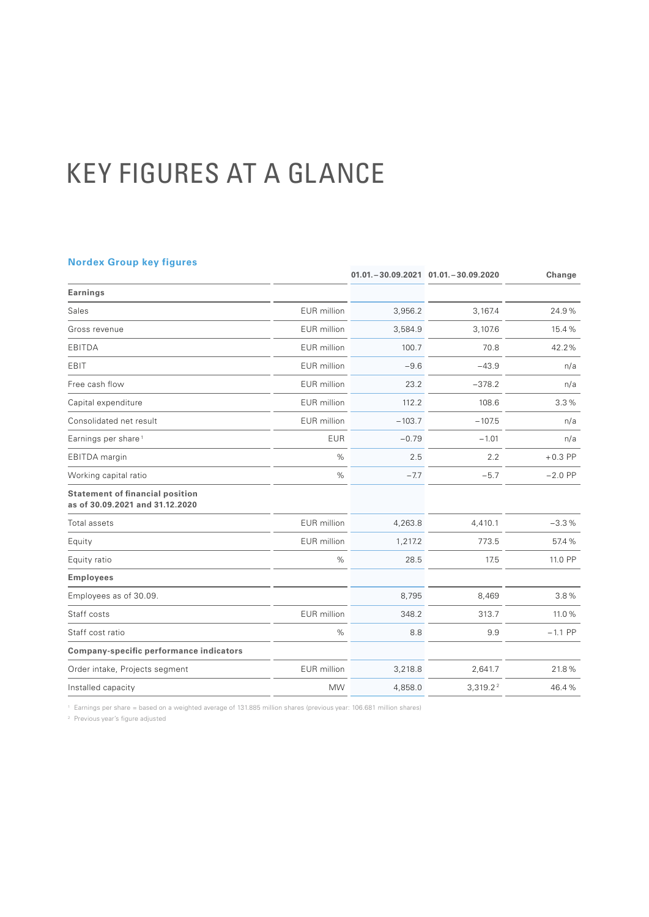# KEY FIGURES AT A GLANCE

**Nordex Group key figures**

| | | 01.01.–30.09.2021 | 01.01.–30.09.2020 | Change |
|---|---|---|---|---|
| **Earnings** | | | | |
| Sales | EUR million | 3,956.2 | 3,167.4 | 24.9 % |
| Gross revenue | EUR million | 3,584.9 | 3,107.6 | 15.4 % |
| EBITDA | EUR million | 100.7 | 70.8 | 42.2% |
| EBIT | EUR million | −9.6 | −43.9 | n/a |
| Free cash flow | EUR million | 23.2 | −378.2 | n/a |
| Capital expenditure | EUR million | 112.2 | 108.6 | 3.3 % |
| Consolidated net result | EUR million | −103.7 | −107.5 | n/a |
| Earnings per share[1] | EUR | −0.79 | −1.01 | n/a |
| EBITDA margin | % | 2.5 | 2.2 | +0.3 PP |
| Working capital ratio | % | −7.7 | −5.7 | −2.0 PP |
| **Statement of financial position as of 30.09.2021 and 31.12.2020** | | | | |
| Total assets | EUR million | 4,263.8 | 4,410.1 | −3.3 % |
| Equity | EUR million | 1,217.2 | 773.5 | 57.4 % |
| Equity ratio | % | 28.5 | 17.5 | 11.0 PP |
| **Employees** | | | | |
| Employees as of 30.09. | | 8,795 | 8,469 | 3.8 % |
| Staff costs | EUR million | 348.2 | 313.7 | 11.0 % |
| Staff cost ratio | % | 8.8 | 9.9 | −1.1 PP |
| **Company-specific performance indicators** | | | | |
| Order intake, Projects segment | EUR million | 3,218.8 | 2,641.7 | 21.8 % |
| Installed capacity | MW | 4,858.0 | 3,319.2[2] | 46.4 % |

[1] Earnings per share = based on a weighted average of 131.885 million shares (previous year: 106.681 million shares)

[2] Previous year's figure adjusted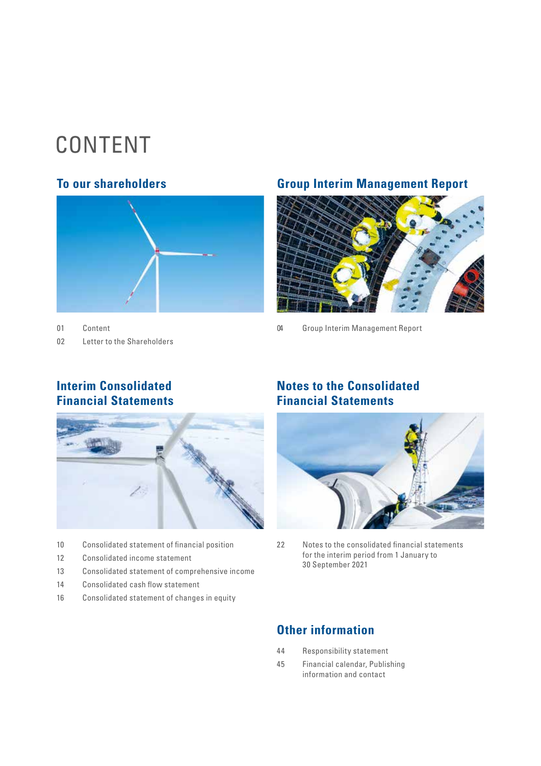# CONTENT

## To our shareholders

01 Content

02 Letter to the Shareholders

## Group Interim Management Report

04 Group Interim Management Report

## Interim Consolidated Financial Statements

10 Consolidated statement of financial position

12 Consolidated income statement

13 Consolidated statement of comprehensive income

14 Consolidated cash flow statement

16 Consolidated statement of changes in equity

## Notes to the Consolidated Financial Statements

22 Notes to the consolidated financial statements for the interim period from 1 January to 30 September 2021

## Other information

44 Responsibility statement

45 Financial calendar, Publishing information and contact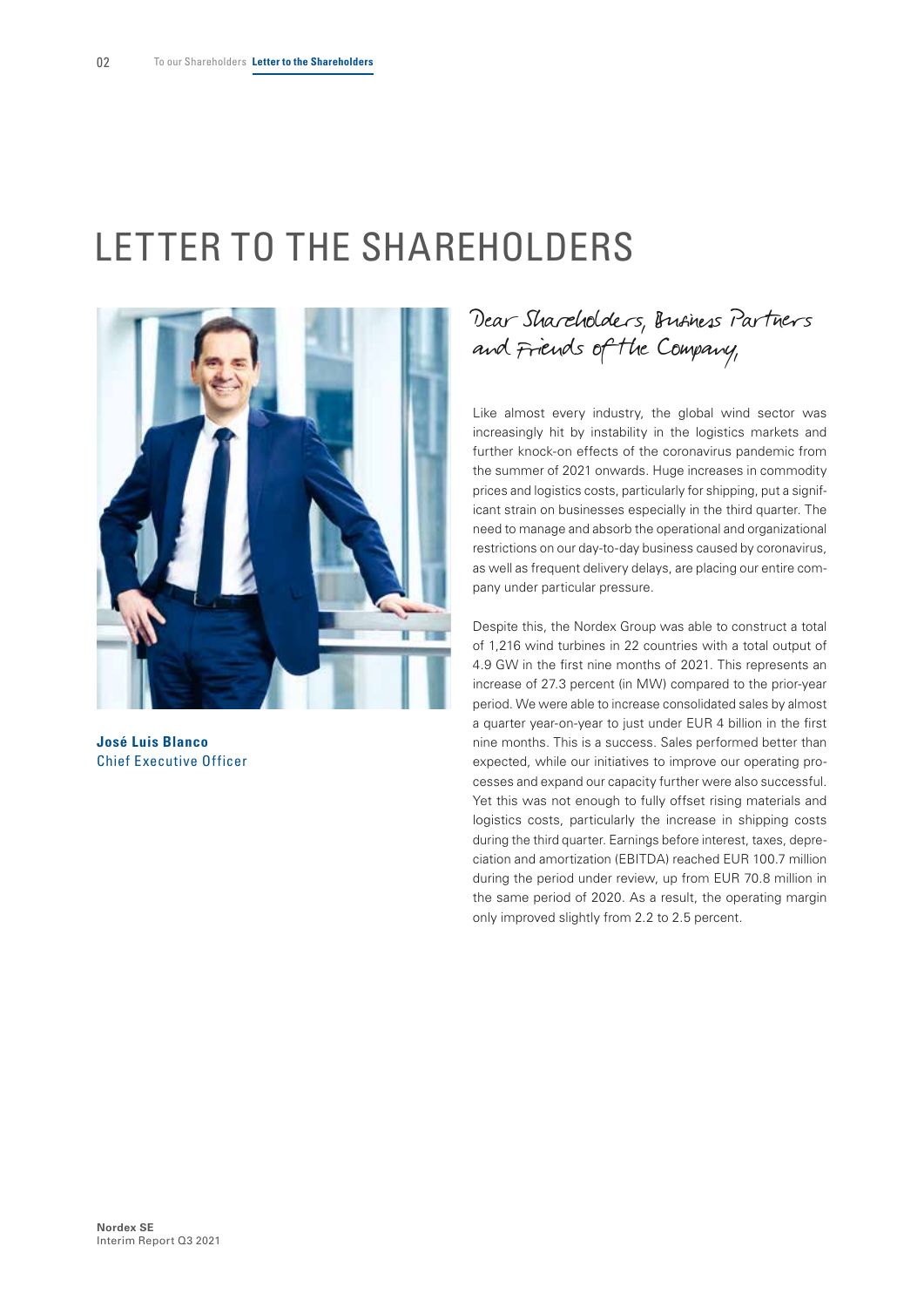# LETTER TO THE SHAREHOLDERS

**José Luis Blanco**
Chief Executive Officer

Dear Shareholders, Business Partners and Friends of the Company,

Like almost every industry, the global wind sector was increasingly hit by instability in the logistics markets and further knock-on effects of the coronavirus pandemic from the summer of 2021 onwards. Huge increases in commodity prices and logistics costs, particularly for shipping, put a significant strain on businesses especially in the third quarter. The need to manage and absorb the operational and organizational restrictions on our day-to-day business caused by coronavirus, as well as frequent delivery delays, are placing our entire company under particular pressure.

Despite this, the Nordex Group was able to construct a total of 1,216 wind turbines in 22 countries with a total output of 4.9 GW in the first nine months of 2021. This represents an increase of 27.3 percent (in MW) compared to the prior-year period. We were able to increase consolidated sales by almost a quarter year-on-year to just under EUR 4 billion in the first nine months. This is a success. Sales performed better than expected, while our initiatives to improve our operating processes and expand our capacity further were also successful. Yet this was not enough to fully offset rising materials and logistics costs, particularly the increase in shipping costs during the third quarter. Earnings before interest, taxes, depreciation and amortization (EBITDA) reached EUR 100.7 million during the period under review, up from EUR 70.8 million in the same period of 2020. As a result, the operating margin only improved slightly from 2.2 to 2.5 percent.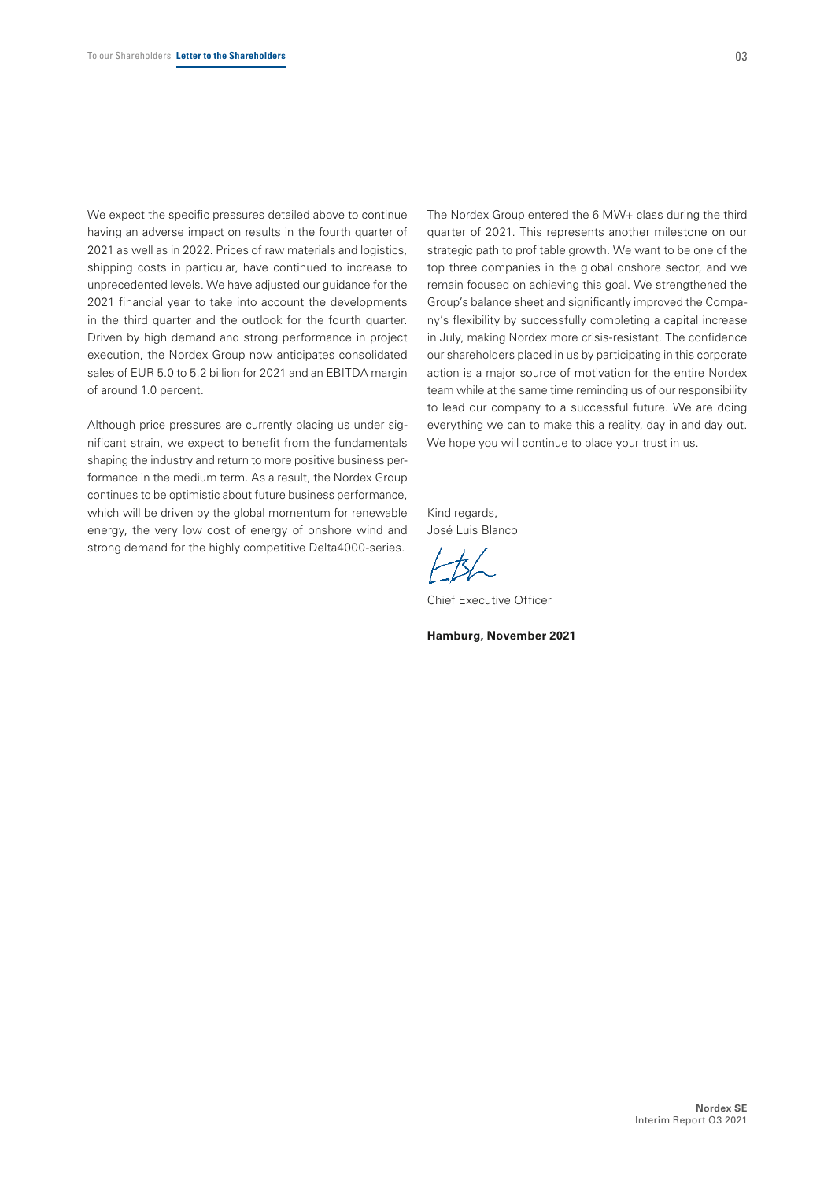We expect the specific pressures detailed above to continue having an adverse impact on results in the fourth quarter of 2021 as well as in 2022. Prices of raw materials and logistics, shipping costs in particular, have continued to increase to unprecedented levels. We have adjusted our guidance for the 2021 financial year to take into account the developments in the third quarter and the outlook for the fourth quarter. Driven by high demand and strong performance in project execution, the Nordex Group now anticipates consolidated sales of EUR 5.0 to 5.2 billion for 2021 and an EBITDA margin of around 1.0 percent.

Although price pressures are currently placing us under significant strain, we expect to benefit from the fundamentals shaping the industry and return to more positive business performance in the medium term. As a result, the Nordex Group continues to be optimistic about future business performance, which will be driven by the global momentum for renewable energy, the very low cost of energy of onshore wind and strong demand for the highly competitive Delta4000-series.

The Nordex Group entered the 6 MW+ class during the third quarter of 2021. This represents another milestone on our strategic path to profitable growth. We want to be one of the top three companies in the global onshore sector, and we remain focused on achieving this goal. We strengthened the Group's balance sheet and significantly improved the Company's flexibility by successfully completing a capital increase in July, making Nordex more crisis-resistant. The confidence our shareholders placed in us by participating in this corporate action is a major source of motivation for the entire Nordex team while at the same time reminding us of our responsibility to lead our company to a successful future. We are doing everything we can to make this a reality, day in and day out. We hope you will continue to place your trust in us.

Kind regards,
José Luis Blanco

Chief Executive Officer

**Hamburg, November 2021**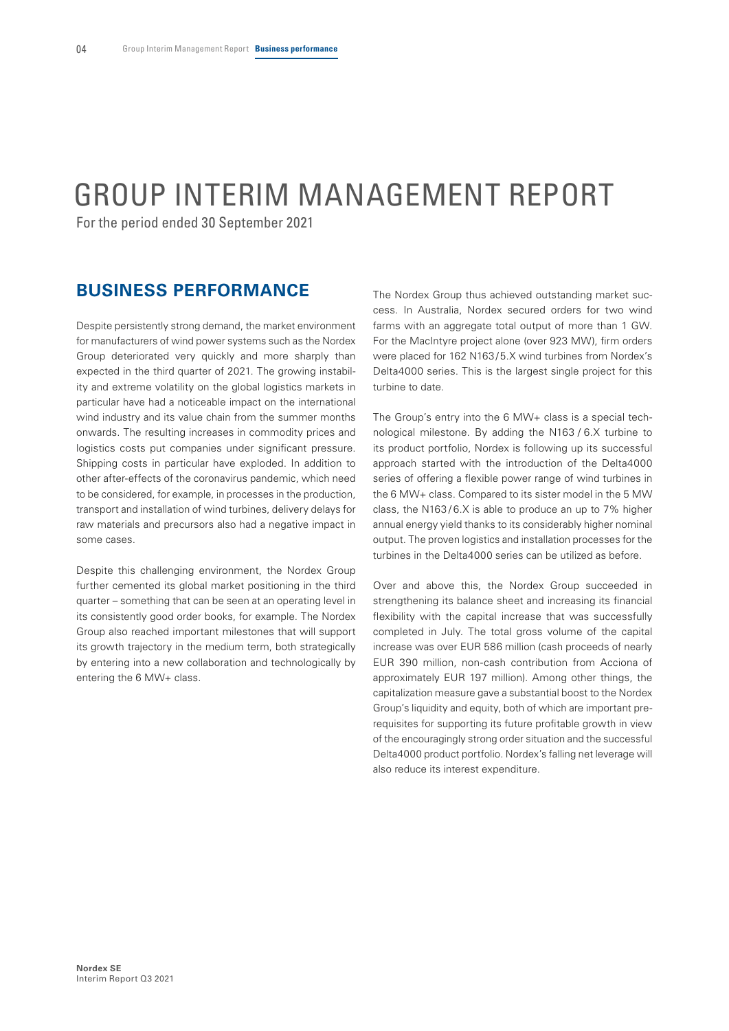// Unreadable: none

# GROUP INTERIM MANAGEMENT REPORT

For the period ended 30 September 2021

## BUSINESS PERFORMANCE

Despite persistently strong demand, the market environment for manufacturers of wind power systems such as the Nordex Group deteriorated very quickly and more sharply than expected in the third quarter of 2021. The growing instability and extreme volatility on the global logistics markets in particular have had a noticeable impact on the international wind industry and its value chain from the summer months onwards. The resulting increases in commodity prices and logistics costs put companies under significant pressure. Shipping costs in particular have exploded. In addition to other after-effects of the coronavirus pandemic, which need to be considered, for example, in processes in the production, transport and installation of wind turbines, delivery delays for raw materials and precursors also had a negative impact in some cases.

Despite this challenging environment, the Nordex Group further cemented its global market positioning in the third quarter – something that can be seen at an operating level in its consistently good order books, for example. The Nordex Group also reached important milestones that will support its growth trajectory in the medium term, both strategically by entering into a new collaboration and technologically by entering the 6 MW+ class.

The Nordex Group thus achieved outstanding market success. In Australia, Nordex secured orders for two wind farms with an aggregate total output of more than 1 GW. For the MacIntyre project alone (over 923 MW), firm orders were placed for 162 N163/5.X wind turbines from Nordex's Delta4000 series. This is the largest single project for this turbine to date.

The Group's entry into the 6 MW+ class is a special technological milestone. By adding the N163 / 6.X turbine to its product portfolio, Nordex is following up its successful approach started with the introduction of the Delta4000 series of offering a flexible power range of wind turbines in the 6 MW+ class. Compared to its sister model in the 5 MW class, the N163/6.X is able to produce an up to 7% higher annual energy yield thanks to its considerably higher nominal output. The proven logistics and installation processes for the turbines in the Delta4000 series can be utilized as before.

Over and above this, the Nordex Group succeeded in strengthening its balance sheet and increasing its financial flexibility with the capital increase that was successfully completed in July. The total gross volume of the capital increase was over EUR 586 million (cash proceeds of nearly EUR 390 million, non-cash contribution from Acciona of approximately EUR 197 million). Among other things, the capitalization measure gave a substantial boost to the Nordex Group's liquidity and equity, both of which are important prerequisites for supporting its future profitable growth in view of the encouragingly strong order situation and the successful Delta4000 product portfolio. Nordex's falling net leverage will also reduce its interest expenditure.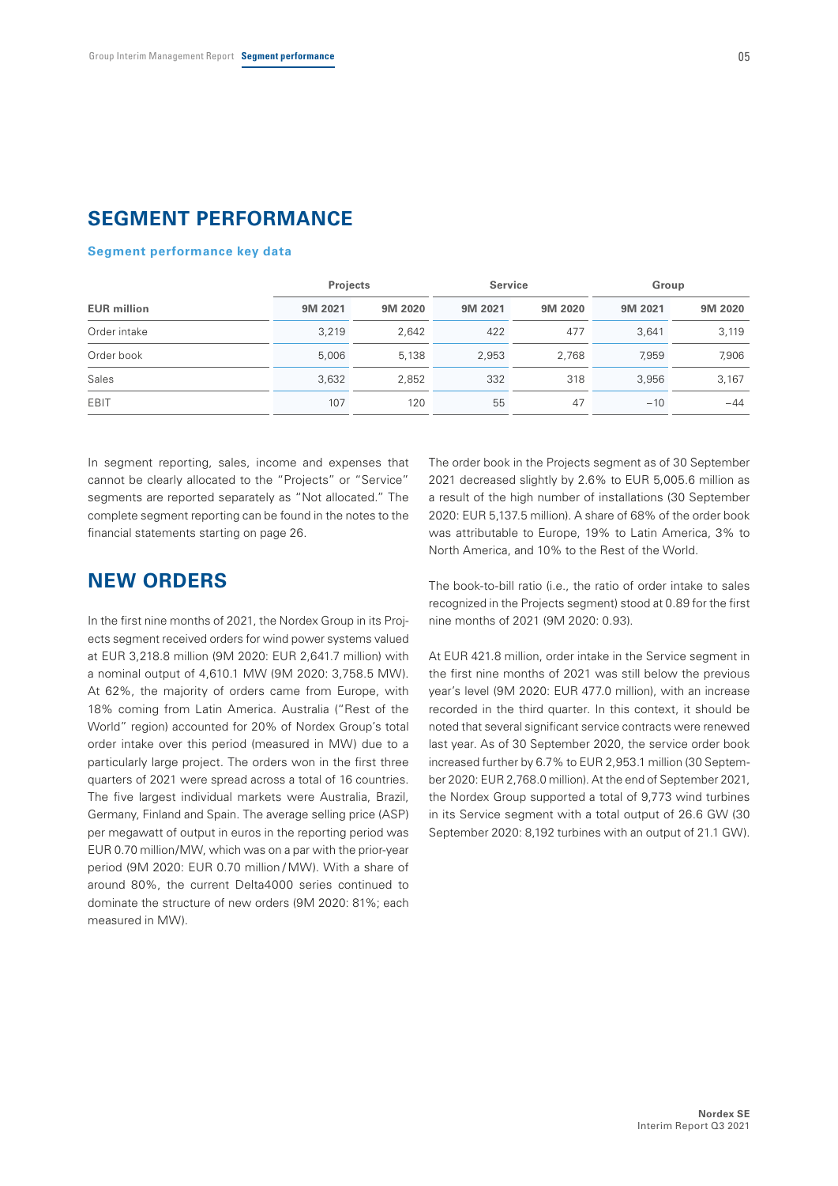# SEGMENT PERFORMANCE

### Segment performance key data

| | Projects | | Service | | Group | |
|---|---|---|---|---|---|---|
| EUR million | 9M 2021 | 9M 2020 | 9M 2021 | 9M 2020 | 9M 2021 | 9M 2020 |
| Order intake | 3,219 | 2,642 | 422 | 477 | 3,641 | 3,119 |
| Order book | 5,006 | 5,138 | 2,953 | 2,768 | 7,959 | 7,906 |
| Sales | 3,632 | 2,852 | 332 | 318 | 3,956 | 3,167 |
| EBIT | 107 | 120 | 55 | 47 | −10 | −44 |

In segment reporting, sales, income and expenses that cannot be clearly allocated to the "Projects" or "Service" segments are reported separately as "Not allocated." The complete segment reporting can be found in the notes to the financial statements starting on page 26.

## NEW ORDERS

In the first nine months of 2021, the Nordex Group in its Projects segment received orders for wind power systems valued at EUR 3,218.8 million (9M 2020: EUR 2,641.7 million) with a nominal output of 4,610.1 MW (9M 2020: 3,758.5 MW). At 62%, the majority of orders came from Europe, with 18% coming from Latin America. Australia ("Rest of the World" region) accounted for 20% of Nordex Group's total order intake over this period (measured in MW) due to a particularly large project. The orders won in the first three quarters of 2021 were spread across a total of 16 countries. The five largest individual markets were Australia, Brazil, Germany, Finland and Spain. The average selling price (ASP) per megawatt of output in euros in the reporting period was EUR 0.70 million/MW, which was on a par with the prior-year period (9M 2020: EUR 0.70 million / MW). With a share of around 80%, the current Delta4000 series continued to dominate the structure of new orders (9M 2020: 81%; each measured in MW).

The order book in the Projects segment as of 30 September 2021 decreased slightly by 2.6% to EUR 5,005.6 million as a result of the high number of installations (30 September 2020: EUR 5,137.5 million). A share of 68% of the order book was attributable to Europe, 19% to Latin America, 3% to North America, and 10% to the Rest of the World.

The book-to-bill ratio (i.e., the ratio of order intake to sales recognized in the Projects segment) stood at 0.89 for the first nine months of 2021 (9M 2020: 0.93).

At EUR 421.8 million, order intake in the Service segment in the first nine months of 2021 was still below the previous year's level (9M 2020: EUR 477.0 million), with an increase recorded in the third quarter. In this context, it should be noted that several significant service contracts were renewed last year. As of 30 September 2020, the service order book increased further by 6.7% to EUR 2,953.1 million (30 September 2020: EUR 2,768.0 million). At the end of September 2021, the Nordex Group supported a total of 9,773 wind turbines in its Service segment with a total output of 26.6 GW (30 September 2020: 8,192 turbines with an output of 21.1 GW).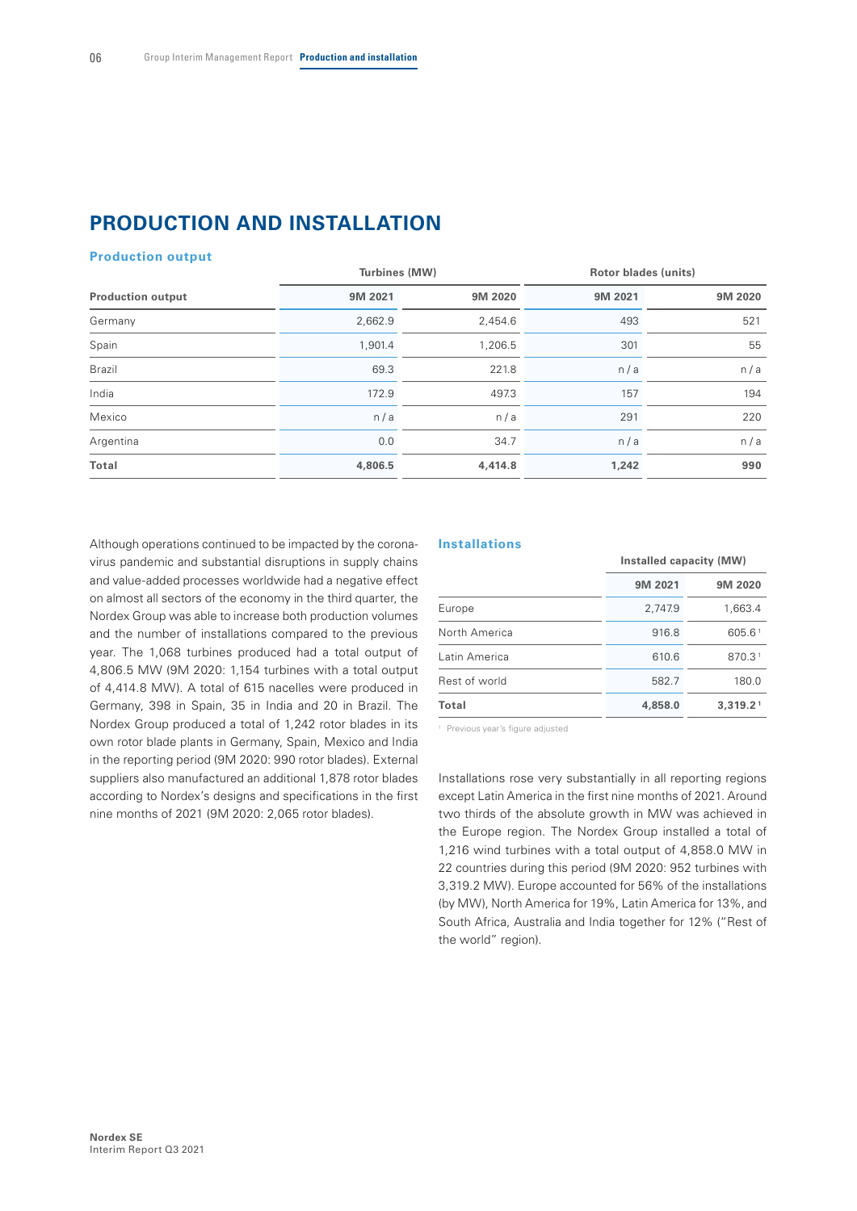# PRODUCTION AND INSTALLATION

## Production output

| Production output | Turbines (MW) | | Rotor blades (units) | |
|---|---|---|---|---|
| | 9M 2021 | 9M 2020 | 9M 2021 | 9M 2020 |
| Germany | 2,662.9 | 2,454.6 | 493 | 521 |
| Spain | 1,901.4 | 1,206.5 | 301 | 55 |
| Brazil | 69.3 | 221.8 | n / a | n / a |
| India | 172.9 | 497.3 | 157 | 194 |
| Mexico | n / a | n / a | 291 | 220 |
| Argentina | 0.0 | 34.7 | n / a | n / a |
| **Total** | **4,806.5** | **4,414.8** | **1,242** | **990** |

Although operations continued to be impacted by the coronavirus pandemic and substantial disruptions in supply chains and value-added processes worldwide had a negative effect on almost all sectors of the economy in the third quarter, the Nordex Group was able to increase both production volumes and the number of installations compared to the previous year. The 1,068 turbines produced had a total output of 4,806.5 MW (9M 2020: 1,154 turbines with a total output of 4,414.8 MW). A total of 615 nacelles were produced in Germany, 398 in Spain, 35 in India and 20 in Brazil. The Nordex Group produced a total of 1,242 rotor blades in its own rotor blade plants in Germany, Spain, Mexico and India in the reporting period (9M 2020: 990 rotor blades). External suppliers also manufactured an additional 1,878 rotor blades according to Nordex's designs and specifications in the first nine months of 2021 (9M 2020: 2,065 rotor blades).

## Installations

| | Installed capacity (MW) | |
|---|---|---|
| | 9M 2021 | 9M 2020 |
| Europe | 2,747.9 | 1,663.4 |
| North America | 916.8 | 605.6 [1] |
| Latin America | 610.6 | 870.3 [1] |
| Rest of world | 582.7 | 180.0 |
| **Total** | **4,858.0** | **3,319.2** [1] |

[1] Previous year's figure adjusted

Installations rose very substantially in all reporting regions except Latin America in the first nine months of 2021. Around two thirds of the absolute growth in MW was achieved in the Europe region. The Nordex Group installed a total of 1,216 wind turbines with a total output of 4,858.0 MW in 22 countries during this period (9M 2020: 952 turbines with 3,319.2 MW). Europe accounted for 56% of the installations (by MW), North America for 19%, Latin America for 13%, and South Africa, Australia and India together for 12% ("Rest of the world" region).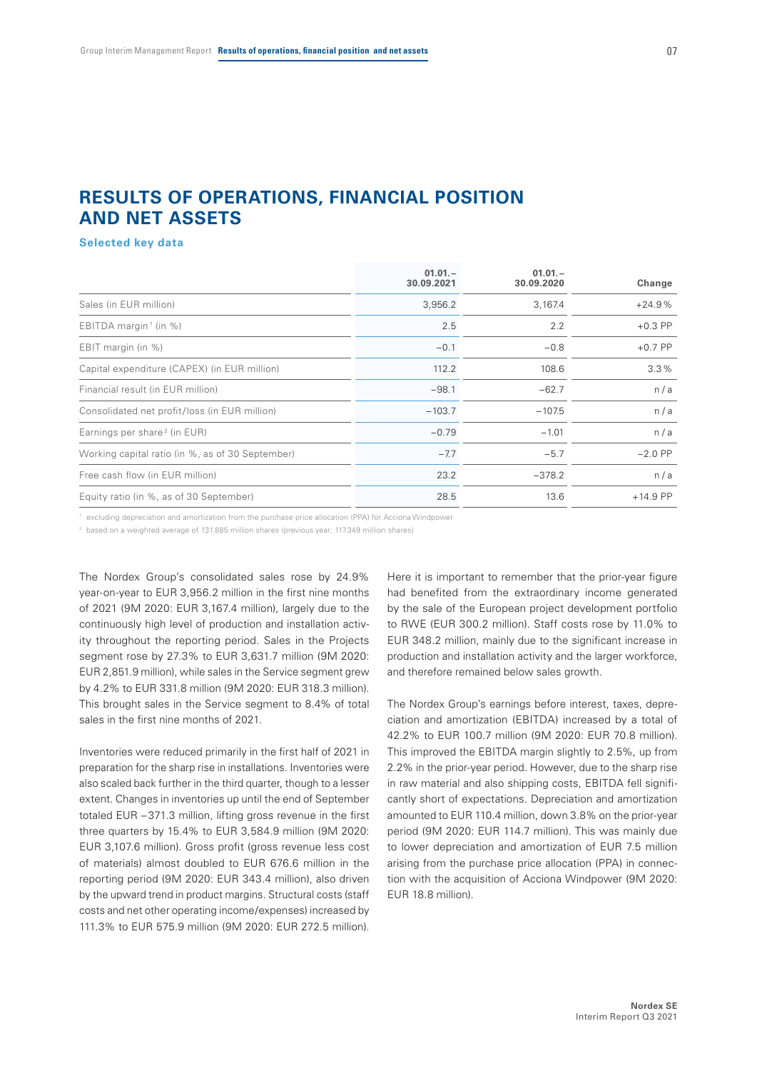# RESULTS OF OPERATIONS, FINANCIAL POSITION AND NET ASSETS

**Selected key data**

| | 01.01.–30.09.2021 | 01.01.–30.09.2020 | Change |
|---|---|---|---|
| Sales (in EUR million) | 3,956.2 | 3,167.4 | +24.9% |
| EBITDA margin[1] (in %) | 2.5 | 2.2 | +0.3 PP |
| EBIT margin (in %) | −0.1 | −0.8 | +0.7 PP |
| Capital expenditure (CAPEX) (in EUR million) | 112.2 | 108.6 | 3.3% |
| Financial result (in EUR million) | −98.1 | −62.7 | n/a |
| Consolidated net profit/loss (in EUR million) | −103.7 | −107.5 | n/a |
| Earnings per share[2] (in EUR) | −0.79 | −1.01 | n/a |
| Working capital ratio (in %, as of 30 September) | −7.7 | −5.7 | −2.0 PP |
| Free cash flow (in EUR million) | 23.2 | −378.2 | n/a |
| Equity ratio (in %, as of 30 September) | 28.5 | 13.6 | +14.9 PP |

[1] excluding depreciation and amortization from the purchase price allocation (PPA) for Acciona Windpower

[2] based on a weighted average of 131.885 million shares (previous year: 117.349 million shares)

The Nordex Group's consolidated sales rose by 24.9% year-on-year to EUR 3,956.2 million in the first nine months of 2021 (9M 2020: EUR 3,167.4 million), largely due to the continuously high level of production and installation activity throughout the reporting period. Sales in the Projects segment rose by 27.3% to EUR 3,631.7 million (9M 2020: EUR 2,851.9 million), while sales in the Service segment grew by 4.2% to EUR 331.8 million (9M 2020: EUR 318.3 million). This brought sales in the Service segment to 8.4% of total sales in the first nine months of 2021.

Inventories were reduced primarily in the first half of 2021 in preparation for the sharp rise in installations. Inventories were also scaled back further in the third quarter, though to a lesser extent. Changes in inventories up until the end of September totaled EUR −371.3 million, lifting gross revenue in the first three quarters by 15.4% to EUR 3,584.9 million (9M 2020: EUR 3,107.6 million). Gross profit (gross revenue less cost of materials) almost doubled to EUR 676.6 million in the reporting period (9M 2020: EUR 343.4 million), also driven by the upward trend in product margins. Structural costs (staff costs and net other operating income/expenses) increased by 111.3% to EUR 575.9 million (9M 2020: EUR 272.5 million). Here it is important to remember that the prior-year figure had benefited from the extraordinary income generated by the sale of the European project development portfolio to RWE (EUR 300.2 million). Staff costs rose by 11.0% to EUR 348.2 million, mainly due to the significant increase in production and installation activity and the larger workforce, and therefore remained below sales growth.

The Nordex Group's earnings before interest, taxes, depreciation and amortization (EBITDA) increased by a total of 42.2% to EUR 100.7 million (9M 2020: EUR 70.8 million). This improved the EBITDA margin slightly to 2.5%, up from 2.2% in the prior-year period. However, due to the sharp rise in raw material and also shipping costs, EBITDA fell significantly short of expectations. Depreciation and amortization amounted to EUR 110.4 million, down 3.8% on the prior-year period (9M 2020: EUR 114.7 million). This was mainly due to lower depreciation and amortization of EUR 7.5 million arising from the purchase price allocation (PPA) in connection with the acquisition of Acciona Windpower (9M 2020: EUR 18.8 million).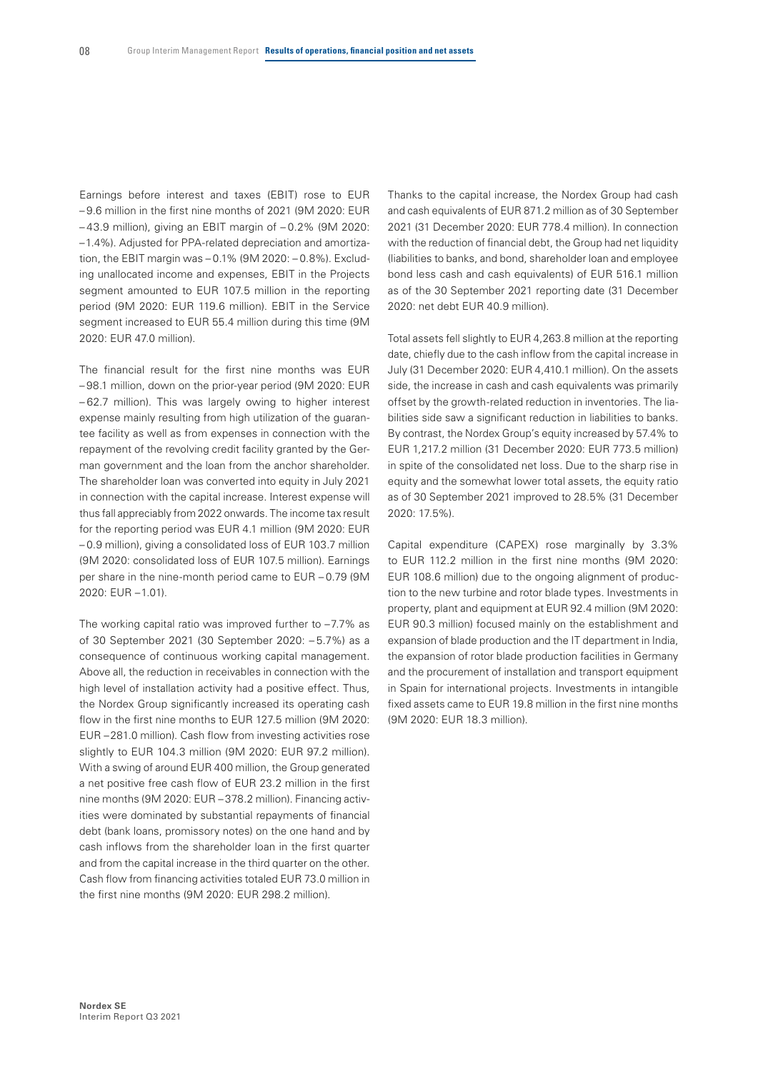Earnings before interest and taxes (EBIT) rose to EUR –9.6 million in the first nine months of 2021 (9M 2020: EUR –43.9 million), giving an EBIT margin of –0.2% (9M 2020: –1.4%). Adjusted for PPA-related depreciation and amortization, the EBIT margin was –0.1% (9M 2020: –0.8%). Excluding unallocated income and expenses, EBIT in the Projects segment amounted to EUR 107.5 million in the reporting period (9M 2020: EUR 119.6 million). EBIT in the Service segment increased to EUR 55.4 million during this time (9M 2020: EUR 47.0 million).

The financial result for the first nine months was EUR –98.1 million, down on the prior-year period (9M 2020: EUR –62.7 million). This was largely owing to higher interest expense mainly resulting from high utilization of the guarantee facility as well as from expenses in connection with the repayment of the revolving credit facility granted by the German government and the loan from the anchor shareholder. The shareholder loan was converted into equity in July 2021 in connection with the capital increase. Interest expense will thus fall appreciably from 2022 onwards. The income tax result for the reporting period was EUR 4.1 million (9M 2020: EUR –0.9 million), giving a consolidated loss of EUR 103.7 million (9M 2020: consolidated loss of EUR 107.5 million). Earnings per share in the nine-month period came to EUR –0.79 (9M 2020: EUR –1.01).

The working capital ratio was improved further to –7.7% as of 30 September 2021 (30 September 2020: –5.7%) as a consequence of continuous working capital management. Above all, the reduction in receivables in connection with the high level of installation activity had a positive effect. Thus, the Nordex Group significantly increased its operating cash flow in the first nine months to EUR 127.5 million (9M 2020: EUR –281.0 million). Cash flow from investing activities rose slightly to EUR 104.3 million (9M 2020: EUR 97.2 million). With a swing of around EUR 400 million, the Group generated a net positive free cash flow of EUR 23.2 million in the first nine months (9M 2020: EUR –378.2 million). Financing activities were dominated by substantial repayments of financial debt (bank loans, promissory notes) on the one hand and by cash inflows from the shareholder loan in the first quarter and from the capital increase in the third quarter on the other. Cash flow from financing activities totaled EUR 73.0 million in the first nine months (9M 2020: EUR 298.2 million).

Thanks to the capital increase, the Nordex Group had cash and cash equivalents of EUR 871.2 million as of 30 September 2021 (31 December 2020: EUR 778.4 million). In connection with the reduction of financial debt, the Group had net liquidity (liabilities to banks, and bond, shareholder loan and employee bond less cash and cash equivalents) of EUR 516.1 million as of the 30 September 2021 reporting date (31 December 2020: net debt EUR 40.9 million).

Total assets fell slightly to EUR 4,263.8 million at the reporting date, chiefly due to the cash inflow from the capital increase in July (31 December 2020: EUR 4,410.1 million). On the assets side, the increase in cash and cash equivalents was primarily offset by the growth-related reduction in inventories. The liabilities side saw a significant reduction in liabilities to banks. By contrast, the Nordex Group's equity increased by 57.4% to EUR 1,217.2 million (31 December 2020: EUR 773.5 million) in spite of the consolidated net loss. Due to the sharp rise in equity and the somewhat lower total assets, the equity ratio as of 30 September 2021 improved to 28.5% (31 December 2020: 17.5%).

Capital expenditure (CAPEX) rose marginally by 3.3% to EUR 112.2 million in the first nine months (9M 2020: EUR 108.6 million) due to the ongoing alignment of production to the new turbine and rotor blade types. Investments in property, plant and equipment at EUR 92.4 million (9M 2020: EUR 90.3 million) focused mainly on the establishment and expansion of blade production and the IT department in India, the expansion of rotor blade production facilities in Germany and the procurement of installation and transport equipment in Spain for international projects. Investments in intangible fixed assets came to EUR 19.8 million in the first nine months (9M 2020: EUR 18.3 million).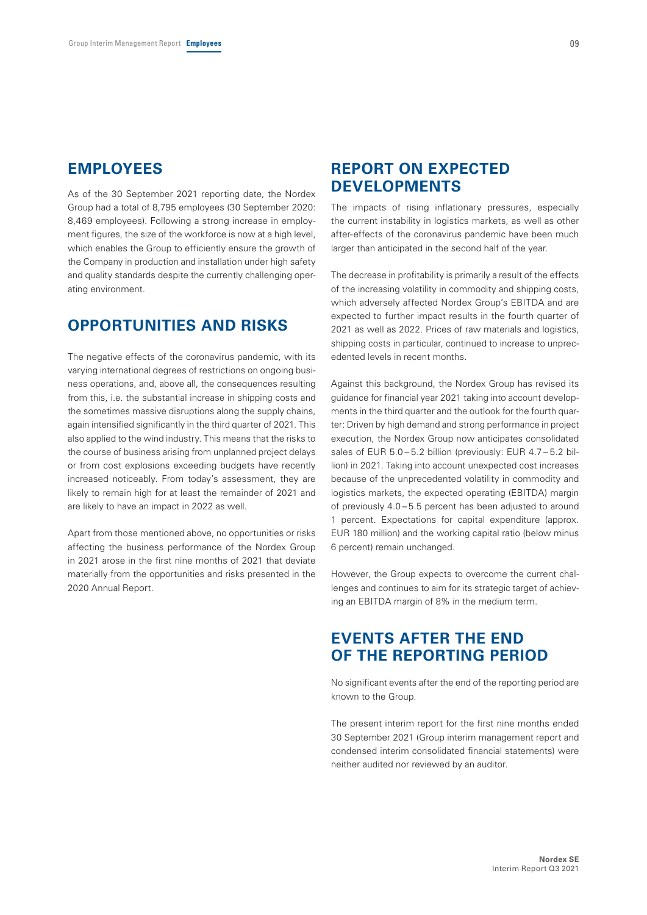## EMPLOYEES

As of the 30 September 2021 reporting date, the Nordex Group had a total of 8,795 employees (30 September 2020: 8,469 employees). Following a strong increase in employment figures, the size of the workforce is now at a high level, which enables the Group to efficiently ensure the growth of the Company in production and installation under high safety and quality standards despite the currently challenging operating environment.

## OPPORTUNITIES AND RISKS

The negative effects of the coronavirus pandemic, with its varying international degrees of restrictions on ongoing business operations, and, above all, the consequences resulting from this, i.e. the substantial increase in shipping costs and the sometimes massive disruptions along the supply chains, again intensified significantly in the third quarter of 2021. This also applied to the wind industry. This means that the risks to the course of business arising from unplanned project delays or from cost explosions exceeding budgets have recently increased noticeably. From today's assessment, they are likely to remain high for at least the remainder of 2021 and are likely to have an impact in 2022 as well.

Apart from those mentioned above, no opportunities or risks affecting the business performance of the Nordex Group in 2021 arose in the first nine months of 2021 that deviate materially from the opportunities and risks presented in the 2020 Annual Report.

## REPORT ON EXPECTED DEVELOPMENTS

The impacts of rising inflationary pressures, especially the current instability in logistics markets, as well as other after-effects of the coronavirus pandemic have been much larger than anticipated in the second half of the year.

The decrease in profitability is primarily a result of the effects of the increasing volatility in commodity and shipping costs, which adversely affected Nordex Group's EBITDA and are expected to further impact results in the fourth quarter of 2021 as well as 2022. Prices of raw materials and logistics, shipping costs in particular, continued to increase to unprecedented levels in recent months.

Against this background, the Nordex Group has revised its guidance for financial year 2021 taking into account developments in the third quarter and the outlook for the fourth quarter: Driven by high demand and strong performance in project execution, the Nordex Group now anticipates consolidated sales of EUR 5.0 – 5.2 billion (previously: EUR 4.7 – 5.2 billion) in 2021. Taking into account unexpected cost increases because of the unprecedented volatility in commodity and logistics markets, the expected operating (EBITDA) margin of previously 4.0 – 5.5 percent has been adjusted to around 1 percent. Expectations for capital expenditure (approx. EUR 180 million) and the working capital ratio (below minus 6 percent) remain unchanged.

However, the Group expects to overcome the current challenges and continues to aim for its strategic target of achieving an EBITDA margin of 8% in the medium term.

## EVENTS AFTER THE END OF THE REPORTING PERIOD

No significant events after the end of the reporting period are known to the Group.

The present interim report for the first nine months ended 30 September 2021 (Group interim management report and condensed interim consolidated financial statements) were neither audited nor reviewed by an auditor.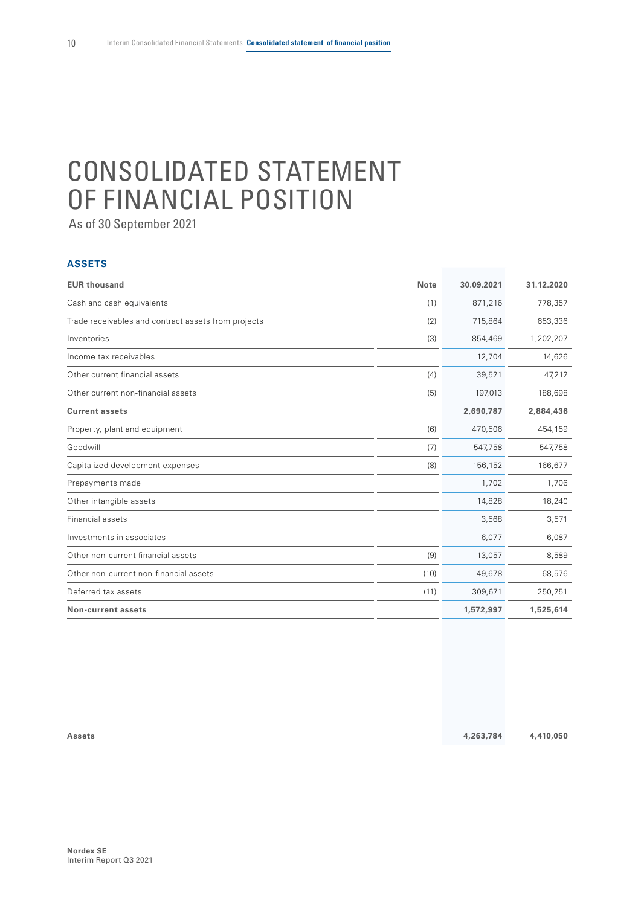# CONSOLIDATED STATEMENT OF FINANCIAL POSITION

As of 30 September 2021

### ASSETS

| EUR thousand | Note | 30.09.2021 | 31.12.2020 |
|---|---|---|---|
| Cash and cash equivalents | (1) | 871,216 | 778,357 |
| Trade receivables and contract assets from projects | (2) | 715,864 | 653,336 |
| Inventories | (3) | 854,469 | 1,202,207 |
| Income tax receivables | | 12,704 | 14,626 |
| Other current financial assets | (4) | 39,521 | 47,212 |
| Other current non-financial assets | (5) | 197,013 | 188,698 |
| **Current assets** | | **2,690,787** | **2,884,436** |
| Property, plant and equipment | (6) | 470,506 | 454,159 |
| Goodwill | (7) | 547,758 | 547,758 |
| Capitalized development expenses | (8) | 156,152 | 166,677 |
| Prepayments made | | 1,702 | 1,706 |
| Other intangible assets | | 14,828 | 18,240 |
| Financial assets | | 3,568 | 3,571 |
| Investments in associates | | 6,077 | 6,087 |
| Other non-current financial assets | (9) | 13,057 | 8,589 |
| Other non-current non-financial assets | (10) | 49,678 | 68,576 |
| Deferred tax assets | (11) | 309,671 | 250,251 |
| **Non-current assets** | | **1,572,997** | **1,525,614** |
| **Assets** | | **4,263,784** | **4,410,050** |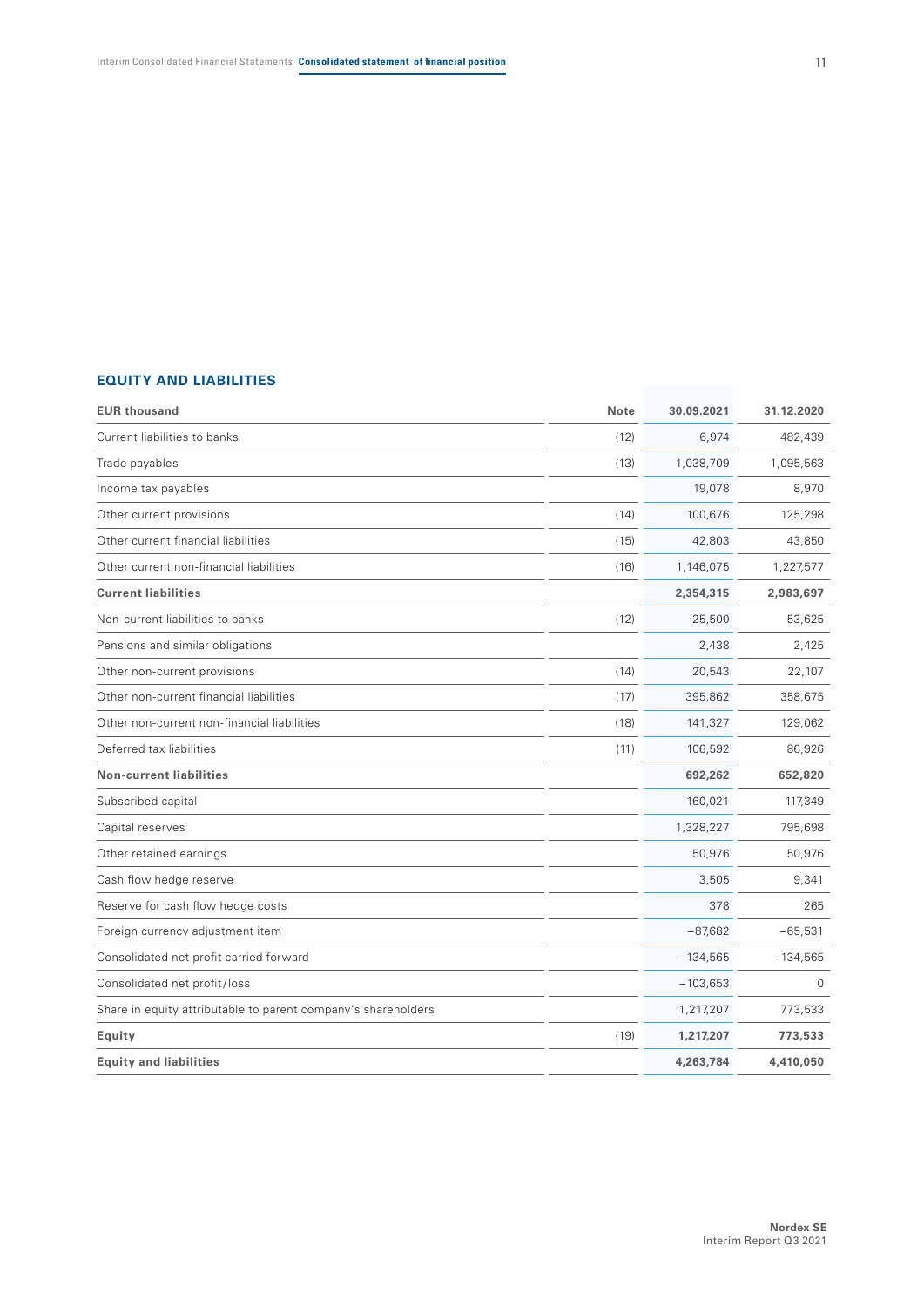## EQUITY AND LIABILITIES

| EUR thousand | Note | 30.09.2021 | 31.12.2020 |
|---|---|---|---|
| Current liabilities to banks | (12) | 6,974 | 482,439 |
| Trade payables | (13) | 1,038,709 | 1,095,563 |
| Income tax payables | | 19,078 | 8,970 |
| Other current provisions | (14) | 100,676 | 125,298 |
| Other current financial liabilities | (15) | 42,803 | 43,850 |
| Other current non-financial liabilities | (16) | 1,146,075 | 1,227,577 |
| **Current liabilities** | | **2,354,315** | **2,983,697** |
| Non-current liabilities to banks | (12) | 25,500 | 53,625 |
| Pensions and similar obligations | | 2,438 | 2,425 |
| Other non-current provisions | (14) | 20,543 | 22,107 |
| Other non-current financial liabilities | (17) | 395,862 | 358,675 |
| Other non-current non-financial liabilities | (18) | 141,327 | 129,062 |
| Deferred tax liabilities | (11) | 106,592 | 86,926 |
| **Non-current liabilities** | | **692,262** | **652,820** |
| Subscribed capital | | 160,021 | 117,349 |
| Capital reserves | | 1,328,227 | 795,698 |
| Other retained earnings | | 50,976 | 50,976 |
| Cash flow hedge reserve | | 3,505 | 9,341 |
| Reserve for cash flow hedge costs | | 378 | 265 |
| Foreign currency adjustment item | | −87,682 | −65,531 |
| Consolidated net profit carried forward | | −134,565 | −134,565 |
| Consolidated net profit/loss | | −103,653 | 0 |
| Share in equity attributable to parent company's shareholders | | 1,217,207 | 773,533 |
| **Equity** | (19) | **1,217,207** | **773,533** |
| **Equity and liabilities** | | **4,263,784** | **4,410,050** |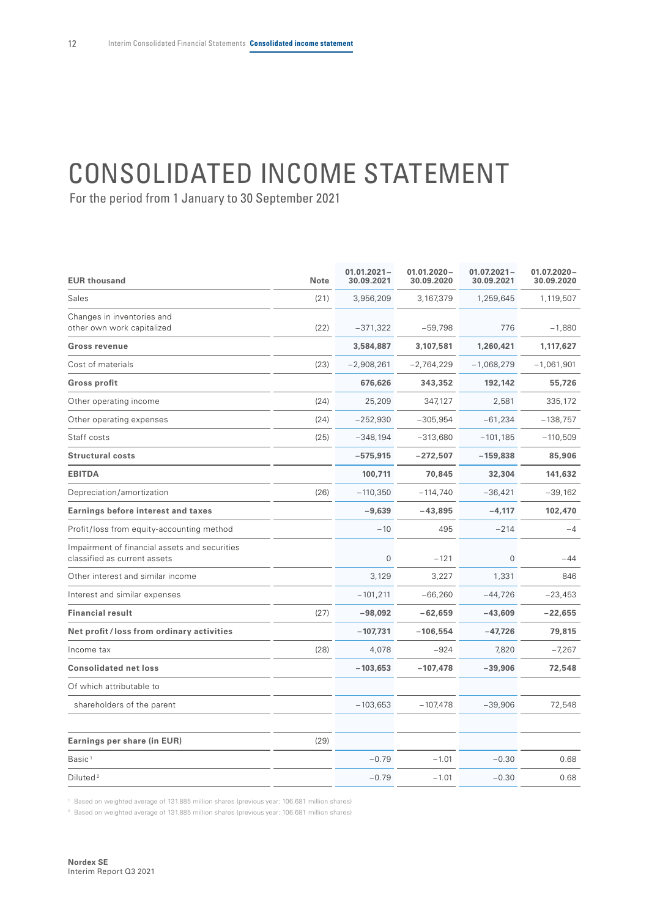# CONSOLIDATED INCOME STATEMENT

For the period from 1 January to 30 September 2021

| EUR thousand | Note | 01.01.2021–30.09.2021 | 01.01.2020–30.09.2020 | 01.07.2021–30.09.2021 | 01.07.2020–30.09.2020 |
|---|---|---|---|---|---|
| Sales | (21) | 3,956,209 | 3,167,379 | 1,259,645 | 1,119,507 |
| Changes in inventories and other own work capitalized | (22) | −371,322 | −59,798 | 776 | −1,880 |
| **Gross revenue** | | **3,584,887** | **3,107,581** | **1,260,421** | **1,117,627** |
| Cost of materials | (23) | −2,908,261 | −2,764,229 | −1,068,279 | −1,061,901 |
| **Gross profit** | | **676,626** | **343,352** | **192,142** | **55,726** |
| Other operating income | (24) | 25,209 | 347,127 | 2,581 | 335,172 |
| Other operating expenses | (24) | −252,930 | −305,954 | −61,234 | −138,757 |
| Staff costs | (25) | −348,194 | −313,680 | −101,185 | −110,509 |
| **Structural costs** | | **−575,915** | **−272,507** | **−159,838** | **85,906** |
| **EBITDA** | | **100,711** | **70,845** | **32,304** | **141,632** |
| Depreciation/amortization | (26) | −110,350 | −114,740 | −36,421 | −39,162 |
| **Earnings before interest and taxes** | | **−9,639** | **−43,895** | **−4,117** | **102,470** |
| Profit/loss from equity-accounting method | | −10 | 495 | −214 | −4 |
| Impairment of financial assets and securities classified as current assets | | 0 | −121 | 0 | −44 |
| Other interest and similar income | | 3,129 | 3,227 | 1,331 | 846 |
| Interest and similar expenses | | −101,211 | −66,260 | −44,726 | −23,453 |
| **Financial result** | (27) | **−98,092** | **−62,659** | **−43,609** | **−22,655** |
| **Net profit / loss from ordinary activities** | | **−107,731** | **−106,554** | **−47,726** | **79,815** |
| Income tax | (28) | 4,078 | −924 | 7,820 | −7,267 |
| **Consolidated net loss** | | **−103,653** | **−107,478** | **−39,906** | **72,548** |
| Of which attributable to | | | | | |
| shareholders of the parent | | −103,653 | −107,478 | −39,906 | 72,548 |
| | | | | | |
| **Earnings per share (in EUR)** | (29) | | | | |
| Basic[1] | | −0.79 | −1.01 | −0.30 | 0.68 |
| Diluted[2] | | −0.79 | −1.01 | −0.30 | 0.68 |

[1] Based on weighted average of 131.885 million shares (previous year: 106.681 million shares)

[2] Based on weighted average of 131.885 million shares (previous year: 106.681 million shares)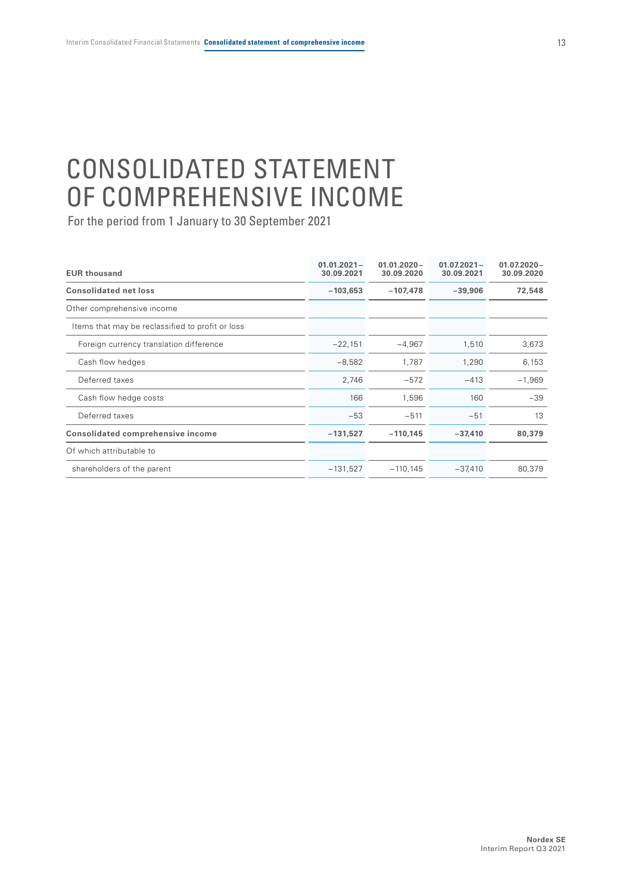# CONSOLIDATED STATEMENT OF COMPREHENSIVE INCOME

For the period from 1 January to 30 September 2021

| EUR thousand | 01.01.2021 – 30.09.2021 | 01.01.2020 – 30.09.2020 | 01.07.2021 – 30.09.2021 | 01.07.2020 – 30.09.2020 |
|---|---|---|---|---|
| **Consolidated net loss** | **−103,653** | **−107,478** | **−39,906** | **72,548** |
| Other comprehensive income | | | | |
| Items that may be reclassified to profit or loss | | | | |
| Foreign currency translation difference | −22,151 | −4,967 | 1,510 | 3,673 |
| Cash flow hedges | −8,582 | 1,787 | 1,290 | 6,153 |
| Deferred taxes | 2,746 | −572 | −413 | −1,969 |
| Cash flow hedge costs | 166 | 1,596 | 160 | −39 |
| Deferred taxes | −53 | −511 | −51 | 13 |
| **Consolidated comprehensive income** | **−131,527** | **−110,145** | **−37,410** | **80,379** |
| Of which attributable to | | | | |
| shareholders of the parent | −131,527 | −110,145 | −37,410 | 80,379 |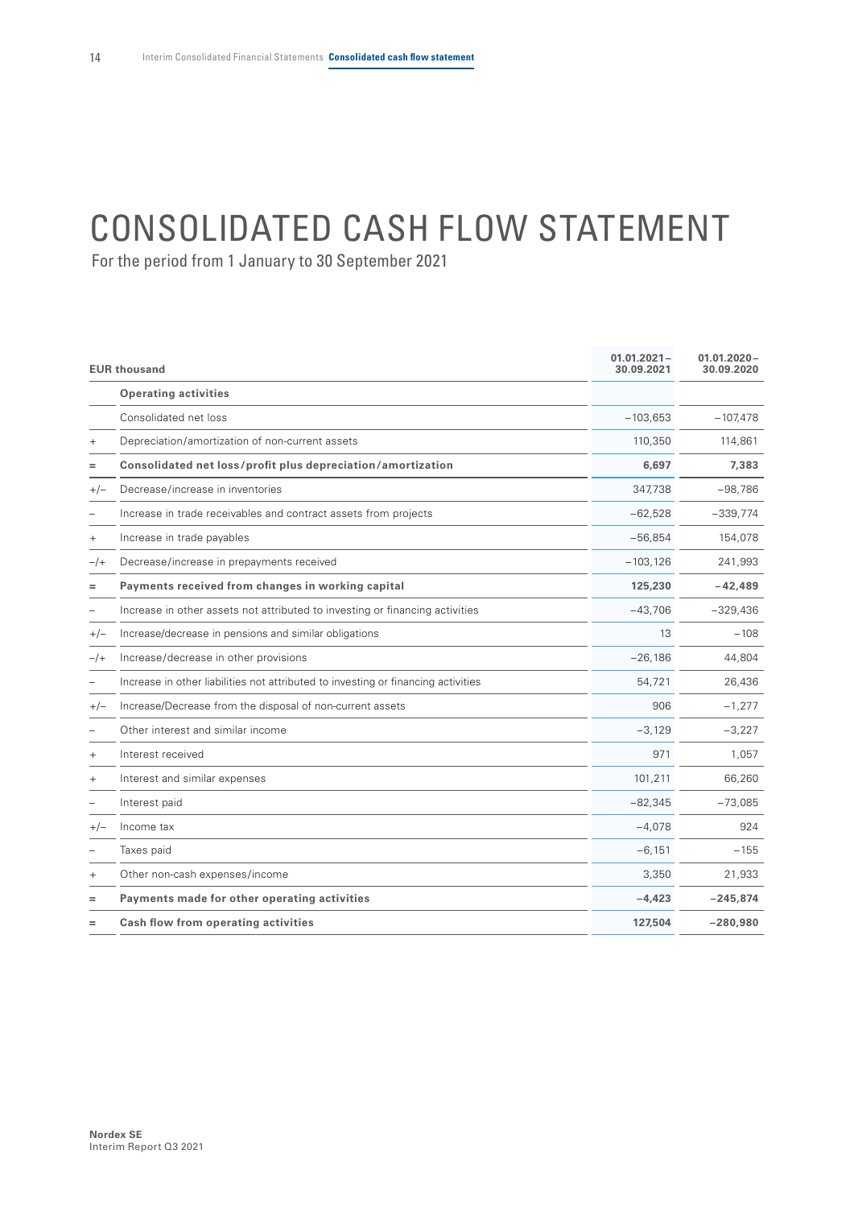# CONSOLIDATED CASH FLOW STATEMENT

For the period from 1 January to 30 September 2021

| | EUR thousand | 01.01.2021 – 30.09.2021 | 01.01.2020 – 30.09.2020 |
|---|---|---|---|
| | **Operating activities** | | |
| | Consolidated net loss | −103,653 | −107,478 |
| + | Depreciation/amortization of non-current assets | 110,350 | 114,861 |
| = | **Consolidated net loss/profit plus depreciation/amortization** | **6,697** | **7,383** |
| +/− | Decrease/increase in inventories | 347,738 | −98,786 |
| − | Increase in trade receivables and contract assets from projects | −62,528 | −339,774 |
| + | Increase in trade payables | −56,854 | 154,078 |
| −/+ | Decrease/increase in prepayments received | −103,126 | 241,993 |
| = | **Payments received from changes in working capital** | **125,230** | **−42,489** |
| − | Increase in other assets not attributed to investing or financing activities | −43,706 | −329,436 |
| +/− | Increase/decrease in pensions and similar obligations | 13 | −108 |
| −/+ | Increase/decrease in other provisions | −26,186 | 44,804 |
| − | Increase in other liabilities not attributed to investing or financing activities | 54,721 | 26,436 |
| +/− | Increase/Decrease from the disposal of non-current assets | 906 | −1,277 |
| − | Other interest and similar income | −3,129 | −3,227 |
| + | Interest received | 971 | 1,057 |
| + | Interest and similar expenses | 101,211 | 66,260 |
| − | Interest paid | −82,345 | −73,085 |
| +/− | Income tax | −4,078 | 924 |
| − | Taxes paid | −6,151 | −155 |
| + | Other non-cash expenses/income | 3,350 | 21,933 |
| = | **Payments made for other operating activities** | **−4,423** | **−245,874** |
| = | **Cash flow from operating activities** | **127,504** | **−280,980** |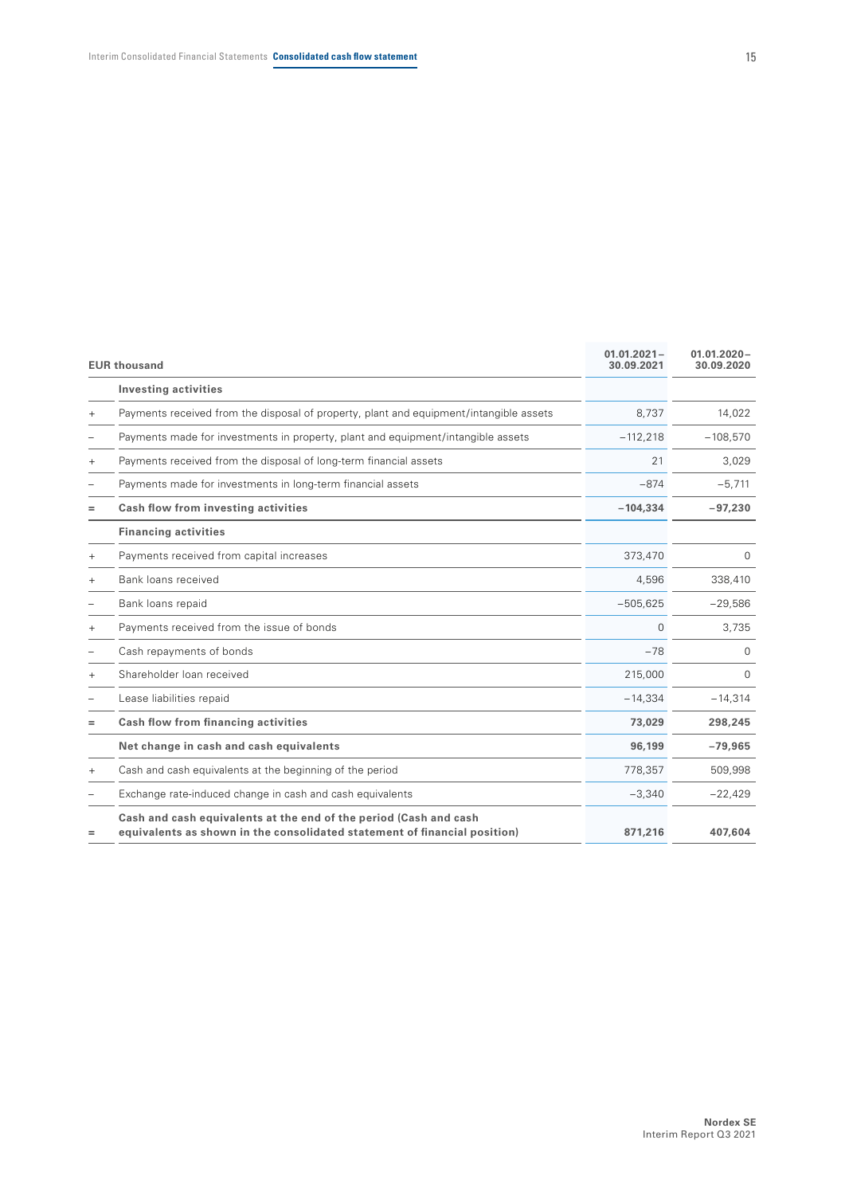| | EUR thousand | 01.01.2021 – 30.09.2021 | 01.01.2020 – 30.09.2020 |
|---|---|---|---|
| | **Investing activities** | | |
| + | Payments received from the disposal of property, plant and equipment/intangible assets | 8,737 | 14,022 |
| – | Payments made for investments in property, plant and equipment/intangible assets | −112,218 | −108,570 |
| + | Payments received from the disposal of long-term financial assets | 21 | 3,029 |
| – | Payments made for investments in long-term financial assets | −874 | −5,711 |
| = | **Cash flow from investing activities** | **−104,334** | **−97,230** |
| | **Financing activities** | | |
| + | Payments received from capital increases | 373,470 | 0 |
| + | Bank loans received | 4,596 | 338,410 |
| – | Bank loans repaid | −505,625 | −29,586 |
| + | Payments received from the issue of bonds | 0 | 3,735 |
| – | Cash repayments of bonds | −78 | 0 |
| + | Shareholder loan received | 215,000 | 0 |
| – | Lease liabilities repaid | −14,334 | −14,314 |
| = | **Cash flow from financing activities** | **73,029** | **298,245** |
| | **Net change in cash and cash equivalents** | **96,199** | **−79,965** |
| + | Cash and cash equivalents at the beginning of the period | 778,357 | 509,998 |
| – | Exchange rate-induced change in cash and cash equivalents | −3,340 | −22,429 |
| = | **Cash and cash equivalents at the end of the period (Cash and cash equivalents as shown in the consolidated statement of financial position)** | **871,216** | **407,604** |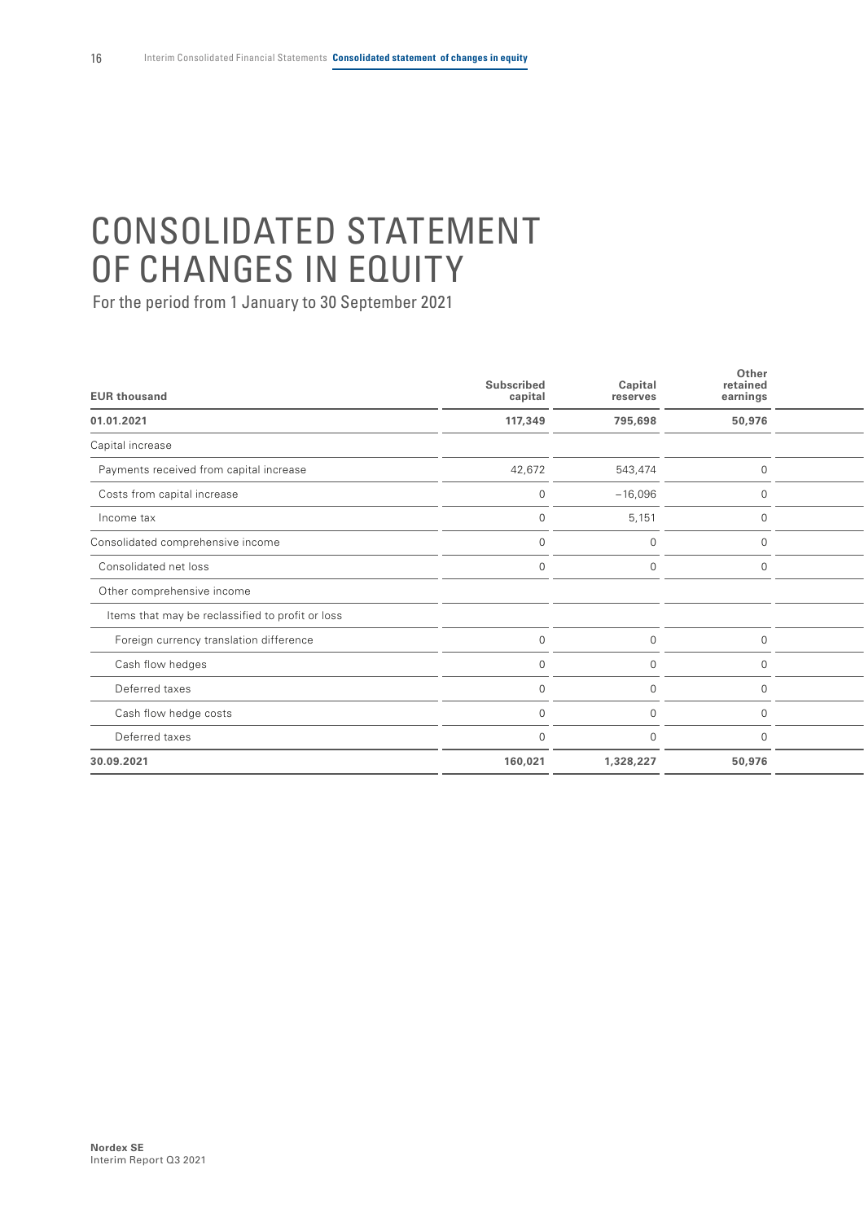# CONSOLIDATED STATEMENT OF CHANGES IN EQUITY

For the period from 1 January to 30 September 2021

| EUR thousand | Subscribed capital | Capital reserves | Other retained earnings |
|---|---|---|---|
| **01.01.2021** | **117,349** | **795,698** | **50,976** |
| Capital increase | | | |
| Payments received from capital increase | 42,672 | 543,474 | 0 |
| Costs from capital increase | 0 | −16,096 | 0 |
| Income tax | 0 | 5,151 | 0 |
| Consolidated comprehensive income | 0 | 0 | 0 |
| Consolidated net loss | 0 | 0 | 0 |
| Other comprehensive income | | | |
| Items that may be reclassified to profit or loss | | | |
| Foreign currency translation difference | 0 | 0 | 0 |
| Cash flow hedges | 0 | 0 | 0 |
| Deferred taxes | 0 | 0 | 0 |
| Cash flow hedge costs | 0 | 0 | 0 |
| Deferred taxes | 0 | 0 | 0 |
| **30.09.2021** | **160,021** | **1,328,227** | **50,976** |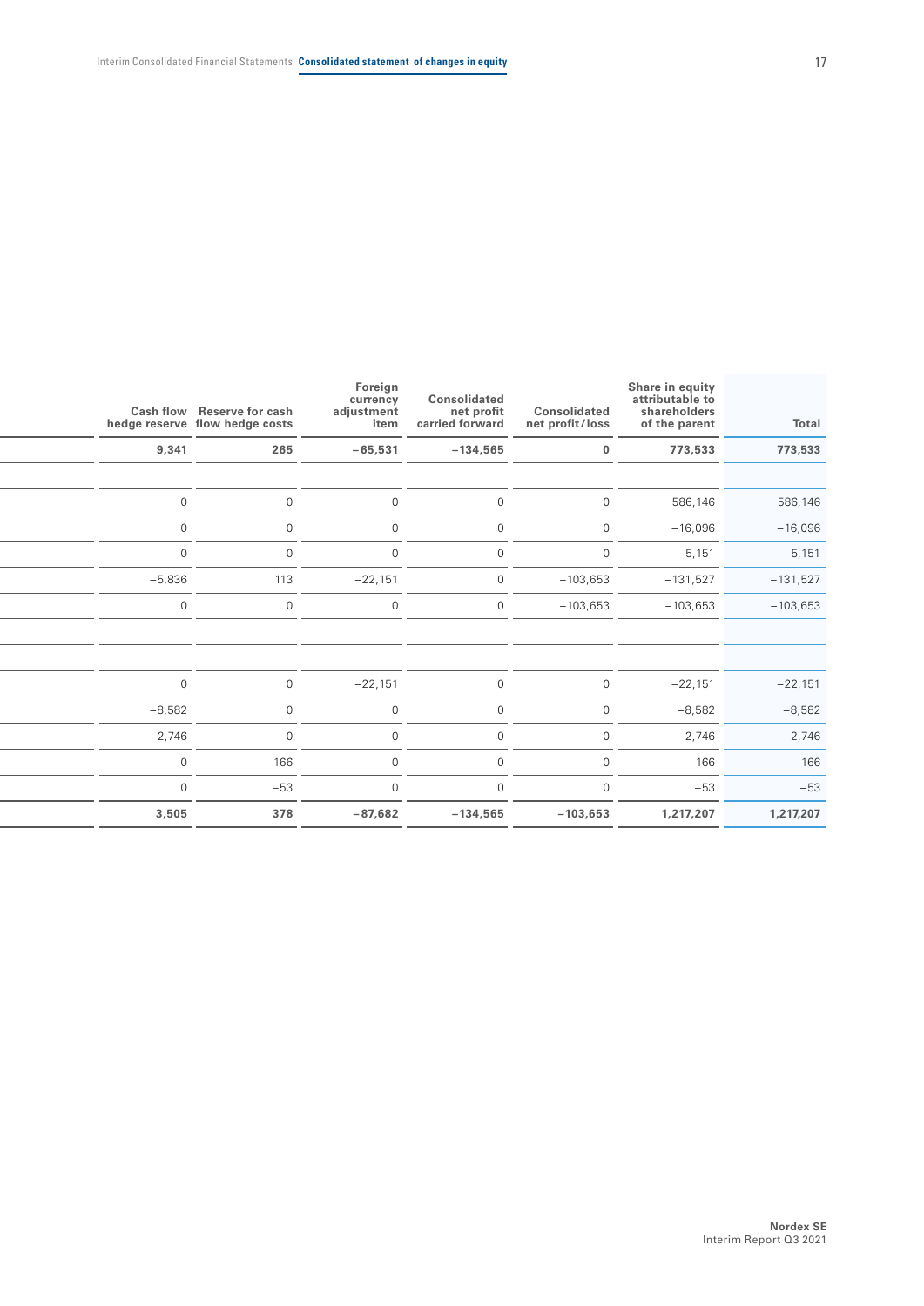| Cash flow hedge reserve | Reserve for cash flow hedge costs | Foreign currency adjustment item | Consolidated net profit carried forward | Consolidated net profit/loss | Share in equity attributable to shareholders of the parent | Total |
|---|---|---|---|---|---|---|
| **9,341** | **265** | **−65,531** | **−134,565** | **0** | **773,533** | **773,533** |
| | | | | | | |
| 0 | 0 | 0 | 0 | 0 | 586,146 | 586,146 |
| 0 | 0 | 0 | 0 | 0 | −16,096 | −16,096 |
| 0 | 0 | 0 | 0 | 0 | 5,151 | 5,151 |
| −5,836 | 113 | −22,151 | 0 | −103,653 | −131,527 | −131,527 |
| 0 | 0 | 0 | 0 | −103,653 | −103,653 | −103,653 |
| | | | | | | |
| | | | | | | |
| 0 | 0 | −22,151 | 0 | 0 | −22,151 | −22,151 |
| −8,582 | 0 | 0 | 0 | 0 | −8,582 | −8,582 |
| 2,746 | 0 | 0 | 0 | 0 | 2,746 | 2,746 |
| 0 | 166 | 0 | 0 | 0 | 166 | 166 |
| 0 | −53 | 0 | 0 | 0 | −53 | −53 |
| **3,505** | **378** | **−87,682** | **−134,565** | **−103,653** | **1,217,207** | **1,217,207** |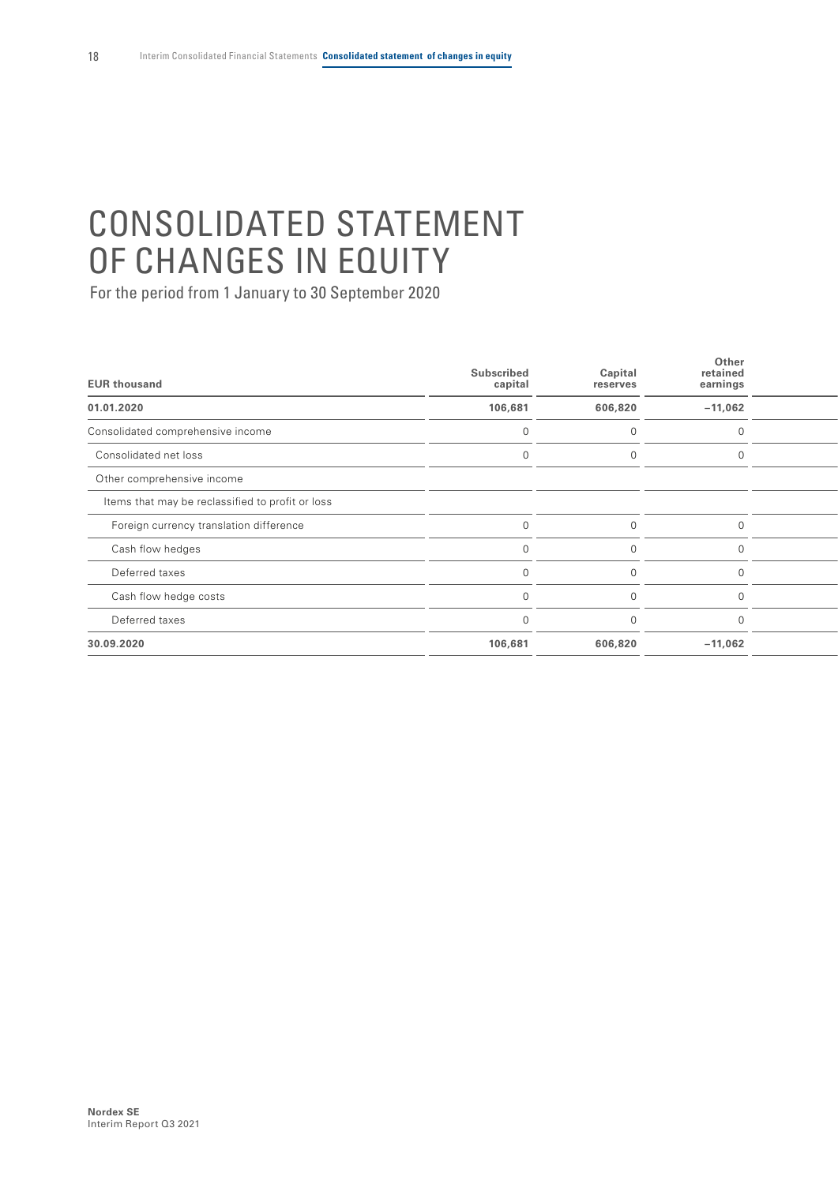# CONSOLIDATED STATEMENT OF CHANGES IN EQUITY

For the period from 1 January to 30 September 2020

| EUR thousand | Subscribed capital | Capital reserves | Other retained earnings |
|---|---|---|---|
| **01.01.2020** | **106,681** | **606,820** | **–11,062** |
| Consolidated comprehensive income | 0 | 0 | 0 |
| Consolidated net loss | 0 | 0 | 0 |
| Other comprehensive income | | | |
| Items that may be reclassified to profit or loss | | | |
| Foreign currency translation difference | 0 | 0 | 0 |
| Cash flow hedges | 0 | 0 | 0 |
| Deferred taxes | 0 | 0 | 0 |
| Cash flow hedge costs | 0 | 0 | 0 |
| Deferred taxes | 0 | 0 | 0 |
| **30.09.2020** | **106,681** | **606,820** | **–11,062** |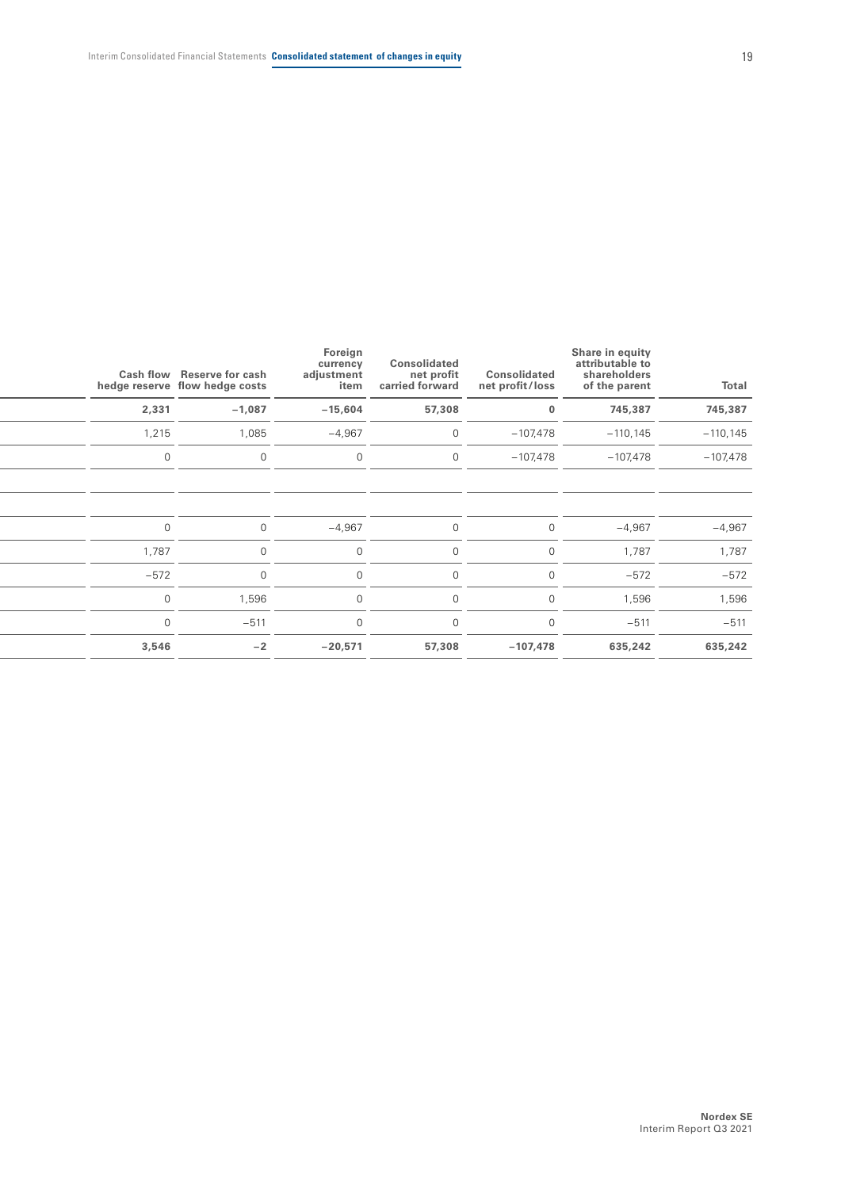| Cash flow hedge reserve | Reserve for cash flow hedge costs | Foreign currency adjustment item | Consolidated net profit carried forward | Consolidated net profit/loss | Share in equity attributable to shareholders of the parent | Total |
|---|---|---|---|---|---|---|
| **2,331** | **−1,087** | **−15,604** | **57,308** | **0** | **745,387** | **745,387** |
| 1,215 | 1,085 | −4,967 | 0 | −107,478 | −110,145 | −110,145 |
| 0 | 0 | 0 | 0 | −107,478 | −107,478 | −107,478 |
| | | | | | | |
| | | | | | | |
| 0 | 0 | −4,967 | 0 | 0 | −4,967 | −4,967 |
| 1,787 | 0 | 0 | 0 | 0 | 1,787 | 1,787 |
| −572 | 0 | 0 | 0 | 0 | −572 | −572 |
| 0 | 1,596 | 0 | 0 | 0 | 1,596 | 1,596 |
| 0 | −511 | 0 | 0 | 0 | −511 | −511 |
| **3,546** | **−2** | **−20,571** | **57,308** | **−107,478** | **635,242** | **635,242** |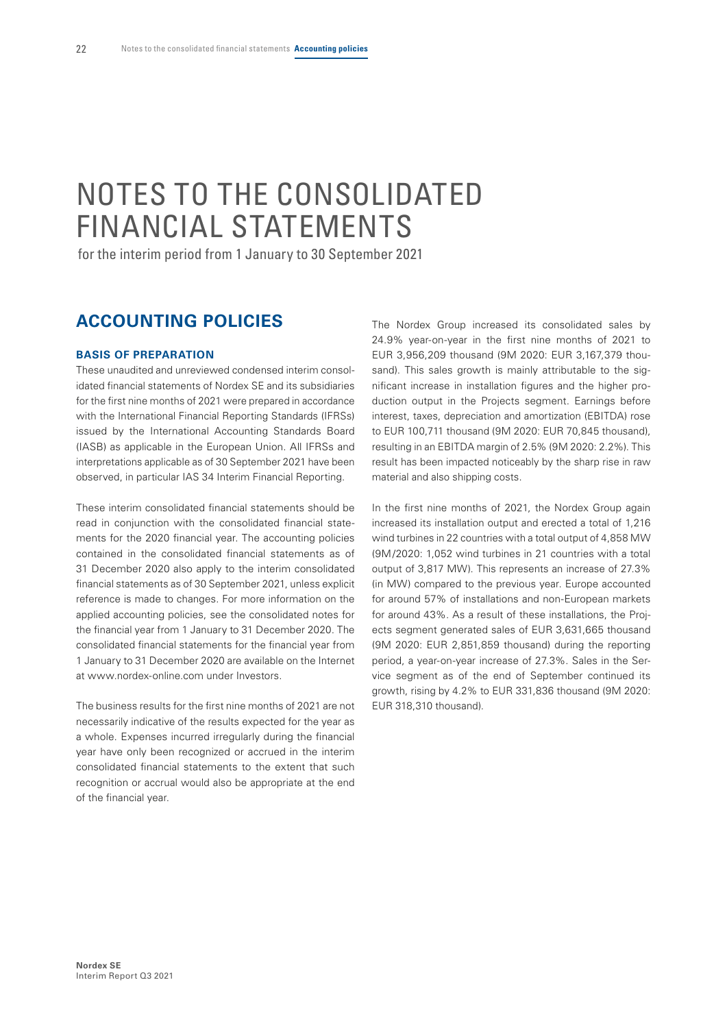# NOTES TO THE CONSOLIDATED FINANCIAL STATEMENTS

for the interim period from 1 January to 30 September 2021

## ACCOUNTING POLICIES

### BASIS OF PREPARATION

These unaudited and unreviewed condensed interim consolidated financial statements of Nordex SE and its subsidiaries for the first nine months of 2021 were prepared in accordance with the International Financial Reporting Standards (IFRSs) issued by the International Accounting Standards Board (IASB) as applicable in the European Union. All IFRSs and interpretations applicable as of 30 September 2021 have been observed, in particular IAS 34 Interim Financial Reporting.

These interim consolidated financial statements should be read in conjunction with the consolidated financial statements for the 2020 financial year. The accounting policies contained in the consolidated financial statements as of 31 December 2020 also apply to the interim consolidated financial statements as of 30 September 2021, unless explicit reference is made to changes. For more information on the applied accounting policies, see the consolidated notes for the financial year from 1 January to 31 December 2020. The consolidated financial statements for the financial year from 1 January to 31 December 2020 are available on the Internet at www.nordex-online.com under Investors.

The business results for the first nine months of 2021 are not necessarily indicative of the results expected for the year as a whole. Expenses incurred irregularly during the financial year have only been recognized or accrued in the interim consolidated financial statements to the extent that such recognition or accrual would also be appropriate at the end of the financial year.

The Nordex Group increased its consolidated sales by 24.9% year-on-year in the first nine months of 2021 to EUR 3,956,209 thousand (9M 2020: EUR 3,167,379 thousand). This sales growth is mainly attributable to the significant increase in installation figures and the higher production output in the Projects segment. Earnings before interest, taxes, depreciation and amortization (EBITDA) rose to EUR 100,711 thousand (9M 2020: EUR 70,845 thousand), resulting in an EBITDA margin of 2.5% (9M 2020: 2.2%). This result has been impacted noticeably by the sharp rise in raw material and also shipping costs.

In the first nine months of 2021, the Nordex Group again increased its installation output and erected a total of 1,216 wind turbines in 22 countries with a total output of 4,858 MW (9M/2020: 1,052 wind turbines in 21 countries with a total output of 3,817 MW). This represents an increase of 27.3% (in MW) compared to the previous year. Europe accounted for around 57% of installations and non-European markets for around 43%. As a result of these installations, the Projects segment generated sales of EUR 3,631,665 thousand (9M 2020: EUR 2,851,859 thousand) during the reporting period, a year-on-year increase of 27.3%. Sales in the Service segment as of the end of September continued its growth, rising by 4.2% to EUR 331,836 thousand (9M 2020: EUR 318,310 thousand).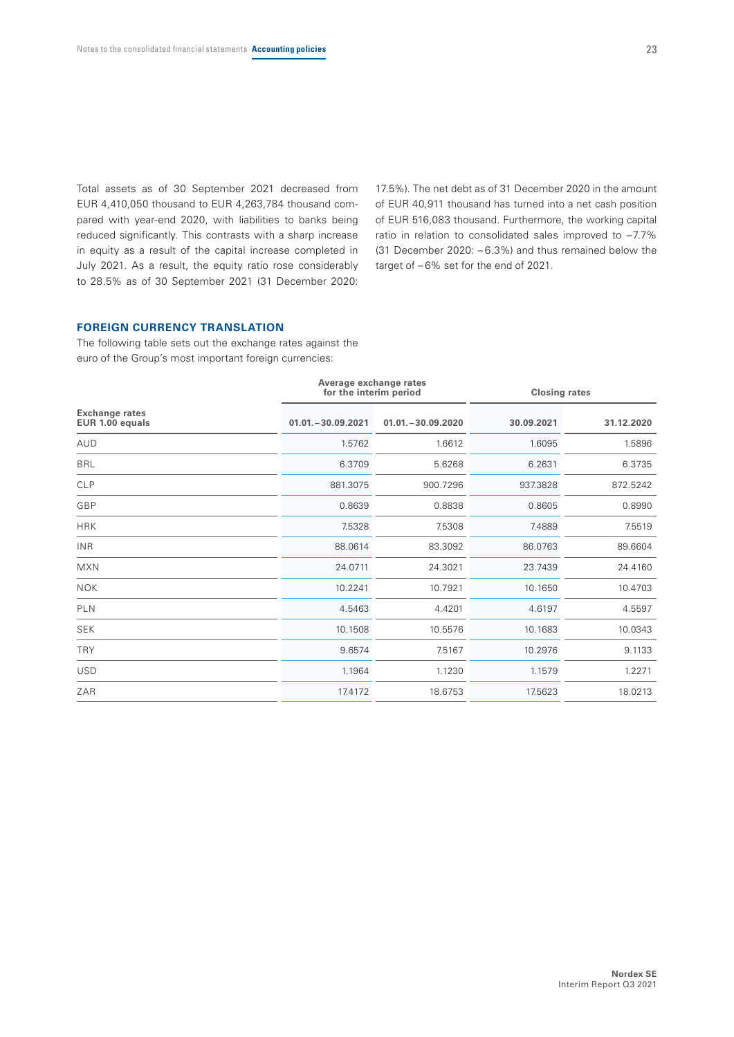Total assets as of 30 September 2021 decreased from EUR 4,410,050 thousand to EUR 4,263,784 thousand compared with year-end 2020, with liabilities to banks being reduced significantly. This contrasts with a sharp increase in equity as a result of the capital increase completed in July 2021. As a result, the equity ratio rose considerably to 28.5% as of 30 September 2021 (31 December 2020: 17.5%). The net debt as of 31 December 2020 in the amount of EUR 40,911 thousand has turned into a net cash position of EUR 516,083 thousand. Furthermore, the working capital ratio in relation to consolidated sales improved to –7.7% (31 December 2020: –6.3%) and thus remained below the target of –6% set for the end of 2021.

## FOREIGN CURRENCY TRANSLATION

The following table sets out the exchange rates against the euro of the Group's most important foreign currencies:

| | Average exchange rates for the interim period | | Closing rates | |
|---|---|---|---|---|
| **Exchange rates EUR 1.00 equals** | **01.01.–30.09.2021** | **01.01.–30.09.2020** | **30.09.2021** | **31.12.2020** |
| AUD | 1.5762 | 1.6612 | 1.6095 | 1.5896 |
| BRL | 6.3709 | 5.6268 | 6.2631 | 6.3735 |
| CLP | 881.3075 | 900.7296 | 937.3828 | 872.5242 |
| GBP | 0.8639 | 0.8838 | 0.8605 | 0.8990 |
| HRK | 7.5328 | 7.5308 | 7.4889 | 7.5519 |
| INR | 88.0614 | 83.3092 | 86.0763 | 89.6604 |
| MXN | 24.0711 | 24.3021 | 23.7439 | 24.4160 |
| NOK | 10.2241 | 10.7921 | 10.1650 | 10.4703 |
| PLN | 4.5463 | 4.4201 | 4.6197 | 4.5597 |
| SEK | 10.1508 | 10.5576 | 10.1683 | 10.0343 |
| TRY | 9.6574 | 7.5167 | 10.2976 | 9.1133 |
| USD | 1.1964 | 1.1230 | 1.1579 | 1.2271 |
| ZAR | 17.4172 | 18.6753 | 17.5623 | 18.0213 |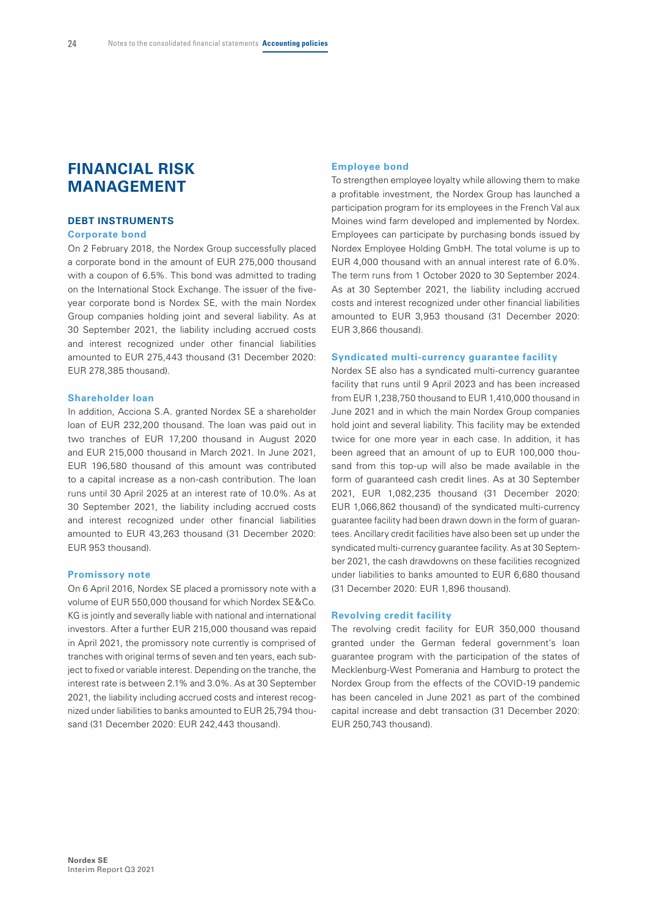# FINANCIAL RISK MANAGEMENT

## DEBT INSTRUMENTS

### Corporate bond

On 2 February 2018, the Nordex Group successfully placed a corporate bond in the amount of EUR 275,000 thousand with a coupon of 6.5%. This bond was admitted to trading on the International Stock Exchange. The issuer of the five-year corporate bond is Nordex SE, with the main Nordex Group companies holding joint and several liability. As at 30 September 2021, the liability including accrued costs and interest recognized under other financial liabilities amounted to EUR 275,443 thousand (31 December 2020: EUR 278,385 thousand).

### Shareholder loan

In addition, Acciona S.A. granted Nordex SE a shareholder loan of EUR 232,200 thousand. The loan was paid out in two tranches of EUR 17,200 thousand in August 2020 and EUR 215,000 thousand in March 2021. In June 2021, EUR 196,580 thousand of this amount was contributed to a capital increase as a non-cash contribution. The loan runs until 30 April 2025 at an interest rate of 10.0%. As at 30 September 2021, the liability including accrued costs and interest recognized under other financial liabilities amounted to EUR 43,263 thousand (31 December 2020: EUR 953 thousand).

### Promissory note

On 6 April 2016, Nordex SE placed a promissory note with a volume of EUR 550,000 thousand for which Nordex SE&Co. KG is jointly and severally liable with national and international investors. After a further EUR 215,000 thousand was repaid in April 2021, the promissory note currently is comprised of tranches with original terms of seven and ten years, each subject to fixed or variable interest. Depending on the tranche, the interest rate is between 2.1% and 3.0%. As at 30 September 2021, the liability including accrued costs and interest recognized under liabilities to banks amounted to EUR 25,794 thousand (31 December 2020: EUR 242,443 thousand).

### Employee bond

To strengthen employee loyalty while allowing them to make a profitable investment, the Nordex Group has launched a participation program for its employees in the French Val aux Moines wind farm developed and implemented by Nordex. Employees can participate by purchasing bonds issued by Nordex Employee Holding GmbH. The total volume is up to EUR 4,000 thousand with an annual interest rate of 6.0%. The term runs from 1 October 2020 to 30 September 2024. As at 30 September 2021, the liability including accrued costs and interest recognized under other financial liabilities amounted to EUR 3,953 thousand (31 December 2020: EUR 3,866 thousand).

### Syndicated multi-currency guarantee facility

Nordex SE also has a syndicated multi-currency guarantee facility that runs until 9 April 2023 and has been increased from EUR 1,238,750 thousand to EUR 1,410,000 thousand in June 2021 and in which the main Nordex Group companies hold joint and several liability. This facility may be extended twice for one more year in each case. In addition, it has been agreed that an amount of up to EUR 100,000 thousand from this top-up will also be made available in the form of guaranteed cash credit lines. As at 30 September 2021, EUR 1,082,235 thousand (31 December 2020: EUR 1,066,862 thousand) of the syndicated multi-currency guarantee facility had been drawn down in the form of guarantees. Ancillary credit facilities have also been set up under the syndicated multi-currency guarantee facility. As at 30 September 2021, the cash drawdowns on these facilities recognized under liabilities to banks amounted to EUR 6,680 thousand (31 December 2020: EUR 1,896 thousand).

### Revolving credit facility

The revolving credit facility for EUR 350,000 thousand granted under the German federal government's loan guarantee program with the participation of the states of Mecklenburg-West Pomerania and Hamburg to protect the Nordex Group from the effects of the COVID-19 pandemic has been canceled in June 2021 as part of the combined capital increase and debt transaction (31 December 2020: EUR 250,743 thousand).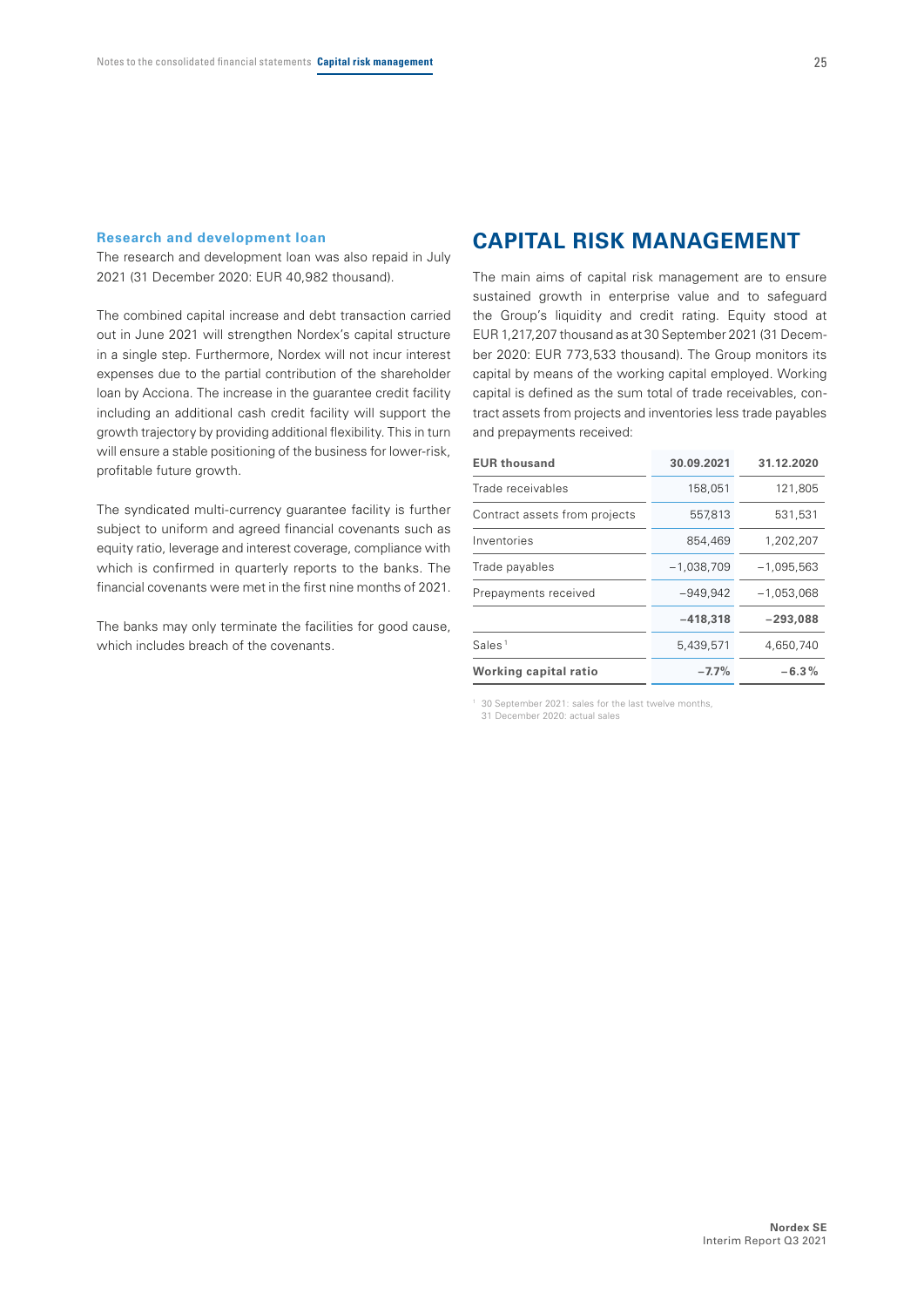### Research and development loan

The research and development loan was also repaid in July 2021 (31 December 2020: EUR 40,982 thousand).

The combined capital increase and debt transaction carried out in June 2021 will strengthen Nordex's capital structure in a single step. Furthermore, Nordex will not incur interest expenses due to the partial contribution of the shareholder loan by Acciona. The increase in the guarantee credit facility including an additional cash credit facility will support the growth trajectory by providing additional flexibility. This in turn will ensure a stable positioning of the business for lower-risk, profitable future growth.

The syndicated multi-currency guarantee facility is further subject to uniform and agreed financial covenants such as equity ratio, leverage and interest coverage, compliance with which is confirmed in quarterly reports to the banks. The financial covenants were met in the first nine months of 2021.

The banks may only terminate the facilities for good cause, which includes breach of the covenants.

## CAPITAL RISK MANAGEMENT

The main aims of capital risk management are to ensure sustained growth in enterprise value and to safeguard the Group's liquidity and credit rating. Equity stood at EUR 1,217,207 thousand as at 30 September 2021 (31 December 2020: EUR 773,533 thousand). The Group monitors its capital by means of the working capital employed. Working capital is defined as the sum total of trade receivables, contract assets from projects and inventories less trade payables and prepayments received:

| EUR thousand | 30.09.2021 | 31.12.2020 |
|---|---|---|
| Trade receivables | 158,051 | 121,805 |
| Contract assets from projects | 557,813 | 531,531 |
| Inventories | 854,469 | 1,202,207 |
| Trade payables | −1,038,709 | −1,095,563 |
| Prepayments received | −949,942 | −1,053,068 |
| | **−418,318** | **−293,088** |
| Sales[1] | 5,439,571 | 4,650,740 |
| **Working capital ratio** | **−7.7%** | **−6.3%** |

[1] 30 September 2021: sales for the last twelve months, 31 December 2020: actual sales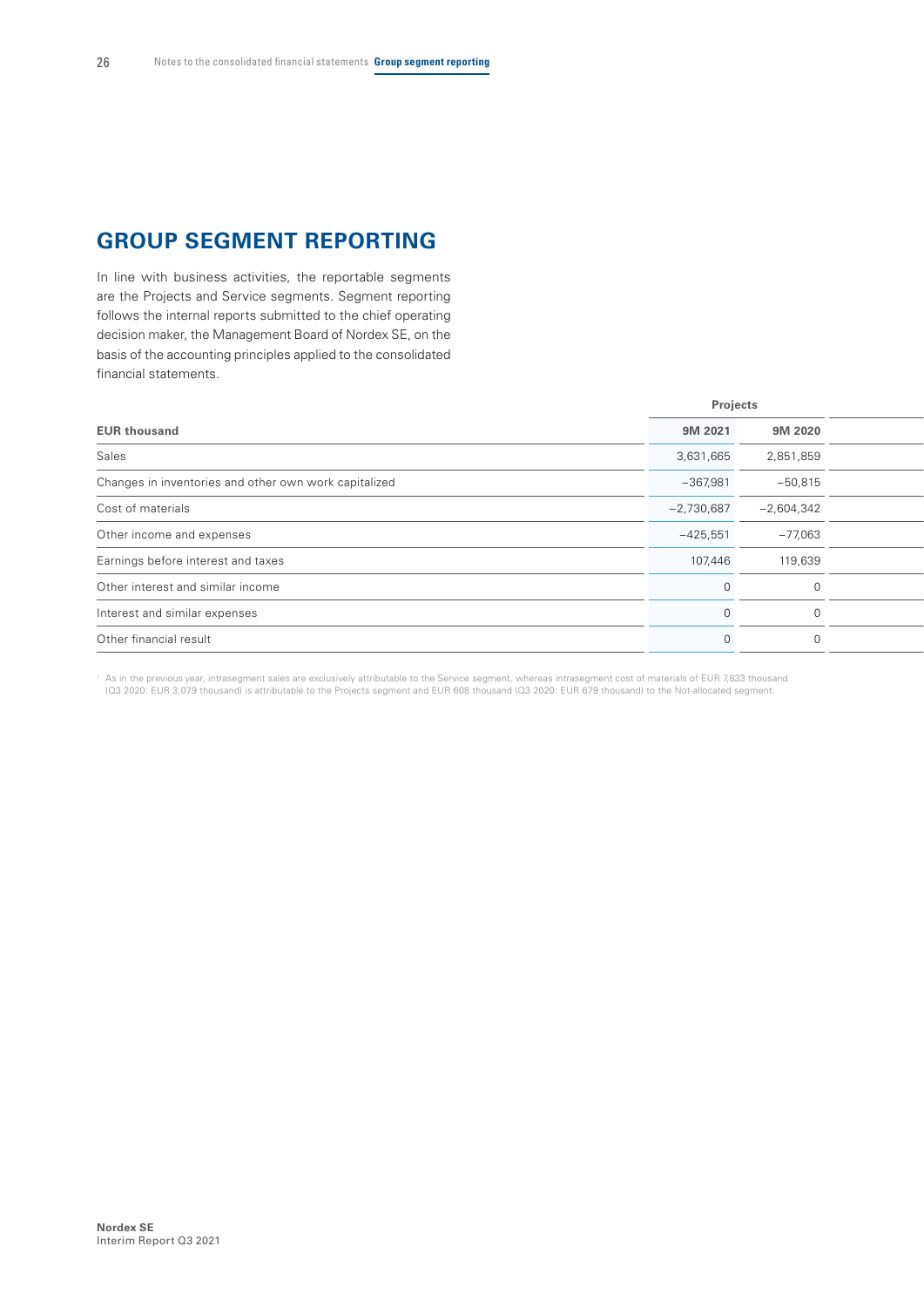# GROUP SEGMENT REPORTING

In line with business activities, the reportable segments are the Projects and Service segments. Segment reporting follows the internal reports submitted to the chief operating decision maker, the Management Board of Nordex SE, on the basis of the accounting principles applied to the consolidated financial statements.

| | Projects | |
|---|---|---|
| **EUR thousand** | **9M 2021** | **9M 2020** |
| Sales | 3,631,665 | 2,851,859 |
| Changes in inventories and other own work capitalized | −367,981 | −50,815 |
| Cost of materials | −2,730,687 | −2,604,342 |
| Other income and expenses | −425,551 | −77,063 |
| Earnings before interest and taxes | 107,446 | 119,639 |
| Other interest and similar income | 0 | 0 |
| Interest and similar expenses | 0 | 0 |
| Other financial result | 0 | 0 |

[1] As in the previous year, intrasegment sales are exclusively attributable to the Service segment, whereas intrasegment cost of materials of EUR 7,833 thousand (Q3 2020: EUR 3,079 thousand) is attributable to the Projects segment and EUR 608 thousand (Q3 2020: EUR 679 thousand) to the Not-allocated segment.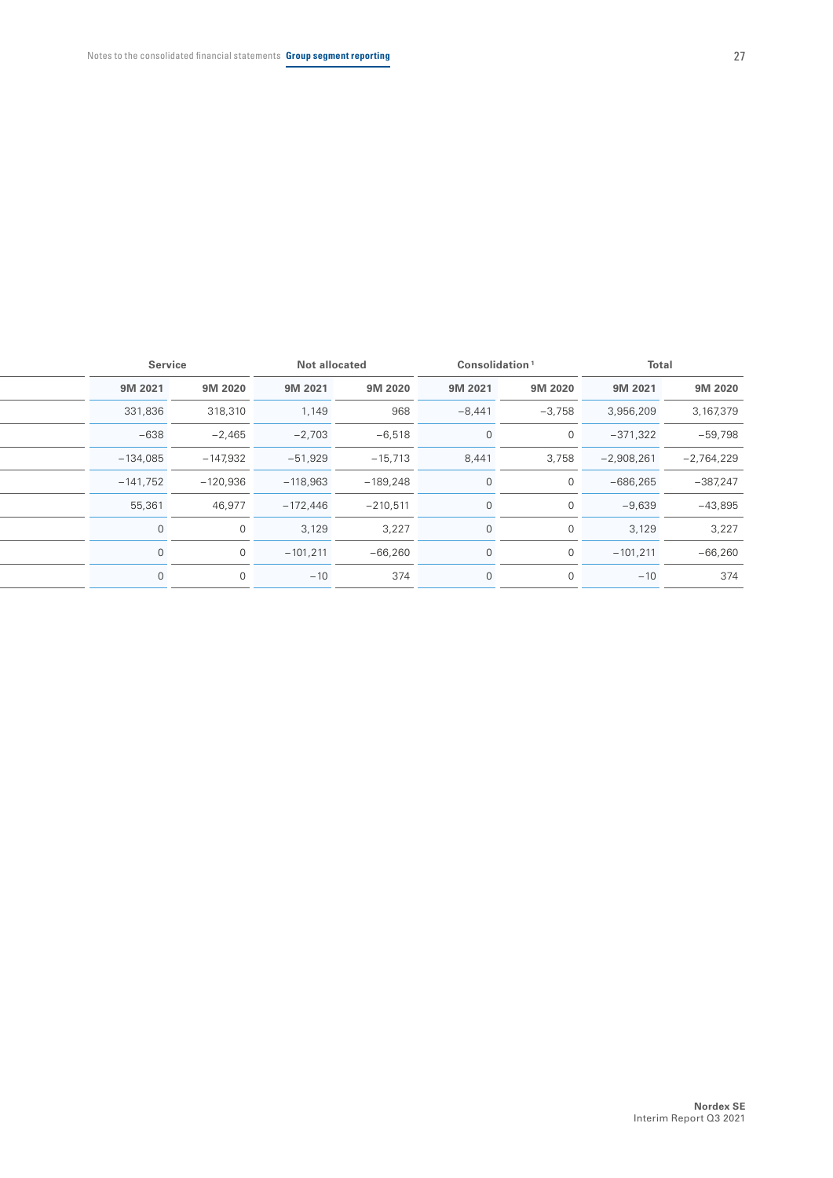| | Service | | Not allocated | | Consolidation [1] | | Total | |
|---|---|---|---|---|---|---|---|---|
| | 9M 2021 | 9M 2020 | 9M 2021 | 9M 2020 | 9M 2021 | 9M 2020 | 9M 2021 | 9M 2020 |
| | 331,836 | 318,310 | 1,149 | 968 | −8,441 | −3,758 | 3,956,209 | 3,167,379 |
| | −638 | −2,465 | −2,703 | −6,518 | 0 | 0 | −371,322 | −59,798 |
| | −134,085 | −147,932 | −51,929 | −15,713 | 8,441 | 3,758 | −2,908,261 | −2,764,229 |
| | −141,752 | −120,936 | −118,963 | −189,248 | 0 | 0 | −686,265 | −387,247 |
| | 55,361 | 46,977 | −172,446 | −210,511 | 0 | 0 | −9,639 | −43,895 |
| | 0 | 0 | 3,129 | 3,227 | 0 | 0 | 3,129 | 3,227 |
| | 0 | 0 | −101,211 | −66,260 | 0 | 0 | −101,211 | −66,260 |
| | 0 | 0 | −10 | 374 | 0 | 0 | −10 | 374 |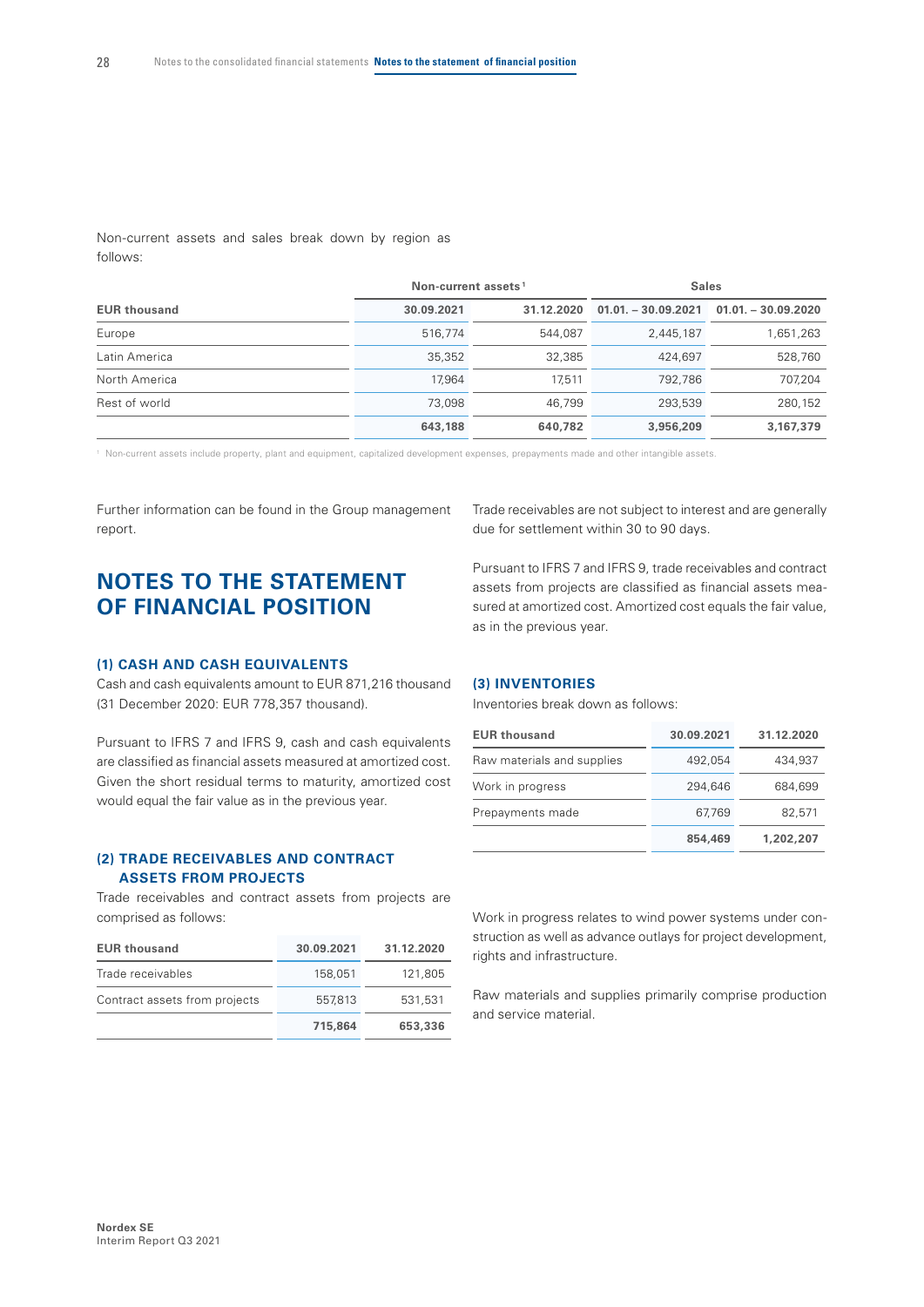Non-current assets and sales break down by region as follows:

| EUR thousand | Non-current assets[1] | | Sales | |
|---|---|---|---|---|
| | 30.09.2021 | 31.12.2020 | 01.01. – 30.09.2021 | 01.01. – 30.09.2020 |
| Europe | 516,774 | 544,087 | 2,445,187 | 1,651,263 |
| Latin America | 35,352 | 32,385 | 424,697 | 528,760 |
| North America | 17,964 | 17,511 | 792,786 | 707,204 |
| Rest of world | 73,098 | 46,799 | 293,539 | 280,152 |
| | **643,188** | **640,782** | **3,956,209** | **3,167,379** |

[1] Non-current assets include property, plant and equipment, capitalized development expenses, prepayments made and other intangible assets.

Further information can be found in the Group management report.

# NOTES TO THE STATEMENT OF FINANCIAL POSITION

### (1) CASH AND CASH EQUIVALENTS

Cash and cash equivalents amount to EUR 871,216 thousand (31 December 2020: EUR 778,357 thousand).

Pursuant to IFRS 7 and IFRS 9, cash and cash equivalents are classified as financial assets measured at amortized cost. Given the short residual terms to maturity, amortized cost would equal the fair value as in the previous year.

### (2) TRADE RECEIVABLES AND CONTRACT ASSETS FROM PROJECTS

Trade receivables and contract assets from projects are comprised as follows:

| EUR thousand | 30.09.2021 | 31.12.2020 |
|---|---|---|
| Trade receivables | 158,051 | 121,805 |
| Contract assets from projects | 557,813 | 531,531 |
| | **715,864** | **653,336** |

Trade receivables are not subject to interest and are generally due for settlement within 30 to 90 days.

Pursuant to IFRS 7 and IFRS 9, trade receivables and contract assets from projects are classified as financial assets measured at amortized cost. Amortized cost equals the fair value, as in the previous year.

### (3) INVENTORIES

Inventories break down as follows:

| EUR thousand | 30.09.2021 | 31.12.2020 |
|---|---|---|
| Raw materials and supplies | 492,054 | 434,937 |
| Work in progress | 294,646 | 684,699 |
| Prepayments made | 67,769 | 82,571 |
| | **854,469** | **1,202,207** |

Work in progress relates to wind power systems under construction as well as advance outlays for project development, rights and infrastructure.

Raw materials and supplies primarily comprise production and service material.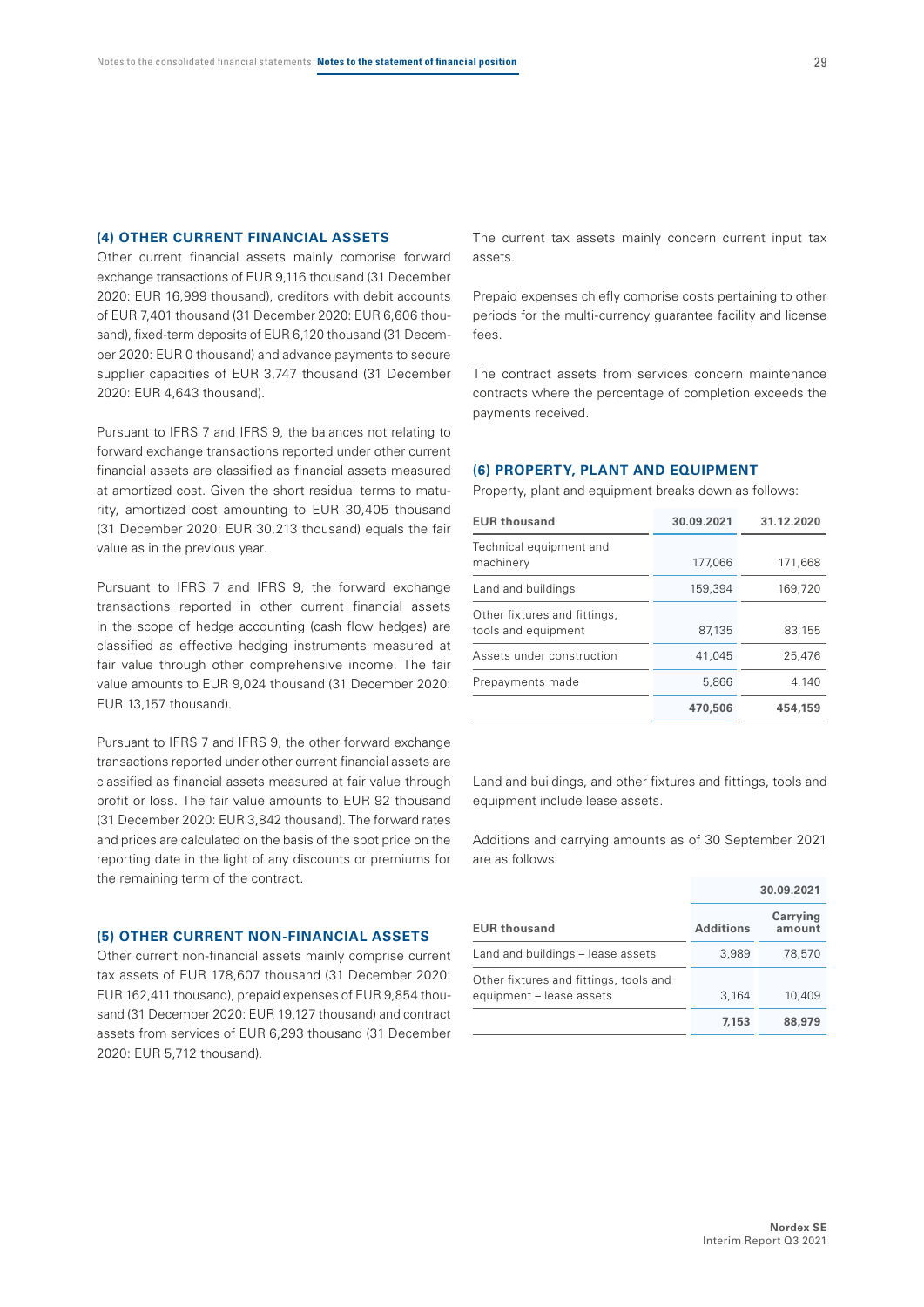### (4) OTHER CURRENT FINANCIAL ASSETS

Other current financial assets mainly comprise forward exchange transactions of EUR 9,116 thousand (31 December 2020: EUR 16,999 thousand), creditors with debit accounts of EUR 7,401 thousand (31 December 2020: EUR 6,606 thousand), fixed-term deposits of EUR 6,120 thousand (31 December 2020: EUR 0 thousand) and advance payments to secure supplier capacities of EUR 3,747 thousand (31 December 2020: EUR 4,643 thousand).

Pursuant to IFRS 7 and IFRS 9, the balances not relating to forward exchange transactions reported under other current financial assets are classified as financial assets measured at amortized cost. Given the short residual terms to maturity, amortized cost amounting to EUR 30,405 thousand (31 December 2020: EUR 30,213 thousand) equals the fair value as in the previous year.

Pursuant to IFRS 7 and IFRS 9, the forward exchange transactions reported in other current financial assets in the scope of hedge accounting (cash flow hedges) are classified as effective hedging instruments measured at fair value through other comprehensive income. The fair value amounts to EUR 9,024 thousand (31 December 2020: EUR 13,157 thousand).

Pursuant to IFRS 7 and IFRS 9, the other forward exchange transactions reported under other current financial assets are classified as financial assets measured at fair value through profit or loss. The fair value amounts to EUR 92 thousand (31 December 2020: EUR 3,842 thousand). The forward rates and prices are calculated on the basis of the spot price on the reporting date in the light of any discounts or premiums for the remaining term of the contract.

### (5) OTHER CURRENT NON-FINANCIAL ASSETS

Other current non-financial assets mainly comprise current tax assets of EUR 178,607 thousand (31 December 2020: EUR 162,411 thousand), prepaid expenses of EUR 9,854 thousand (31 December 2020: EUR 19,127 thousand) and contract assets from services of EUR 6,293 thousand (31 December 2020: EUR 5,712 thousand).

The current tax assets mainly concern current input tax assets.

Prepaid expenses chiefly comprise costs pertaining to other periods for the multi-currency guarantee facility and license fees.

The contract assets from services concern maintenance contracts where the percentage of completion exceeds the payments received.

### (6) PROPERTY, PLANT AND EQUIPMENT

Property, plant and equipment breaks down as follows:

| EUR thousand | 30.09.2021 | 31.12.2020 |
|---|---|---|
| Technical equipment and machinery | 177,066 | 171,668 |
| Land and buildings | 159,394 | 169,720 |
| Other fixtures and fittings, tools and equipment | 87,135 | 83,155 |
| Assets under construction | 41,045 | 25,476 |
| Prepayments made | 5,866 | 4,140 |
| | **470,506** | **454,159** |

Land and buildings, and other fixtures and fittings, tools and equipment include lease assets.

Additions and carrying amounts as of 30 September 2021 are as follows:

| | 30.09.2021 | |
|---|---|---|
| EUR thousand | Additions | Carrying amount |
| Land and buildings – lease assets | 3,989 | 78,570 |
| Other fixtures and fittings, tools and equipment – lease assets | 3,164 | 10,409 |
| | **7,153** | **88,979** |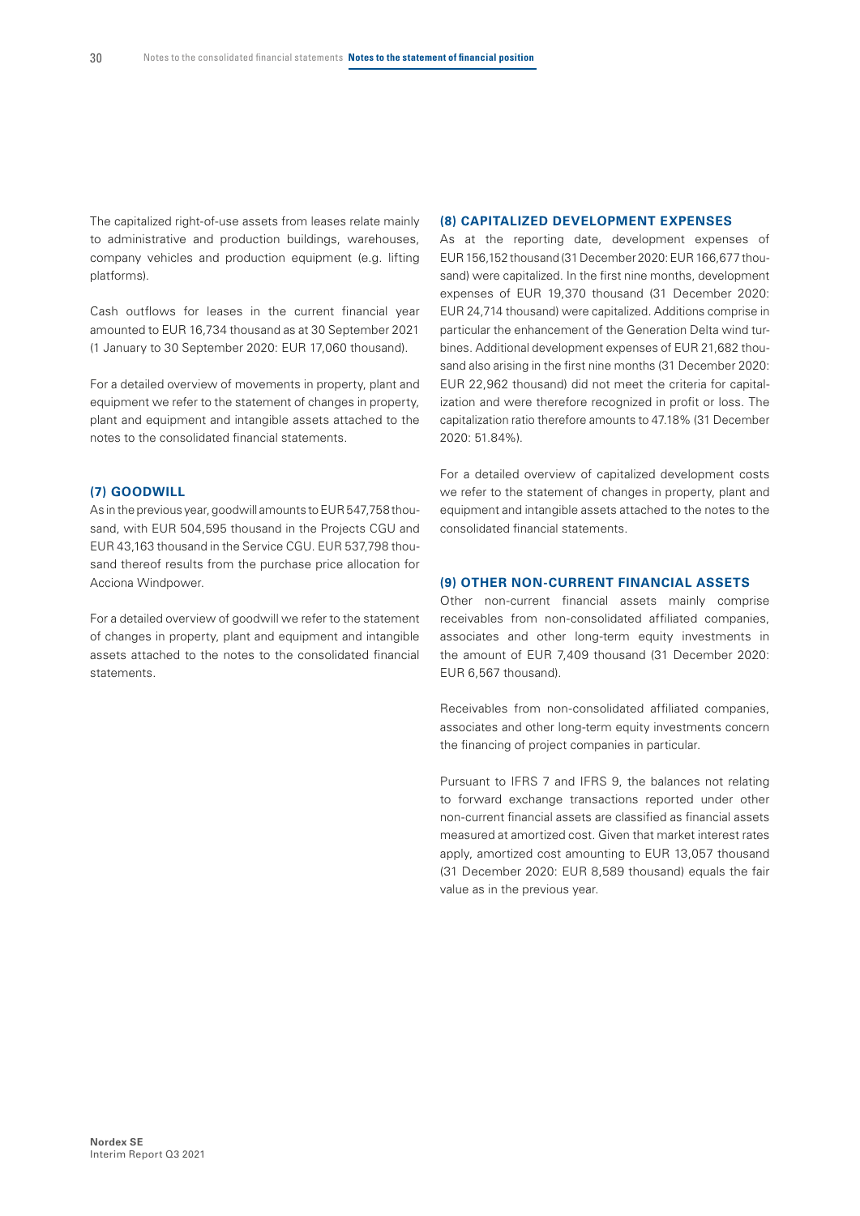The capitalized right-of-use assets from leases relate mainly to administrative and production buildings, warehouses, company vehicles and production equipment (e.g. lifting platforms).

Cash outflows for leases in the current financial year amounted to EUR 16,734 thousand as at 30 September 2021 (1 January to 30 September 2020: EUR 17,060 thousand).

For a detailed overview of movements in property, plant and equipment we refer to the statement of changes in property, plant and equipment and intangible assets attached to the notes to the consolidated financial statements.

## (7) GOODWILL

As in the previous year, goodwill amounts to EUR 547,758 thousand, with EUR 504,595 thousand in the Projects CGU and EUR 43,163 thousand in the Service CGU. EUR 537,798 thousand thereof results from the purchase price allocation for Acciona Windpower.

For a detailed overview of goodwill we refer to the statement of changes in property, plant and equipment and intangible assets attached to the notes to the consolidated financial statements.

## (8) CAPITALIZED DEVELOPMENT EXPENSES

As at the reporting date, development expenses of EUR 156,152 thousand (31 December 2020: EUR 166,677 thousand) were capitalized. In the first nine months, development expenses of EUR 19,370 thousand (31 December 2020: EUR 24,714 thousand) were capitalized. Additions comprise in particular the enhancement of the Generation Delta wind turbines. Additional development expenses of EUR 21,682 thousand also arising in the first nine months (31 December 2020: EUR 22,962 thousand) did not meet the criteria for capitalization and were therefore recognized in profit or loss. The capitalization ratio therefore amounts to 47.18% (31 December 2020: 51.84%).

For a detailed overview of capitalized development costs we refer to the statement of changes in property, plant and equipment and intangible assets attached to the notes to the consolidated financial statements.

## (9) OTHER NON-CURRENT FINANCIAL ASSETS

Other non-current financial assets mainly comprise receivables from non-consolidated affiliated companies, associates and other long-term equity investments in the amount of EUR 7,409 thousand (31 December 2020: EUR 6,567 thousand).

Receivables from non-consolidated affiliated companies, associates and other long-term equity investments concern the financing of project companies in particular.

Pursuant to IFRS 7 and IFRS 9, the balances not relating to forward exchange transactions reported under other non-current financial assets are classified as financial assets measured at amortized cost. Given that market interest rates apply, amortized cost amounting to EUR 13,057 thousand (31 December 2020: EUR 8,589 thousand) equals the fair value as in the previous year.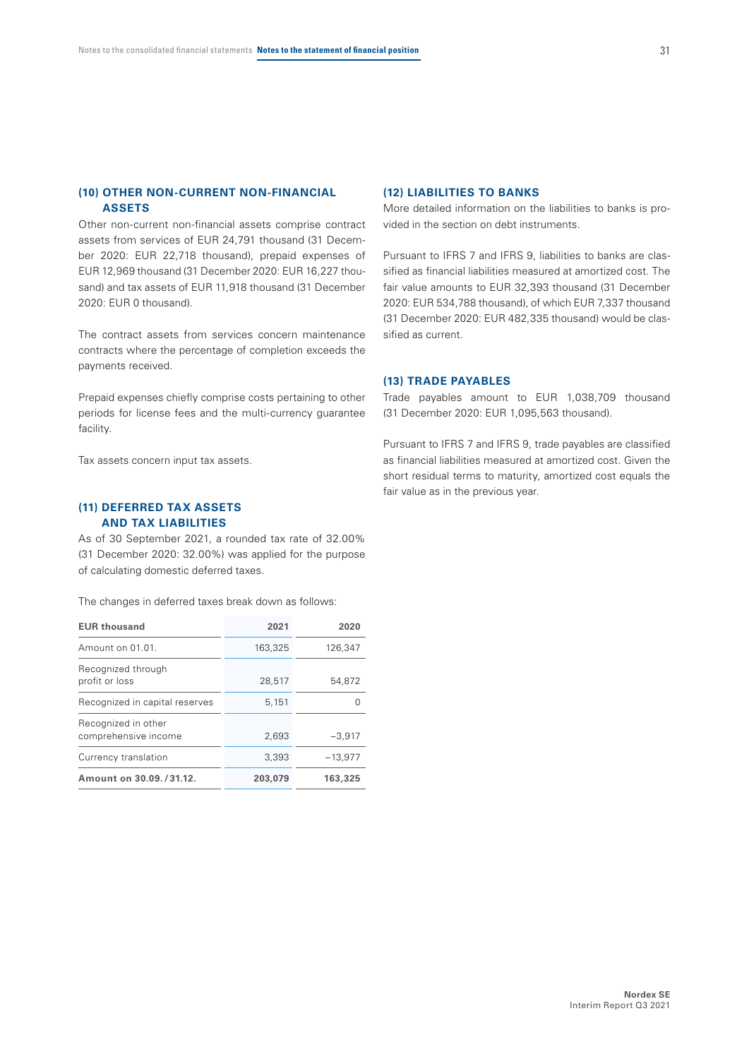## (10) OTHER NON-CURRENT NON-FINANCIAL ASSETS

Other non-current non-financial assets comprise contract assets from services of EUR 24,791 thousand (31 December 2020: EUR 22,718 thousand), prepaid expenses of EUR 12,969 thousand (31 December 2020: EUR 16,227 thousand) and tax assets of EUR 11,918 thousand (31 December 2020: EUR 0 thousand).

The contract assets from services concern maintenance contracts where the percentage of completion exceeds the payments received.

Prepaid expenses chiefly comprise costs pertaining to other periods for license fees and the multi-currency guarantee facility.

Tax assets concern input tax assets.

## (11) DEFERRED TAX ASSETS AND TAX LIABILITIES

As of 30 September 2021, a rounded tax rate of 32.00% (31 December 2020: 32.00%) was applied for the purpose of calculating domestic deferred taxes.

The changes in deferred taxes break down as follows:

| EUR thousand | 2021 | 2020 |
|---|---|---|
| Amount on 01.01. | 163,325 | 126,347 |
| Recognized through profit or loss | 28,517 | 54,872 |
| Recognized in capital reserves | 5,151 | 0 |
| Recognized in other comprehensive income | 2,693 | −3,917 |
| Currency translation | 3,393 | −13,977 |
| **Amount on 30.09. / 31.12.** | **203,079** | **163,325** |

## (12) LIABILITIES TO BANKS

More detailed information on the liabilities to banks is provided in the section on debt instruments.

Pursuant to IFRS 7 and IFRS 9, liabilities to banks are classified as financial liabilities measured at amortized cost. The fair value amounts to EUR 32,393 thousand (31 December 2020: EUR 534,788 thousand), of which EUR 7,337 thousand (31 December 2020: EUR 482,335 thousand) would be classified as current.

## (13) TRADE PAYABLES

Trade payables amount to EUR 1,038,709 thousand (31 December 2020: EUR 1,095,563 thousand).

Pursuant to IFRS 7 and IFRS 9, trade payables are classified as financial liabilities measured at amortized cost. Given the short residual terms to maturity, amortized cost equals the fair value as in the previous year.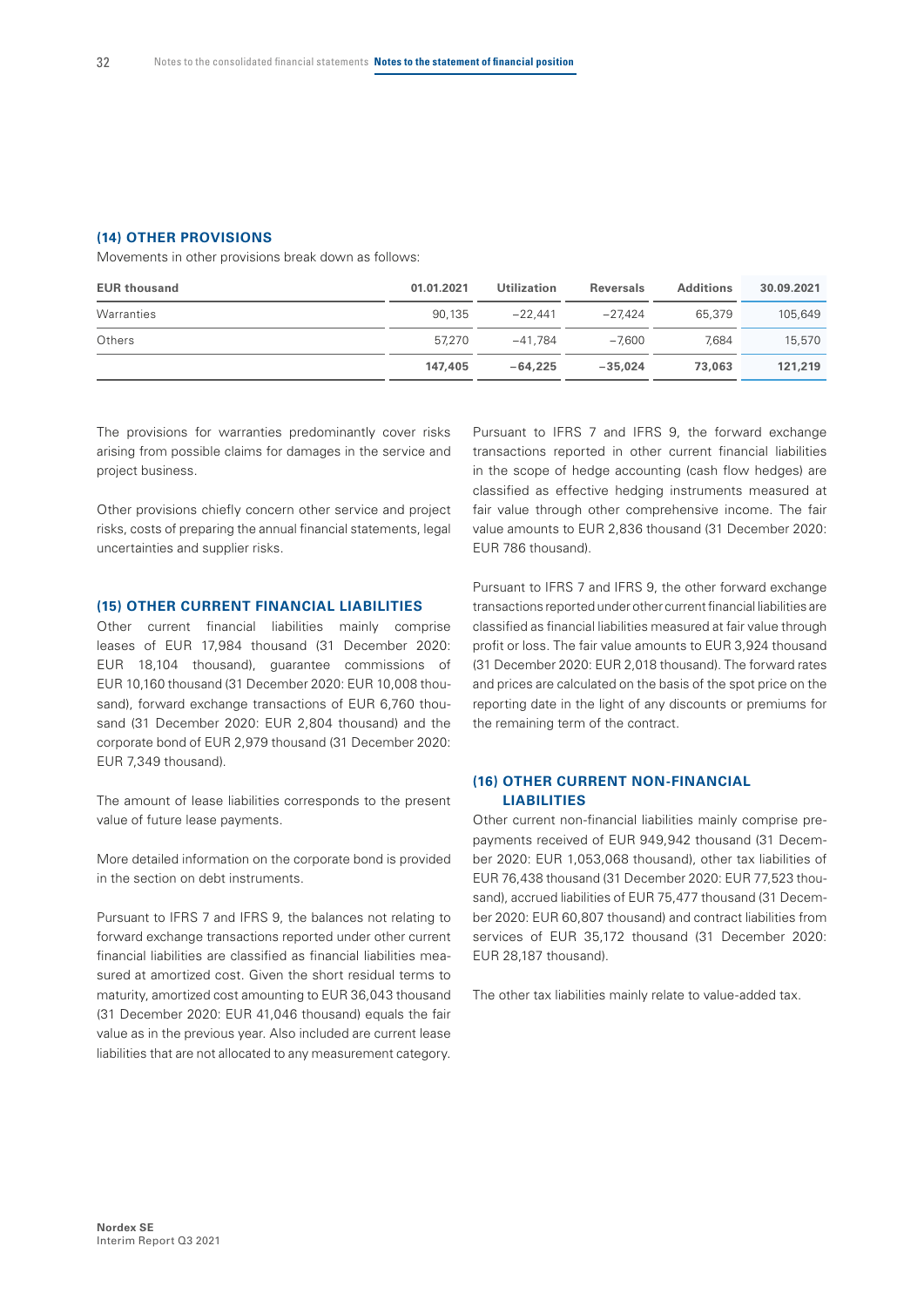### (14) OTHER PROVISIONS

Movements in other provisions break down as follows:

| EUR thousand | 01.01.2021 | Utilization | Reversals | Additions | 30.09.2021 |
|---|---|---|---|---|---|
| Warranties | 90,135 | −22,441 | −27,424 | 65,379 | 105,649 |
| Others | 57,270 | −41,784 | −7,600 | 7,684 | 15,570 |
| | **147,405** | **−64,225** | **−35,024** | **73,063** | **121,219** |

The provisions for warranties predominantly cover risks arising from possible claims for damages in the service and project business.

Other provisions chiefly concern other service and project risks, costs of preparing the annual financial statements, legal uncertainties and supplier risks.

### (15) OTHER CURRENT FINANCIAL LIABILITIES

Other current financial liabilities mainly comprise leases of EUR 17,984 thousand (31 December 2020: EUR 18,104 thousand), guarantee commissions of EUR 10,160 thousand (31 December 2020: EUR 10,008 thousand), forward exchange transactions of EUR 6,760 thousand (31 December 2020: EUR 2,804 thousand) and the corporate bond of EUR 2,979 thousand (31 December 2020: EUR 7,349 thousand).

The amount of lease liabilities corresponds to the present value of future lease payments.

More detailed information on the corporate bond is provided in the section on debt instruments.

Pursuant to IFRS 7 and IFRS 9, the balances not relating to forward exchange transactions reported under other current financial liabilities are classified as financial liabilities measured at amortized cost. Given the short residual terms to maturity, amortized cost amounting to EUR 36,043 thousand (31 December 2020: EUR 41,046 thousand) equals the fair value as in the previous year. Also included are current lease liabilities that are not allocated to any measurement category.

Pursuant to IFRS 7 and IFRS 9, the forward exchange transactions reported in other current financial liabilities in the scope of hedge accounting (cash flow hedges) are classified as effective hedging instruments measured at fair value through other comprehensive income. The fair value amounts to EUR 2,836 thousand (31 December 2020: EUR 786 thousand).

Pursuant to IFRS 7 and IFRS 9, the other forward exchange transactions reported under other current financial liabilities are classified as financial liabilities measured at fair value through profit or loss. The fair value amounts to EUR 3,924 thousand (31 December 2020: EUR 2,018 thousand). The forward rates and prices are calculated on the basis of the spot price on the reporting date in the light of any discounts or premiums for the remaining term of the contract.

### (16) OTHER CURRENT NON-FINANCIAL LIABILITIES

Other current non-financial liabilities mainly comprise prepayments received of EUR 949,942 thousand (31 December 2020: EUR 1,053,068 thousand), other tax liabilities of EUR 76,438 thousand (31 December 2020: EUR 77,523 thousand), accrued liabilities of EUR 75,477 thousand (31 December 2020: EUR 60,807 thousand) and contract liabilities from services of EUR 35,172 thousand (31 December 2020: EUR 28,187 thousand).

The other tax liabilities mainly relate to value-added tax.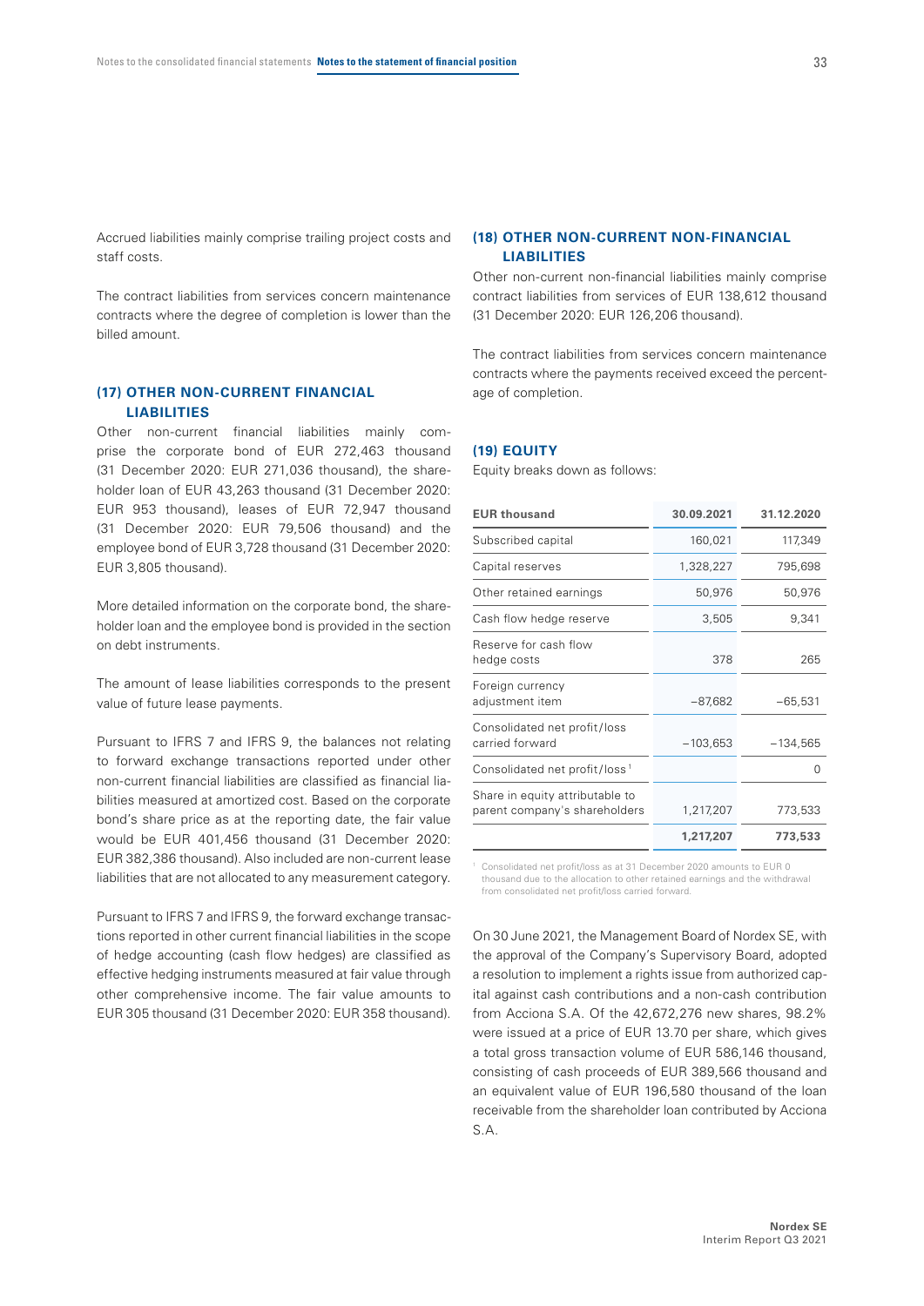Accrued liabilities mainly comprise trailing project costs and staff costs.

The contract liabilities from services concern maintenance contracts where the degree of completion is lower than the billed amount.

## (17) OTHER NON-CURRENT FINANCIAL LIABILITIES

Other non-current financial liabilities mainly comprise the corporate bond of EUR 272,463 thousand (31 December 2020: EUR 271,036 thousand), the shareholder loan of EUR 43,263 thousand (31 December 2020: EUR 953 thousand), leases of EUR 72,947 thousand (31 December 2020: EUR 79,506 thousand) and the employee bond of EUR 3,728 thousand (31 December 2020: EUR 3,805 thousand).

More detailed information on the corporate bond, the shareholder loan and the employee bond is provided in the section on debt instruments.

The amount of lease liabilities corresponds to the present value of future lease payments.

Pursuant to IFRS 7 and IFRS 9, the balances not relating to forward exchange transactions reported under other non-current financial liabilities are classified as financial liabilities measured at amortized cost. Based on the corporate bond's share price as at the reporting date, the fair value would be EUR 401,456 thousand (31 December 2020: EUR 382,386 thousand). Also included are non-current lease liabilities that are not allocated to any measurement category.

Pursuant to IFRS 7 and IFRS 9, the forward exchange transactions reported in other current financial liabilities in the scope of hedge accounting (cash flow hedges) are classified as effective hedging instruments measured at fair value through other comprehensive income. The fair value amounts to EUR 305 thousand (31 December 2020: EUR 358 thousand).

## (18) OTHER NON-CURRENT NON-FINANCIAL LIABILITIES

Other non-current non-financial liabilities mainly comprise contract liabilities from services of EUR 138,612 thousand (31 December 2020: EUR 126,206 thousand).

The contract liabilities from services concern maintenance contracts where the payments received exceed the percentage of completion.

## (19) EQUITY

Equity breaks down as follows:

| EUR thousand | 30.09.2021 | 31.12.2020 |
|---|---|---|
| Subscribed capital | 160,021 | 117,349 |
| Capital reserves | 1,328,227 | 795,698 |
| Other retained earnings | 50,976 | 50,976 |
| Cash flow hedge reserve | 3,505 | 9,341 |
| Reserve for cash flow hedge costs | 378 | 265 |
| Foreign currency adjustment item | −87,682 | −65,531 |
| Consolidated net profit/loss carried forward | −103,653 | −134,565 |
| Consolidated net profit/loss [1] | | 0 |
| Share in equity attributable to parent company's shareholders | 1,217,207 | 773,533 |
| | **1,217,207** | **773,533** |

[1] Consolidated net profit/loss as at 31 December 2020 amounts to EUR 0 thousand due to the allocation to other retained earnings and the withdrawal from consolidated net profit/loss carried forward.

On 30 June 2021, the Management Board of Nordex SE, with the approval of the Company's Supervisory Board, adopted a resolution to implement a rights issue from authorized capital against cash contributions and a non-cash contribution from Acciona S.A. Of the 42,672,276 new shares, 98.2% were issued at a price of EUR 13.70 per share, which gives a total gross transaction volume of EUR 586,146 thousand, consisting of cash proceeds of EUR 389,566 thousand and an equivalent value of EUR 196,580 thousand of the loan receivable from the shareholder loan contributed by Acciona S.A.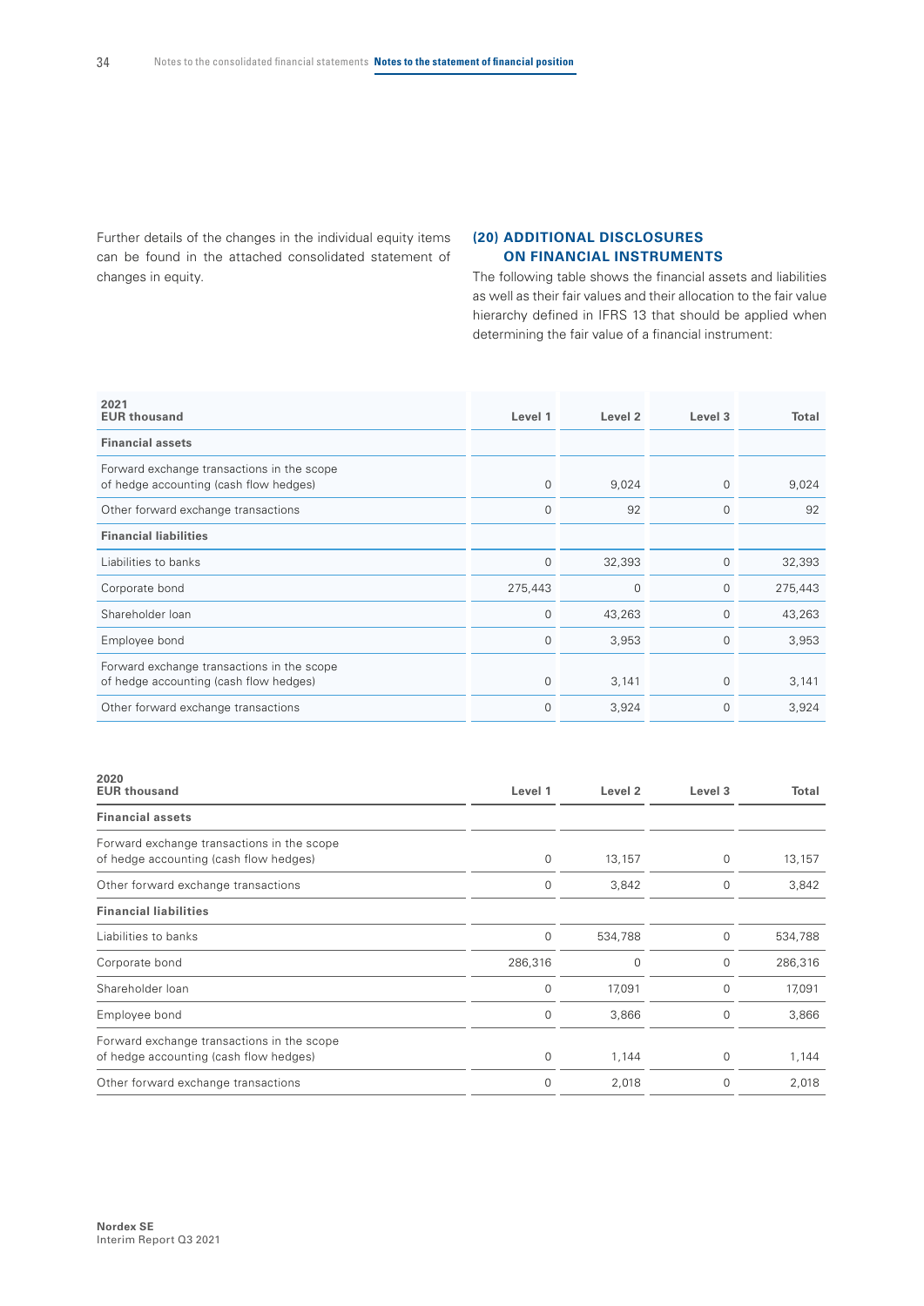Further details of the changes in the individual equity items can be found in the attached consolidated statement of changes in equity.

## (20) ADDITIONAL DISCLOSURES ON FINANCIAL INSTRUMENTS

The following table shows the financial assets and liabilities as well as their fair values and their allocation to the fair value hierarchy defined in IFRS 13 that should be applied when determining the fair value of a financial instrument:

| 2021<br>EUR thousand | Level 1 | Level 2 | Level 3 | Total |
|---|---|---|---|---|
| **Financial assets** | | | | |
| Forward exchange transactions in the scope of hedge accounting (cash flow hedges) | 0 | 9,024 | 0 | 9,024 |
| Other forward exchange transactions | 0 | 92 | 0 | 92 |
| **Financial liabilities** | | | | |
| Liabilities to banks | 0 | 32,393 | 0 | 32,393 |
| Corporate bond | 275,443 | 0 | 0 | 275,443 |
| Shareholder loan | 0 | 43,263 | 0 | 43,263 |
| Employee bond | 0 | 3,953 | 0 | 3,953 |
| Forward exchange transactions in the scope of hedge accounting (cash flow hedges) | 0 | 3,141 | 0 | 3,141 |
| Other forward exchange transactions | 0 | 3,924 | 0 | 3,924 |

| 2020<br>EUR thousand | Level 1 | Level 2 | Level 3 | Total |
|---|---|---|---|---|
| **Financial assets** | | | | |
| Forward exchange transactions in the scope of hedge accounting (cash flow hedges) | 0 | 13,157 | 0 | 13,157 |
| Other forward exchange transactions | 0 | 3,842 | 0 | 3,842 |
| **Financial liabilities** | | | | |
| Liabilities to banks | 0 | 534,788 | 0 | 534,788 |
| Corporate bond | 286,316 | 0 | 0 | 286,316 |
| Shareholder loan | 0 | 17,091 | 0 | 17,091 |
| Employee bond | 0 | 3,866 | 0 | 3,866 |
| Forward exchange transactions in the scope of hedge accounting (cash flow hedges) | 0 | 1,144 | 0 | 1,144 |
| Other forward exchange transactions | 0 | 2,018 | 0 | 2,018 |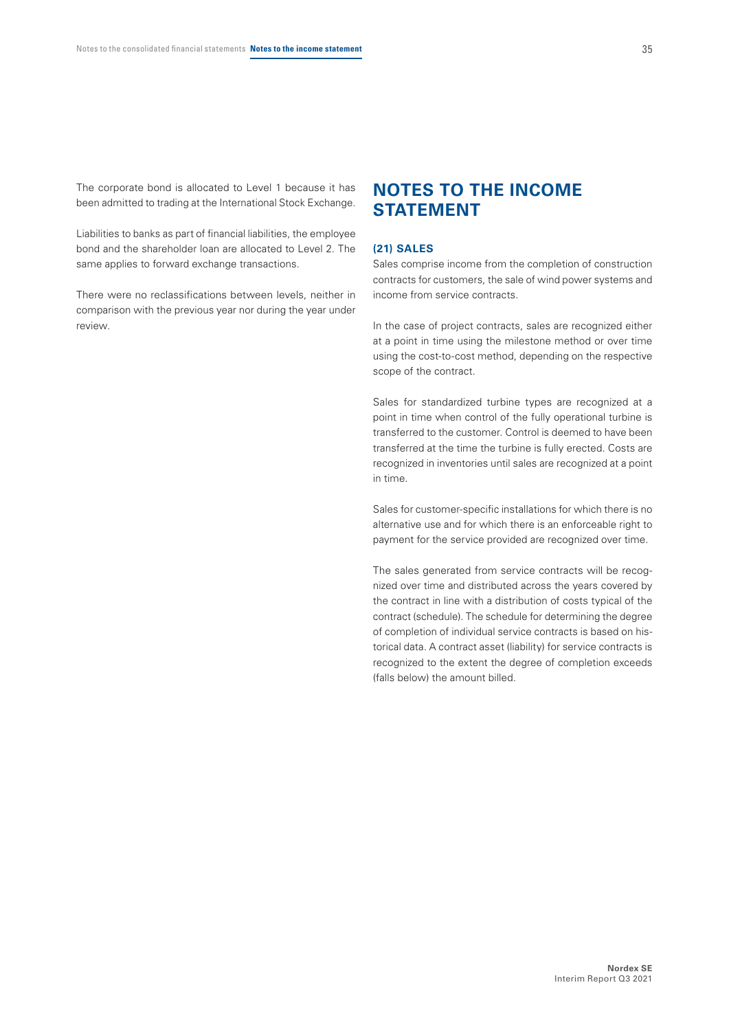The corporate bond is allocated to Level 1 because it has been admitted to trading at the International Stock Exchange.

Liabilities to banks as part of financial liabilities, the employee bond and the shareholder loan are allocated to Level 2. The same applies to forward exchange transactions.

There were no reclassifications between levels, neither in comparison with the previous year nor during the year under review.

# NOTES TO THE INCOME STATEMENT

### (21) SALES

Sales comprise income from the completion of construction contracts for customers, the sale of wind power systems and income from service contracts.

In the case of project contracts, sales are recognized either at a point in time using the milestone method or over time using the cost-to-cost method, depending on the respective scope of the contract.

Sales for standardized turbine types are recognized at a point in time when control of the fully operational turbine is transferred to the customer. Control is deemed to have been transferred at the time the turbine is fully erected. Costs are recognized in inventories until sales are recognized at a point in time.

Sales for customer-specific installations for which there is no alternative use and for which there is an enforceable right to payment for the service provided are recognized over time.

The sales generated from service contracts will be recognized over time and distributed across the years covered by the contract in line with a distribution of costs typical of the contract (schedule). The schedule for determining the degree of completion of individual service contracts is based on historical data. A contract asset (liability) for service contracts is recognized to the extent the degree of completion exceeds (falls below) the amount billed.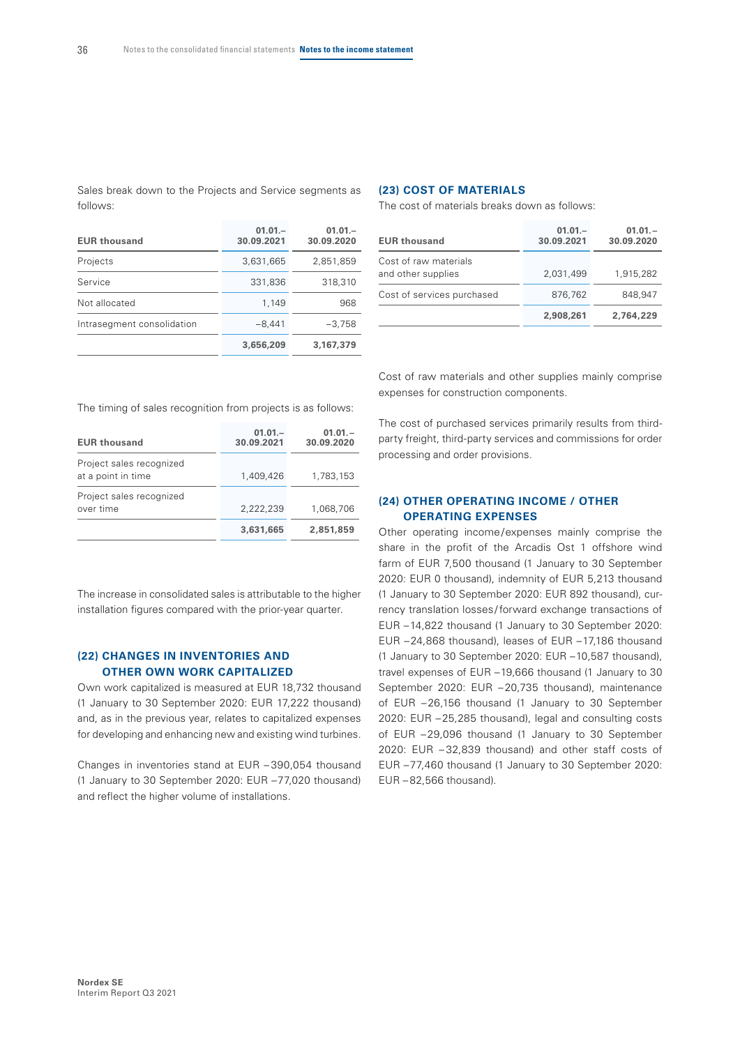Sales break down to the Projects and Service segments as follows:

| EUR thousand | 01.01.– 30.09.2021 | 01.01.– 30.09.2020 |
|---|---|---|
| Projects | 3,631,665 | 2,851,859 |
| Service | 331,836 | 318,310 |
| Not allocated | 1,149 | 968 |
| Intrasegment consolidation | –8,441 | –3,758 |
| | **3,656,209** | **3,167,379** |

The timing of sales recognition from projects is as follows:

| EUR thousand | 01.01.– 30.09.2021 | 01.01.– 30.09.2020 |
|---|---|---|
| Project sales recognized at a point in time | 1,409,426 | 1,783,153 |
| Project sales recognized over time | 2,222,239 | 1,068,706 |
| | **3,631,665** | **2,851,859** |

The increase in consolidated sales is attributable to the higher installation figures compared with the prior-year quarter.

### (22) CHANGES IN INVENTORIES AND OTHER OWN WORK CAPITALIZED

Own work capitalized is measured at EUR 18,732 thousand (1 January to 30 September 2020: EUR 17,222 thousand) and, as in the previous year, relates to capitalized expenses for developing and enhancing new and existing wind turbines.

Changes in inventories stand at EUR –390,054 thousand (1 January to 30 September 2020: EUR –77,020 thousand) and reflect the higher volume of installations.

### (23) COST OF MATERIALS

The cost of materials breaks down as follows:

| EUR thousand | 01.01.– 30.09.2021 | 01.01.– 30.09.2020 |
|---|---|---|
| Cost of raw materials and other supplies | 2,031,499 | 1,915,282 |
| Cost of services purchased | 876,762 | 848,947 |
| | **2,908,261** | **2,764,229** |

Cost of raw materials and other supplies mainly comprise expenses for construction components.

The cost of purchased services primarily results from third-party freight, third-party services and commissions for order processing and order provisions.

### (24) OTHER OPERATING INCOME / OTHER OPERATING EXPENSES

Other operating income/expenses mainly comprise the share in the profit of the Arcadis Ost 1 offshore wind farm of EUR 7,500 thousand (1 January to 30 September 2020: EUR 0 thousand), indemnity of EUR 5,213 thousand (1 January to 30 September 2020: EUR 892 thousand), currency translation losses/forward exchange transactions of EUR –14,822 thousand (1 January to 30 September 2020: EUR –24,868 thousand), leases of EUR –17,186 thousand (1 January to 30 September 2020: EUR –10,587 thousand), travel expenses of EUR –19,666 thousand (1 January to 30 September 2020: EUR –20,735 thousand), maintenance of EUR –26,156 thousand (1 January to 30 September 2020: EUR –25,285 thousand), legal and consulting costs of EUR –29,096 thousand (1 January to 30 September 2020: EUR –32,839 thousand) and other staff costs of EUR –77,460 thousand (1 January to 30 September 2020: EUR –82,566 thousand).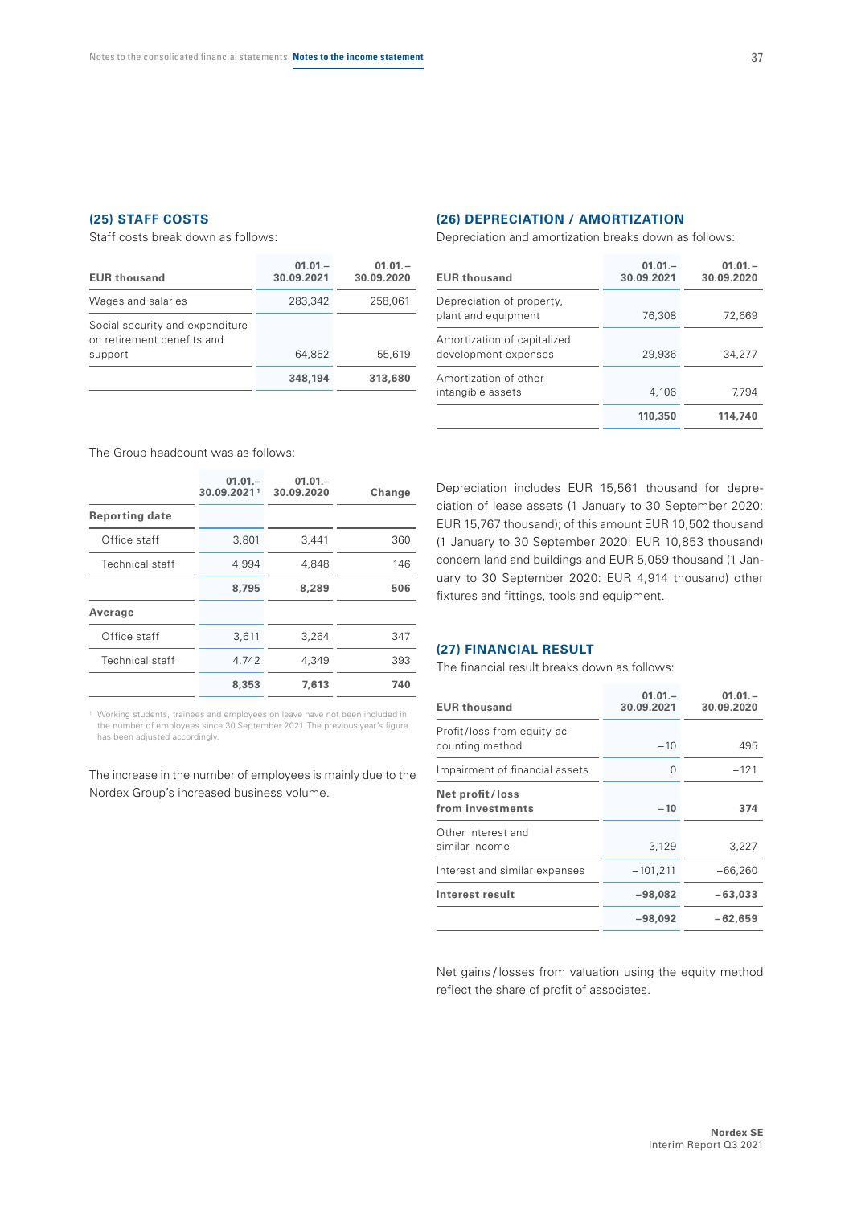## (25) STAFF COSTS

Staff costs break down as follows:

| EUR thousand | 01.01.– 30.09.2021 | 01.01. – 30.09.2020 |
|---|---|---|
| Wages and salaries | 283,342 | 258,061 |
| Social security and expenditure on retirement benefits and support | 64,852 | 55,619 |
| | **348,194** | **313,680** |

The Group headcount was as follows:

| | 01.01.– 30.09.2021 [1] | 01.01.– 30.09.2020 | Change |
|---|---|---|---|
| **Reporting date** | | | |
| Office staff | 3,801 | 3,441 | 360 |
| Technical staff | 4,994 | 4,848 | 146 |
| | **8,795** | **8,289** | **506** |
| **Average** | | | |
| Office staff | 3,611 | 3,264 | 347 |
| Technical staff | 4,742 | 4,349 | 393 |
| | **8,353** | **7,613** | **740** |

[1] Working students, trainees and employees on leave have not been included in the number of employees since 30 September 2021. The previous year's figure has been adjusted accordingly.

The increase in the number of employees is mainly due to the Nordex Group's increased business volume.

## (26) DEPRECIATION / AMORTIZATION

Depreciation and amortization breaks down as follows:

| EUR thousand | 01.01.– 30.09.2021 | 01.01. – 30.09.2020 |
|---|---|---|
| Depreciation of property, plant and equipment | 76,308 | 72,669 |
| Amortization of capitalized development expenses | 29,936 | 34,277 |
| Amortization of other intangible assets | 4,106 | 7,794 |
| | **110,350** | **114,740** |

Depreciation includes EUR 15,561 thousand for depreciation of lease assets (1 January to 30 September 2020: EUR 15,767 thousand); of this amount EUR 10,502 thousand (1 January to 30 September 2020: EUR 10,853 thousand) concern land and buildings and EUR 5,059 thousand (1 January to 30 September 2020: EUR 4,914 thousand) other fixtures and fittings, tools and equipment.

## (27) FINANCIAL RESULT

The financial result breaks down as follows:

| EUR thousand | 01.01.– 30.09.2021 | 01.01. – 30.09.2020 |
|---|---|---|
| Profit/loss from equity-accounting method | −10 | 495 |
| Impairment of financial assets | 0 | −121 |
| **Net profit/loss from investments** | **−10** | **374** |
| Other interest and similar income | 3,129 | 3,227 |
| Interest and similar expenses | −101,211 | −66,260 |
| **Interest result** | **−98,082** | **−63,033** |
| | **−98,092** | **−62,659** |

Net gains/losses from valuation using the equity method reflect the share of profit of associates.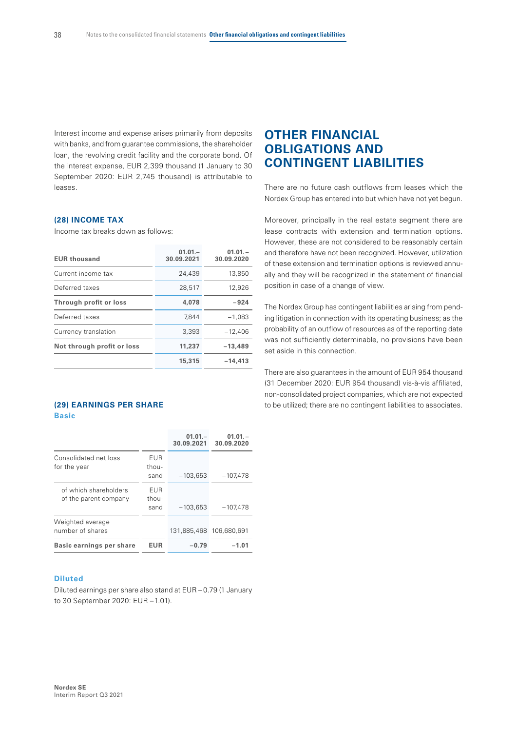Interest income and expense arises primarily from deposits with banks, and from guarantee commissions, the shareholder loan, the revolving credit facility and the corporate bond. Of the interest expense, EUR 2,399 thousand (1 January to 30 September 2020: EUR 2,745 thousand) is attributable to leases.

### (28) INCOME TAX

Income tax breaks down as follows:

| EUR thousand | 01.01.–30.09.2021 | 01.01.–30.09.2020 |
|---|---|---|
| Current income tax | −24,439 | −13,850 |
| Deferred taxes | 28,517 | 12,926 |
| **Through profit or loss** | **4,078** | **−924** |
| Deferred taxes | 7,844 | −1,083 |
| Currency translation | 3,393 | −12,406 |
| **Not through profit or loss** | **11,237** | **−13,489** |
| | **15,315** | **−14,413** |

### (29) EARNINGS PER SHARE

**Basic**

| | | 01.01.–30.09.2021 | 01.01.–30.09.2020 |
|---|---|---|---|
| Consolidated net loss for the year | EUR thousand | −103,653 | −107,478 |
| of which shareholders of the parent company | EUR thousand | −103,653 | −107,478 |
| Weighted average number of shares | | 131,885,468 | 106,680,691 |
| **Basic earnings per share** | **EUR** | **−0.79** | **−1.01** |

**Diluted**

Diluted earnings per share also stand at EUR −0.79 (1 January to 30 September 2020: EUR −1.01).

## OTHER FINANCIAL OBLIGATIONS AND CONTINGENT LIABILITIES

There are no future cash outflows from leases which the Nordex Group has entered into but which have not yet begun.

Moreover, principally in the real estate segment there are lease contracts with extension and termination options. However, these are not considered to be reasonably certain and therefore have not been recognized. However, utilization of these extension and termination options is reviewed annually and they will be recognized in the statement of financial position in case of a change of view.

The Nordex Group has contingent liabilities arising from pending litigation in connection with its operating business; as the probability of an outflow of resources as of the reporting date was not sufficiently determinable, no provisions have been set aside in this connection.

There are also guarantees in the amount of EUR 954 thousand (31 December 2020: EUR 954 thousand) vis-à-vis affiliated, non-consolidated project companies, which are not expected to be utilized; there are no contingent liabilities to associates.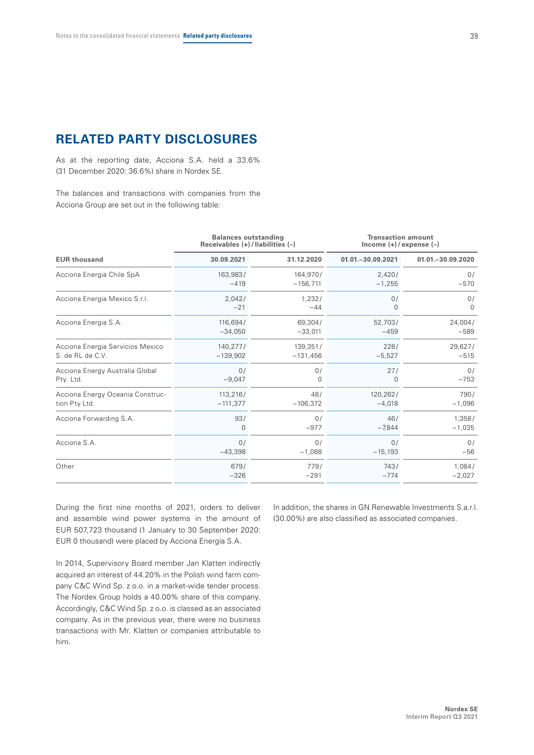# RELATED PARTY DISCLOSURES

As at the reporting date, Acciona S.A. held a 33.6% (31 December 2020: 36.6%) share in Nordex SE.

The balances and transactions with companies from the Acciona Group are set out in the following table:

| | Balances outstanding Receivables (+) / liabilities (–) | | Transaction amount Income (+) / expense (–) | |
|---|---|---|---|---|
| **EUR thousand** | **30.09.2021** | **31.12.2020** | **01.01.–30.09.2021** | **01.01.–30.09.2020** |
| Acciona Energia Chile SpA | 163,983 / −419 | 164,970 / −156,711 | 2,420 / −1,255 | 0 / −570 |
| Acciona Energia Mexico S.r.l. | 2,042 / −21 | 1,232 / −44 | 0 / 0 | 0 / 0 |
| Acciona Energia S.A. | 116,694 / −34,050 | 69,304 / −33,011 | 52,703 / −459 | 24,004 / −589 |
| Acciona Energia Servicios Mexico S. de RL de C.V. | 140,277 / −139,902 | 139,351 / −131,456 | 228 / −5,527 | 29,627 / −515 |
| Acciona Energy Australia Global Pty. Ltd. | 0 / −9,047 | 0 / 0 | 27 / 0 | 0 / −753 |
| Acciona Energy Oceania Construction Pty Ltd. | 113,216 / −111,377 | 48 / −106,372 | 120,262 / −4,018 | 790 / −1,096 |
| Acciona Forwarding S.A. | 93 / 0 | 0 / −977 | 46 / −7,844 | 1,358 / −1,035 |
| Acciona S.A. | 0 / −43,398 | 0 / −1,088 | 0 / −15,193 | 0 / −56 |
| Other | 679 / −326 | 779 / −291 | 743 / −774 | 1,084 / −2,027 |

During the first nine months of 2021, orders to deliver and assemble wind power systems in the amount of EUR 507,723 thousand (1 January to 30 September 2020: EUR 0 thousand) were placed by Acciona Energía S.A.

In 2014, Supervisory Board member Jan Klatten indirectly acquired an interest of 44.20% in the Polish wind farm company C&C Wind Sp. z o.o. in a market-wide tender process. The Nordex Group holds a 40.00% share of this company. Accordingly, C&C Wind Sp. z o.o. is classed as an associated company. As in the previous year, there were no business transactions with Mr. Klatten or companies attributable to him.

In addition, the shares in GN Renewable Investments S.a.r.l. (30.00%) are also classified as associated companies.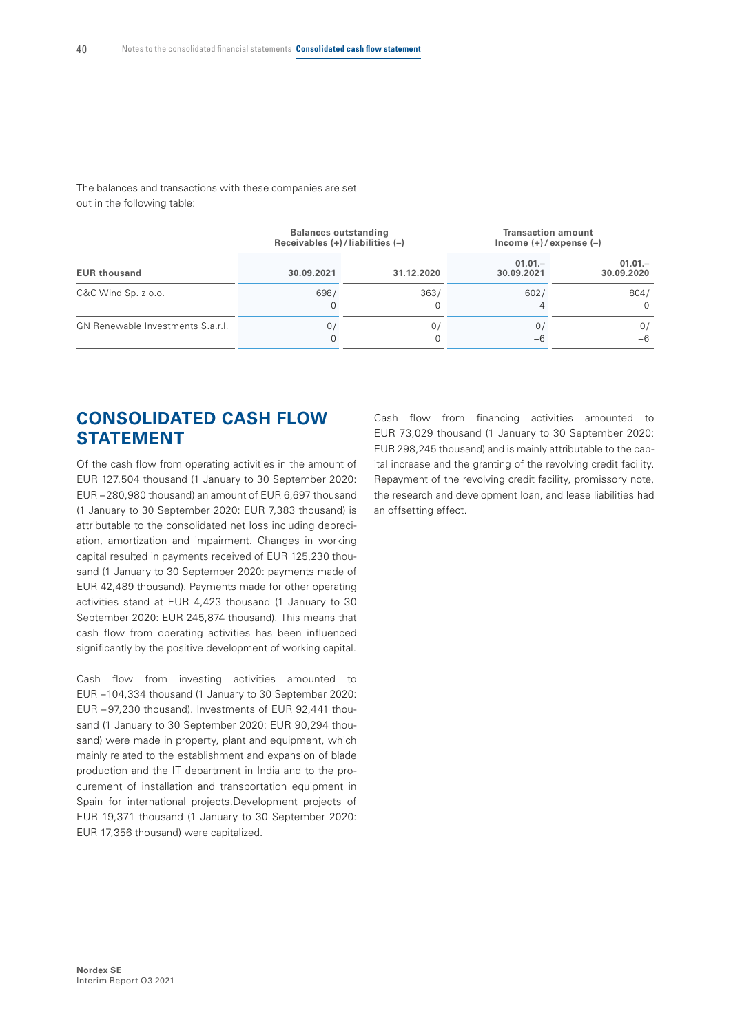The balances and transactions with these companies are set out in the following table:

| EUR thousand | Balances outstanding Receivables (+) / liabilities (–) | | Transaction amount Income (+) / expense (–) | |
|---|---|---|---|---|
| | 30.09.2021 | 31.12.2020 | 01.01.–30.09.2021 | 01.01.–30.09.2020 |
| C&C Wind Sp. z o.o. | 698/ 0 | 363/ 0 | 602/ −4 | 804/ 0 |
| GN Renewable Investments S.a.r.l. | 0/ 0 | 0/ 0 | 0/ −6 | 0/ −6 |

## CONSOLIDATED CASH FLOW STATEMENT

Of the cash flow from operating activities in the amount of EUR 127,504 thousand (1 January to 30 September 2020: EUR −280,980 thousand) an amount of EUR 6,697 thousand (1 January to 30 September 2020: EUR 7,383 thousand) is attributable to the consolidated net loss including depreciation, amortization and impairment. Changes in working capital resulted in payments received of EUR 125,230 thousand (1 January to 30 September 2020: payments made of EUR 42,489 thousand). Payments made for other operating activities stand at EUR 4,423 thousand (1 January to 30 September 2020: EUR 245,874 thousand). This means that cash flow from operating activities has been influenced significantly by the positive development of working capital.

Cash flow from investing activities amounted to EUR −104,334 thousand (1 January to 30 September 2020: EUR −97,230 thousand). Investments of EUR 92,441 thousand (1 January to 30 September 2020: EUR 90,294 thousand) were made in property, plant and equipment, which mainly related to the establishment and expansion of blade production and the IT department in India and to the procurement of installation and transportation equipment in Spain for international projects.Development projects of EUR 19,371 thousand (1 January to 30 September 2020: EUR 17,356 thousand) were capitalized.

Cash flow from financing activities amounted to EUR 73,029 thousand (1 January to 30 September 2020: EUR 298,245 thousand) and is mainly attributable to the capital increase and the granting of the revolving credit facility. Repayment of the revolving credit facility, promissory note, the research and development loan, and lease liabilities had an offsetting effect.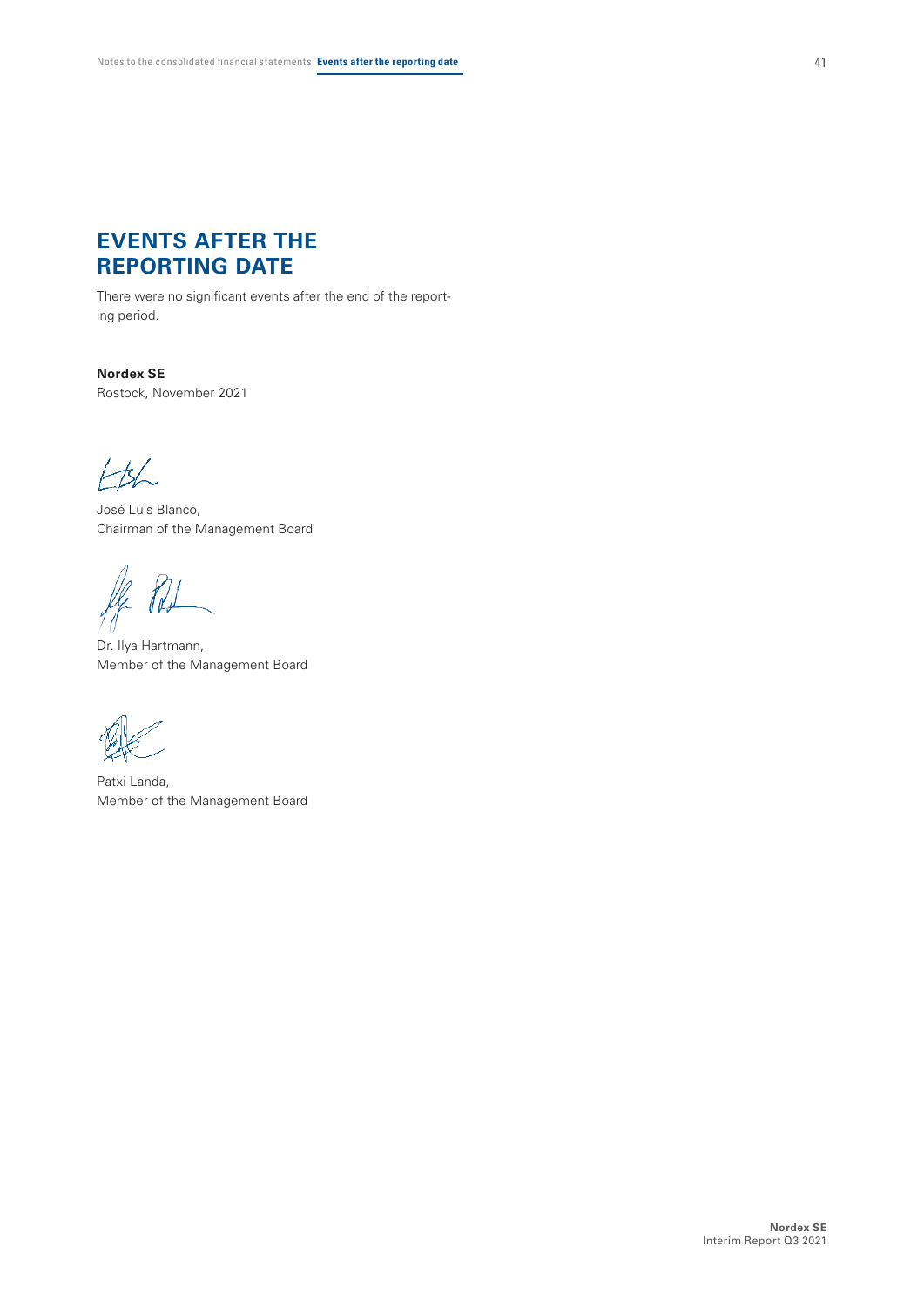# EVENTS AFTER THE REPORTING DATE

There were no significant events after the end of the reporting period.

**Nordex SE**
Rostock, November 2021

José Luis Blanco,
Chairman of the Management Board

Dr. Ilya Hartmann,
Member of the Management Board

Patxi Landa,
Member of the Management Board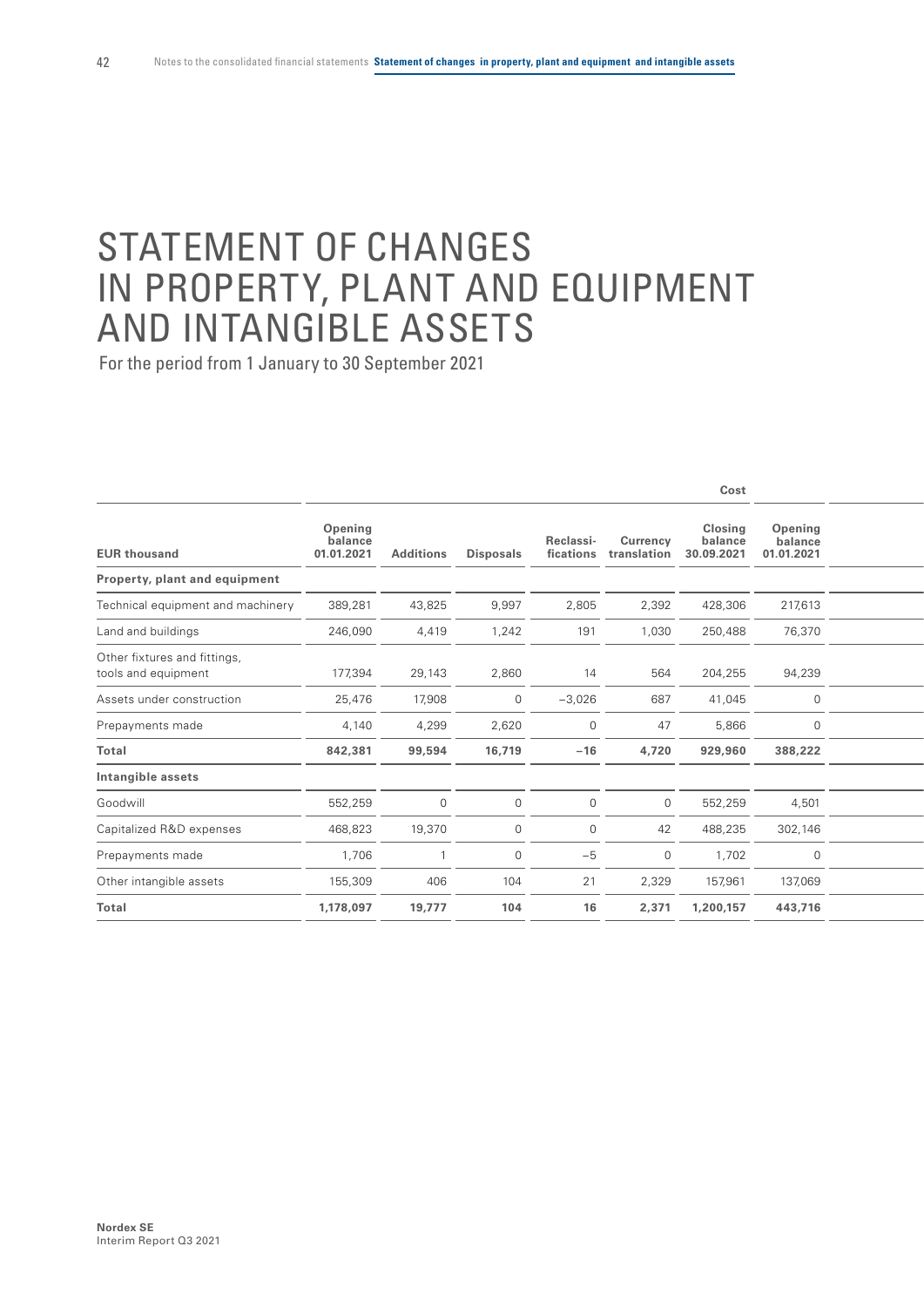# STATEMENT OF CHANGES IN PROPERTY, PLANT AND EQUIPMENT AND INTANGIBLE ASSETS

For the period from 1 January to 30 September 2021

| | Cost | | | | | | |
|---|---|---|---|---|---|---|---|
| **EUR thousand** | **Opening balance 01.01.2021** | **Additions** | **Disposals** | **Reclassi-fications** | **Currency translation** | **Closing balance 30.09.2021** | **Opening balance 01.01.2021** |
| **Property, plant and equipment** | | | | | | | |
| Technical equipment and machinery | 389,281 | 43,825 | 9,997 | 2,805 | 2,392 | 428,306 | 217,613 |
| Land and buildings | 246,090 | 4,419 | 1,242 | 191 | 1,030 | 250,488 | 76,370 |
| Other fixtures and fittings, tools and equipment | 177,394 | 29,143 | 2,860 | 14 | 564 | 204,255 | 94,239 |
| Assets under construction | 25,476 | 17,908 | 0 | −3,026 | 687 | 41,045 | 0 |
| Prepayments made | 4,140 | 4,299 | 2,620 | 0 | 47 | 5,866 | 0 |
| **Total** | **842,381** | **99,594** | **16,719** | **−16** | **4,720** | **929,960** | **388,222** |
| **Intangible assets** | | | | | | | |
| Goodwill | 552,259 | 0 | 0 | 0 | 0 | 552,259 | 4,501 |
| Capitalized R&D expenses | 468,823 | 19,370 | 0 | 0 | 42 | 488,235 | 302,146 |
| Prepayments made | 1,706 | 1 | 0 | −5 | 0 | 1,702 | 0 |
| Other intangible assets | 155,309 | 406 | 104 | 21 | 2,329 | 157,961 | 137,069 |
| **Total** | **1,178,097** | **19,777** | **104** | **16** | **2,371** | **1,200,157** | **443,716** |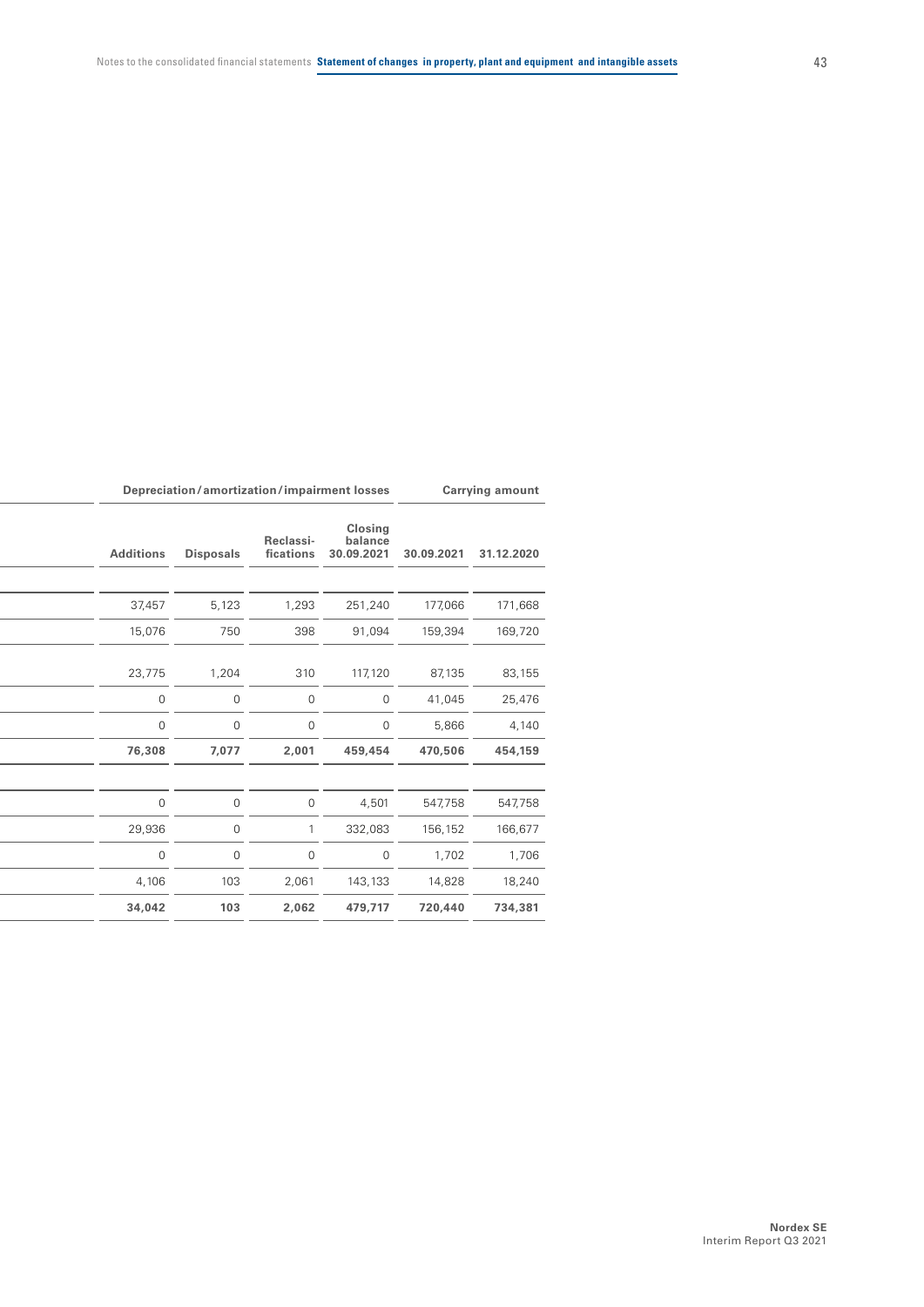| Depreciation/amortization/impairment losses | | | | Carrying amount | |
|---|---|---|---|---|---|
| Additions | Disposals | Reclassi-fications | Closing balance 30.09.2021 | 30.09.2021 | 31.12.2020 |
| | | | | | |
| 37,457 | 5,123 | 1,293 | 251,240 | 177,066 | 171,668 |
| 15,076 | 750 | 398 | 91,094 | 159,394 | 169,720 |
| 23,775 | 1,204 | 310 | 117,120 | 87,135 | 83,155 |
| 0 | 0 | 0 | 0 | 41,045 | 25,476 |
| 0 | 0 | 0 | 0 | 5,866 | 4,140 |
| **76,308** | **7,077** | **2,001** | **459,454** | **470,506** | **454,159** |
| | | | | | |
| 0 | 0 | 0 | 4,501 | 547,758 | 547,758 |
| 29,936 | 0 | 1 | 332,083 | 156,152 | 166,677 |
| 0 | 0 | 0 | 0 | 1,702 | 1,706 |
| 4,106 | 103 | 2,061 | 143,133 | 14,828 | 18,240 |
| **34,042** | **103** | **2,062** | **479,717** | **720,440** | **734,381** |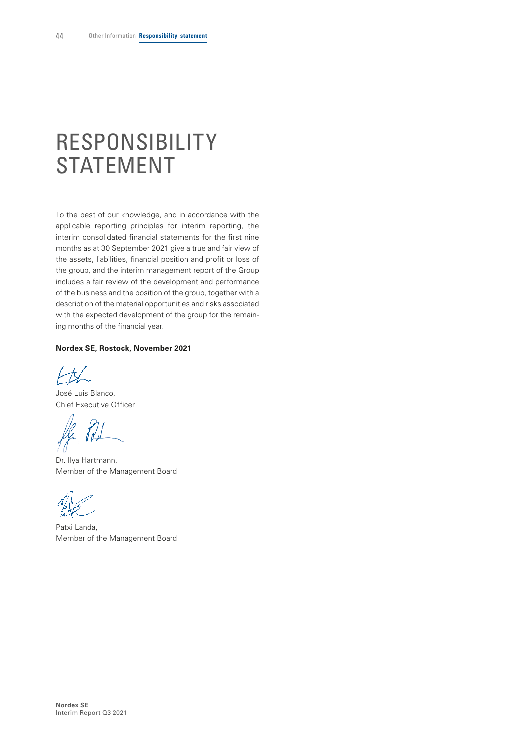# RESPONSIBILITY STATEMENT

To the best of our knowledge, and in accordance with the applicable reporting principles for interim reporting, the interim consolidated financial statements for the first nine months as at 30 September 2021 give a true and fair view of the assets, liabilities, financial position and profit or loss of the group, and the interim management report of the Group includes a fair review of the development and performance of the business and the position of the group, together with a description of the material opportunities and risks associated with the expected development of the group for the remaining months of the financial year.

**Nordex SE, Rostock, November 2021**

José Luis Blanco,
Chief Executive Officer

Dr. Ilya Hartmann,
Member of the Management Board

Patxi Landa,
Member of the Management Board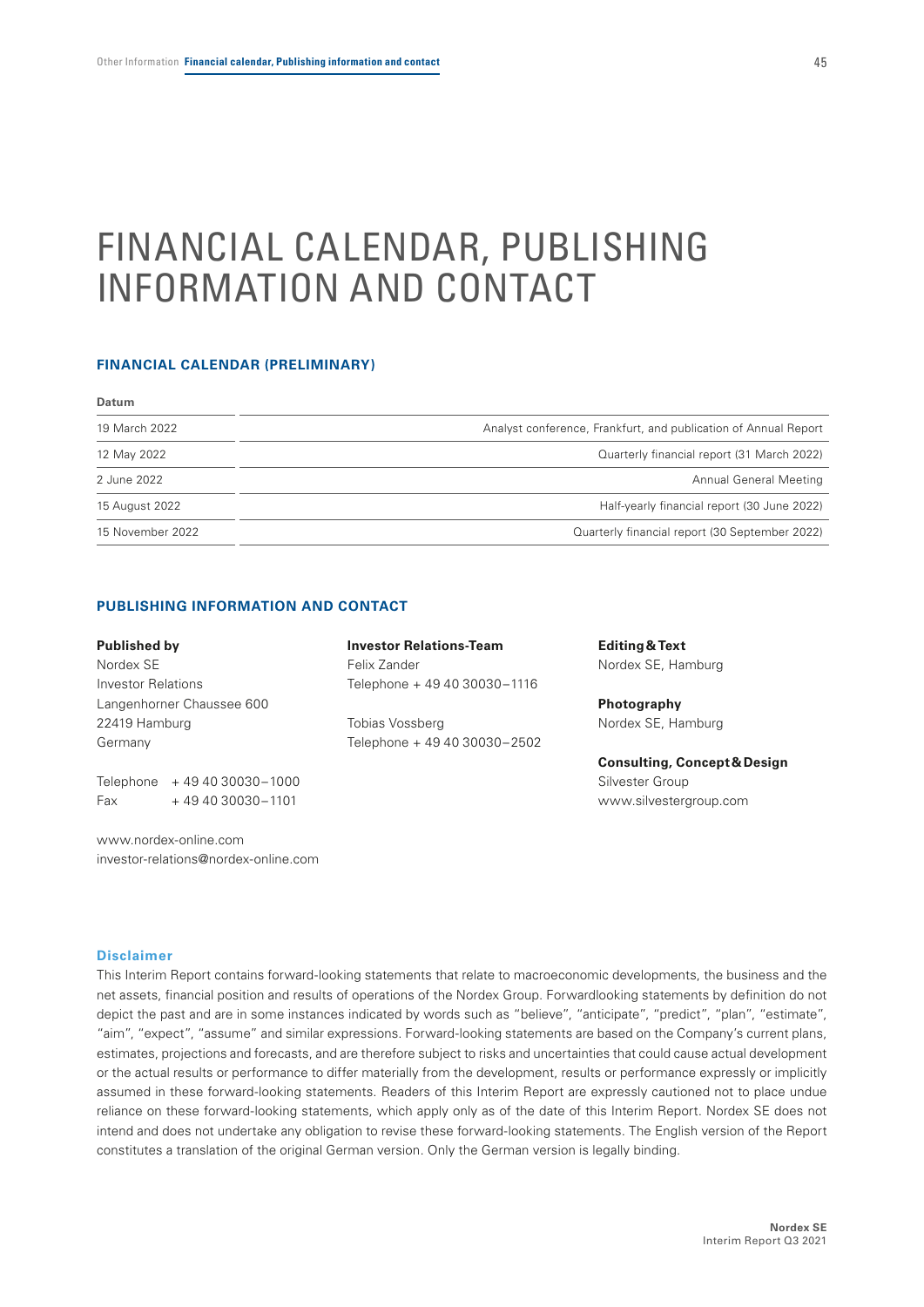# FINANCIAL CALENDAR, PUBLISHING INFORMATION AND CONTACT

### FINANCIAL CALENDAR (PRELIMINARY)

| Datum | |
|---|---|
| 19 March 2022 | Analyst conference, Frankfurt, and publication of Annual Report |
| 12 May 2022 | Quarterly financial report (31 March 2022) |
| 2 June 2022 | Annual General Meeting |
| 15 August 2022 | Half-yearly financial report (30 June 2022) |
| 15 November 2022 | Quarterly financial report (30 September 2022) |

### PUBLISHING INFORMATION AND CONTACT

**Published by**
Nordex SE
Investor Relations
Langenhorner Chaussee 600
22419 Hamburg
Germany

Telephone + 49 40 30030−1000
Fax + 49 40 30030−1101

www.nordex-online.com
investor-relations@nordex-online.com

**Investor Relations-Team**
Felix Zander
Telephone + 49 40 30030−1116

Tobias Vossberg
Telephone + 49 40 30030−2502

**Editing & Text**
Nordex SE, Hamburg

**Photography**
Nordex SE, Hamburg

**Consulting, Concept & Design**
Silvester Group
www.silvestergroup.com

#### Disclaimer

This Interim Report contains forward-looking statements that relate to macroeconomic developments, the business and the net assets, financial position and results of operations of the Nordex Group. Forwardlooking statements by definition do not depict the past and are in some instances indicated by words such as "believe", "anticipate", "predict", "plan", "estimate", "aim", "expect", "assume" and similar expressions. Forward-looking statements are based on the Company's current plans, estimates, projections and forecasts, and are therefore subject to risks and uncertainties that could cause actual development or the actual results or performance to differ materially from the development, results or performance expressly or implicitly assumed in these forward-looking statements. Readers of this Interim Report are expressly cautioned not to place undue reliance on these forward-looking statements, which apply only as of the date of this Interim Report. Nordex SE does not intend and does not undertake any obligation to revise these forward-looking statements. The English version of the Report constitutes a translation of the original German version. Only the German version is legally binding.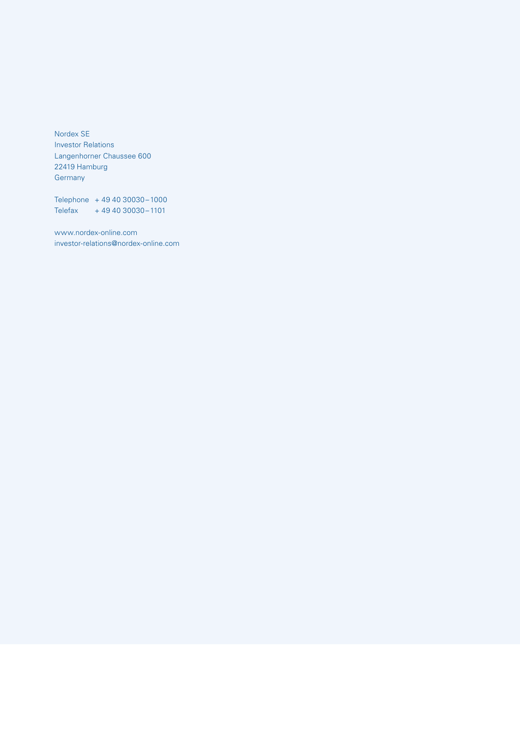Nordex SE
Investor Relations
Langenhorner Chaussee 600
22419 Hamburg
Germany

Telephone + 49 40 30030 – 1000
Telefax + 49 40 30030 – 1101

www.nordex-online.com
investor-relations@nordex-online.com